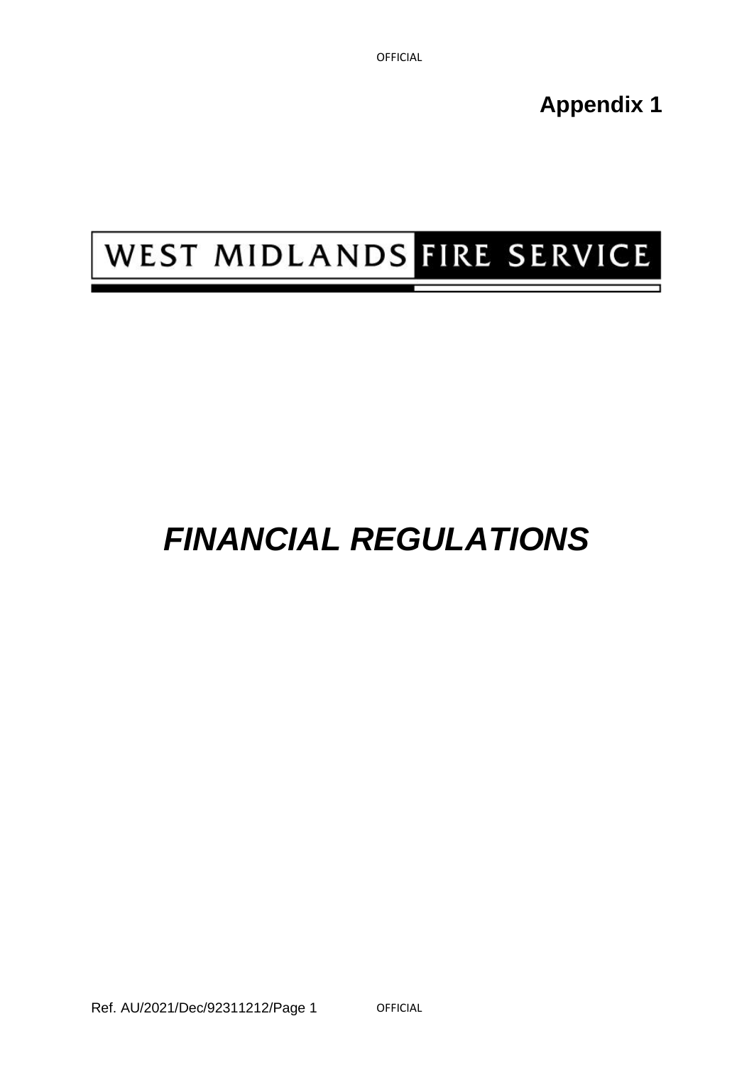**Appendix 1**

WEST MIDLANDS FIRE SERVICE

# *FINANCIAL REGULATIONS*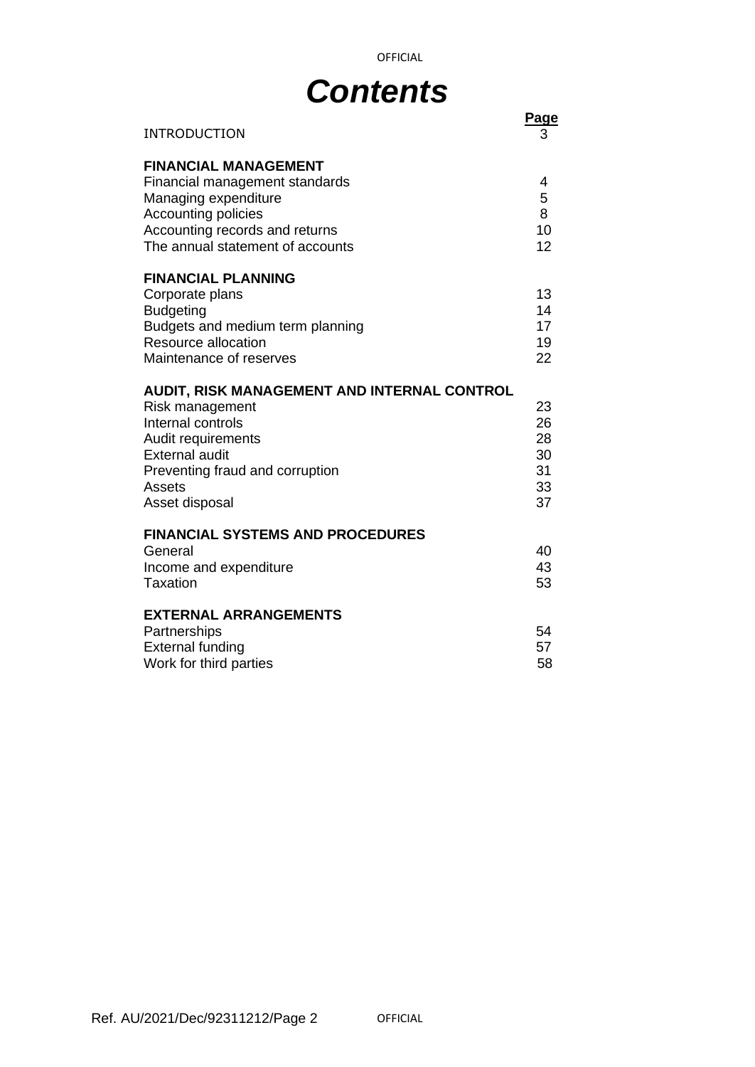# *Contents*

| | Page |
|---|---|
| INTRODUCTION | 3 |
| **FINANCIAL MANAGEMENT** | |
| Financial management standards | 4 |
| Managing expenditure | 5 |
| Accounting policies | 8 |
| Accounting records and returns | 10 |
| The annual statement of accounts | 12 |
| **FINANCIAL PLANNING** | |
| Corporate plans | 13 |
| Budgeting | 14 |
| Budgets and medium term planning | 17 |
| Resource allocation | 19 |
| Maintenance of reserves | 22 |
| **AUDIT, RISK MANAGEMENT AND INTERNAL CONTROL** | |
| Risk management | 23 |
| Internal controls | 26 |
| Audit requirements | 28 |
| External audit | 30 |
| Preventing fraud and corruption | 31 |
| Assets | 33 |
| Asset disposal | 37 |
| **FINANCIAL SYSTEMS AND PROCEDURES** | |
| General | 40 |
| Income and expenditure | 43 |
| Taxation | 53 |
| **EXTERNAL ARRANGEMENTS** | |
| Partnerships | 54 |
| External funding | 57 |
| Work for third parties | 58 |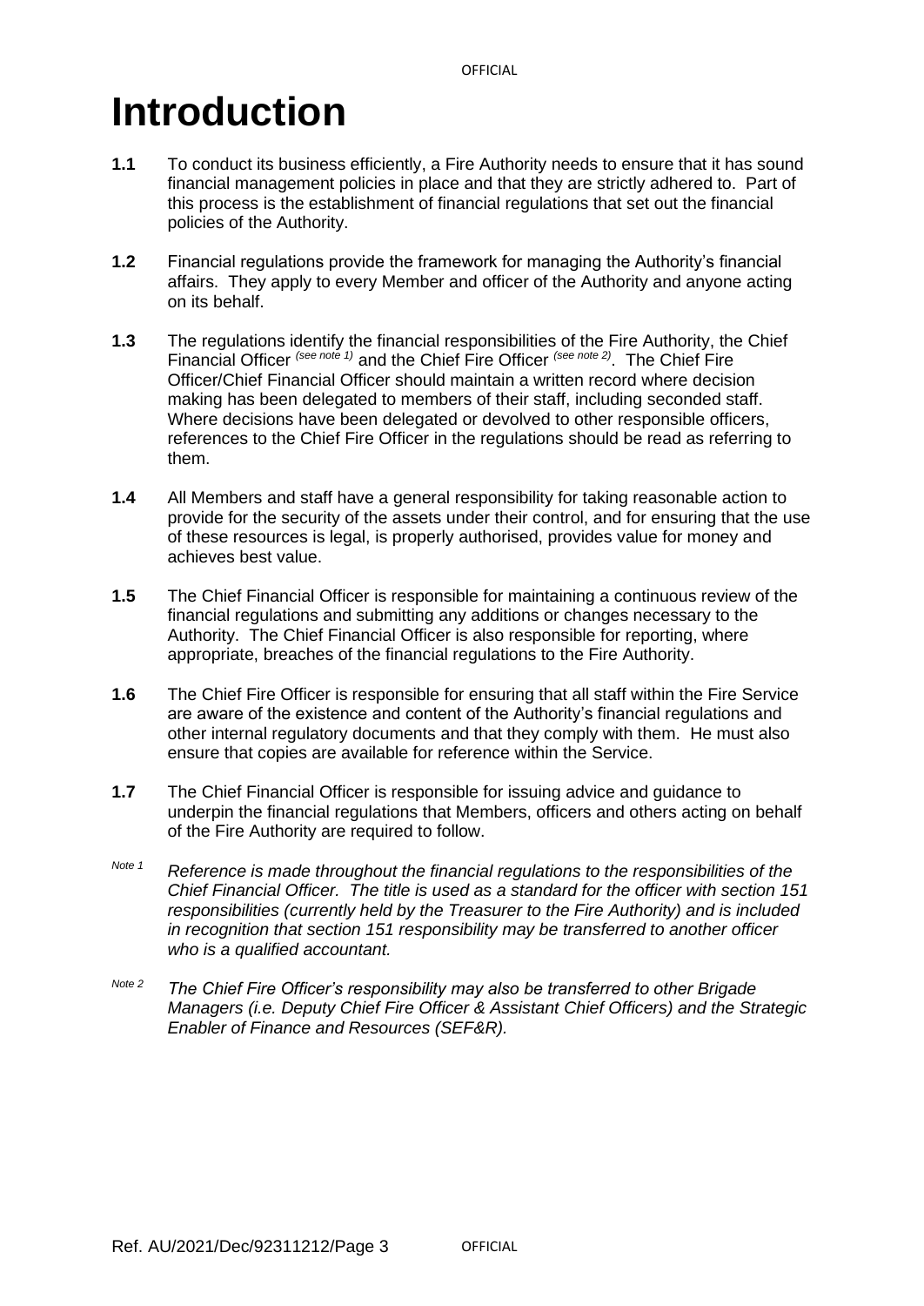# Introduction

**1.1** To conduct its business efficiently, a Fire Authority needs to ensure that it has sound financial management policies in place and that they are strictly adhered to. Part of this process is the establishment of financial regulations that set out the financial policies of the Authority.

**1.2** Financial regulations provide the framework for managing the Authority's financial affairs. They apply to every Member and officer of the Authority and anyone acting on its behalf.

**1.3** The regulations identify the financial responsibilities of the Fire Authority, the Chief Financial Officer *(see note 1)* and the Chief Fire Officer *(see note 2)*. The Chief Fire Officer/Chief Financial Officer should maintain a written record where decision making has been delegated to members of their staff, including seconded staff. Where decisions have been delegated or devolved to other responsible officers, references to the Chief Fire Officer in the regulations should be read as referring to them.

**1.4** All Members and staff have a general responsibility for taking reasonable action to provide for the security of the assets under their control, and for ensuring that the use of these resources is legal, is properly authorised, provides value for money and achieves best value.

**1.5** The Chief Financial Officer is responsible for maintaining a continuous review of the financial regulations and submitting any additions or changes necessary to the Authority. The Chief Financial Officer is also responsible for reporting, where appropriate, breaches of the financial regulations to the Fire Authority.

**1.6** The Chief Fire Officer is responsible for ensuring that all staff within the Fire Service are aware of the existence and content of the Authority's financial regulations and other internal regulatory documents and that they comply with them. He must also ensure that copies are available for reference within the Service.

**1.7** The Chief Financial Officer is responsible for issuing advice and guidance to underpin the financial regulations that Members, officers and others acting on behalf of the Fire Authority are required to follow.

*Note 1* *Reference is made throughout the financial regulations to the responsibilities of the Chief Financial Officer. The title is used as a standard for the officer with section 151 responsibilities (currently held by the Treasurer to the Fire Authority) and is included in recognition that section 151 responsibility may be transferred to another officer who is a qualified accountant.*

*Note 2* *The Chief Fire Officer's responsibility may also be transferred to other Brigade Managers (i.e. Deputy Chief Fire Officer & Assistant Chief Officers) and the Strategic Enabler of Finance and Resources (SEF&R).*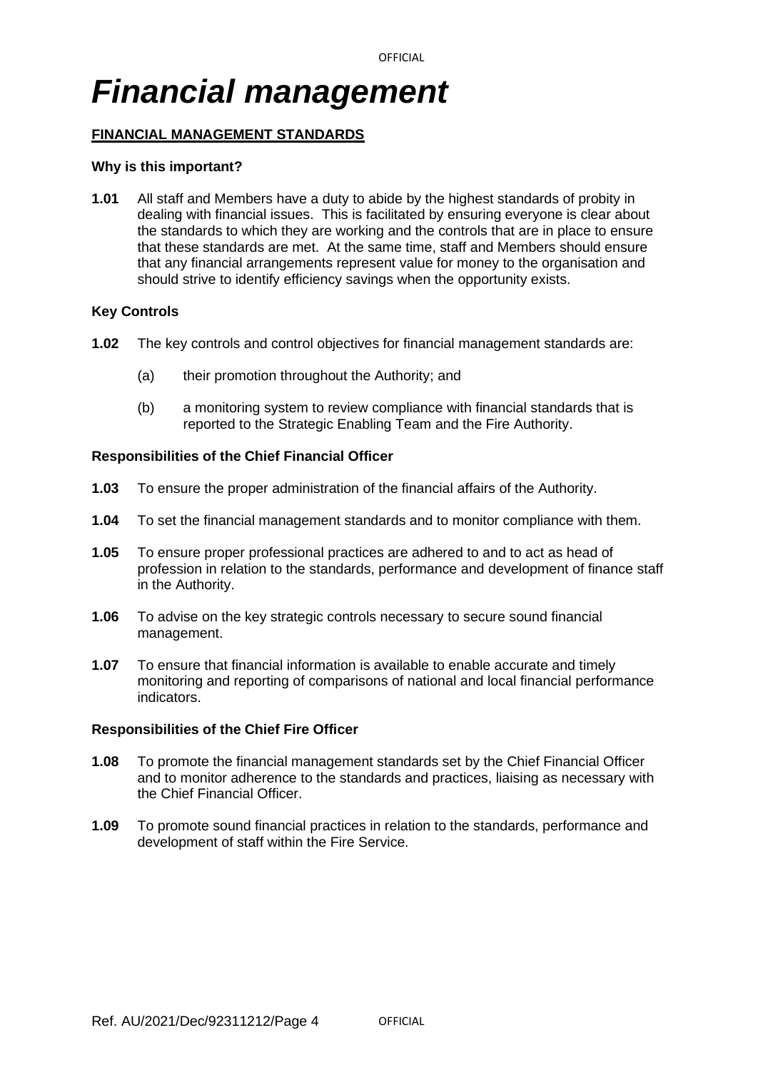# *Financial management*

## FINANCIAL MANAGEMENT STANDARDS

### Why is this important?

**1.01** All staff and Members have a duty to abide by the highest standards of probity in dealing with financial issues. This is facilitated by ensuring everyone is clear about the standards to which they are working and the controls that are in place to ensure that these standards are met. At the same time, staff and Members should ensure that any financial arrangements represent value for money to the organisation and should strive to identify efficiency savings when the opportunity exists.

### Key Controls

**1.02** The key controls and control objectives for financial management standards are:

(a) their promotion throughout the Authority; and

(b) a monitoring system to review compliance with financial standards that is reported to the Strategic Enabling Team and the Fire Authority.

### Responsibilities of the Chief Financial Officer

**1.03** To ensure the proper administration of the financial affairs of the Authority.

**1.04** To set the financial management standards and to monitor compliance with them.

**1.05** To ensure proper professional practices are adhered to and to act as head of profession in relation to the standards, performance and development of finance staff in the Authority.

**1.06** To advise on the key strategic controls necessary to secure sound financial management.

**1.07** To ensure that financial information is available to enable accurate and timely monitoring and reporting of comparisons of national and local financial performance indicators.

### Responsibilities of the Chief Fire Officer

**1.08** To promote the financial management standards set by the Chief Financial Officer and to monitor adherence to the standards and practices, liaising as necessary with the Chief Financial Officer.

**1.09** To promote sound financial practices in relation to the standards, performance and development of staff within the Fire Service.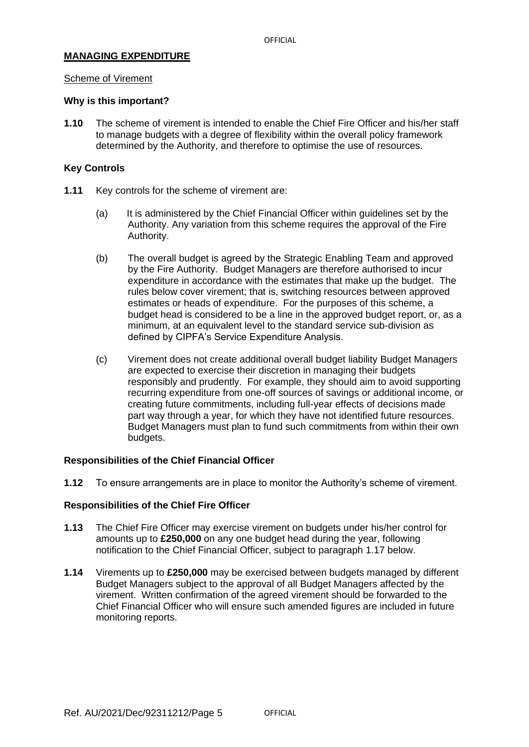**MANAGING EXPENDITURE**

Scheme of Virement

**Why is this important?**

**1.10** The scheme of virement is intended to enable the Chief Fire Officer and his/her staff to manage budgets with a degree of flexibility within the overall policy framework determined by the Authority, and therefore to optimise the use of resources.

**Key Controls**

**1.11** Key controls for the scheme of virement are:

(a) It is administered by the Chief Financial Officer within guidelines set by the Authority. Any variation from this scheme requires the approval of the Fire Authority.

(b) The overall budget is agreed by the Strategic Enabling Team and approved by the Fire Authority. Budget Managers are therefore authorised to incur expenditure in accordance with the estimates that make up the budget. The rules below cover virement; that is, switching resources between approved estimates or heads of expenditure. For the purposes of this scheme, a budget head is considered to be a line in the approved budget report, or, as a minimum, at an equivalent level to the standard service sub-division as defined by CIPFA's Service Expenditure Analysis.

(c) Virement does not create additional overall budget liability Budget Managers are expected to exercise their discretion in managing their budgets responsibly and prudently. For example, they should aim to avoid supporting recurring expenditure from one-off sources of savings or additional income, or creating future commitments, including full-year effects of decisions made part way through a year, for which they have not identified future resources. Budget Managers must plan to fund such commitments from within their own budgets.

**Responsibilities of the Chief Financial Officer**

**1.12** To ensure arrangements are in place to monitor the Authority's scheme of virement.

**Responsibilities of the Chief Fire Officer**

**1.13** The Chief Fire Officer may exercise virement on budgets under his/her control for amounts up to **£250,000** on any one budget head during the year, following notification to the Chief Financial Officer, subject to paragraph 1.17 below.

**1.14** Virements up to **£250,000** may be exercised between budgets managed by different Budget Managers subject to the approval of all Budget Managers affected by the virement. Written confirmation of the agreed virement should be forwarded to the Chief Financial Officer who will ensure such amended figures are included in future monitoring reports.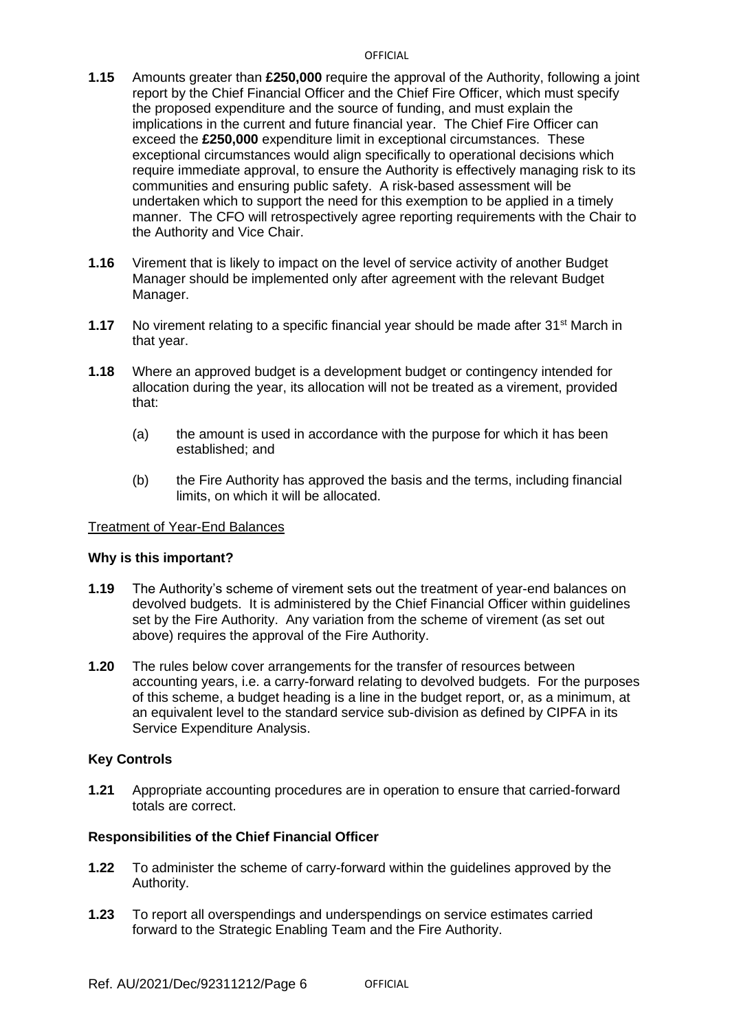**1.15** Amounts greater than **£250,000** require the approval of the Authority, following a joint report by the Chief Financial Officer and the Chief Fire Officer, which must specify the proposed expenditure and the source of funding, and must explain the implications in the current and future financial year. The Chief Fire Officer can exceed the **£250,000** expenditure limit in exceptional circumstances. These exceptional circumstances would align specifically to operational decisions which require immediate approval, to ensure the Authority is effectively managing risk to its communities and ensuring public safety. A risk-based assessment will be undertaken which to support the need for this exemption to be applied in a timely manner. The CFO will retrospectively agree reporting requirements with the Chair to the Authority and Vice Chair.

**1.16** Virement that is likely to impact on the level of service activity of another Budget Manager should be implemented only after agreement with the relevant Budget Manager.

**1.17** No virement relating to a specific financial year should be made after 31st March in that year.

**1.18** Where an approved budget is a development budget or contingency intended for allocation during the year, its allocation will not be treated as a virement, provided that:

(a) the amount is used in accordance with the purpose for which it has been established; and

(b) the Fire Authority has approved the basis and the terms, including financial limits, on which it will be allocated.

Treatment of Year-End Balances

**Why is this important?**

**1.19** The Authority's scheme of virement sets out the treatment of year-end balances on devolved budgets. It is administered by the Chief Financial Officer within guidelines set by the Fire Authority. Any variation from the scheme of virement (as set out above) requires the approval of the Fire Authority.

**1.20** The rules below cover arrangements for the transfer of resources between accounting years, i.e. a carry-forward relating to devolved budgets. For the purposes of this scheme, a budget heading is a line in the budget report, or, as a minimum, at an equivalent level to the standard service sub-division as defined by CIPFA in its Service Expenditure Analysis.

**Key Controls**

**1.21** Appropriate accounting procedures are in operation to ensure that carried-forward totals are correct.

**Responsibilities of the Chief Financial Officer**

**1.22** To administer the scheme of carry-forward within the guidelines approved by the Authority.

**1.23** To report all overspendings and underspendings on service estimates carried forward to the Strategic Enabling Team and the Fire Authority.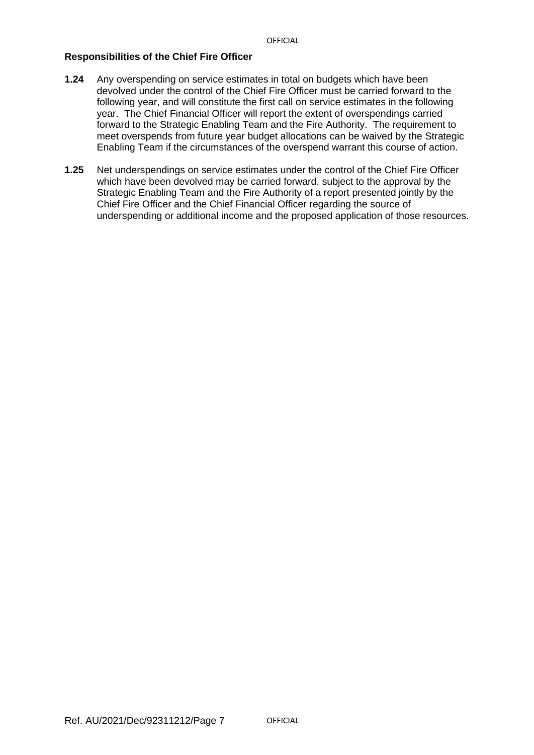**Responsibilities of the Chief Fire Officer**

**1.24** Any overspending on service estimates in total on budgets which have been devolved under the control of the Chief Fire Officer must be carried forward to the following year, and will constitute the first call on service estimates in the following year. The Chief Financial Officer will report the extent of overspendings carried forward to the Strategic Enabling Team and the Fire Authority. The requirement to meet overspends from future year budget allocations can be waived by the Strategic Enabling Team if the circumstances of the overspend warrant this course of action.

**1.25** Net underspendings on service estimates under the control of the Chief Fire Officer which have been devolved may be carried forward, subject to the approval by the Strategic Enabling Team and the Fire Authority of a report presented jointly by the Chief Fire Officer and the Chief Financial Officer regarding the source of underspending or additional income and the proposed application of those resources.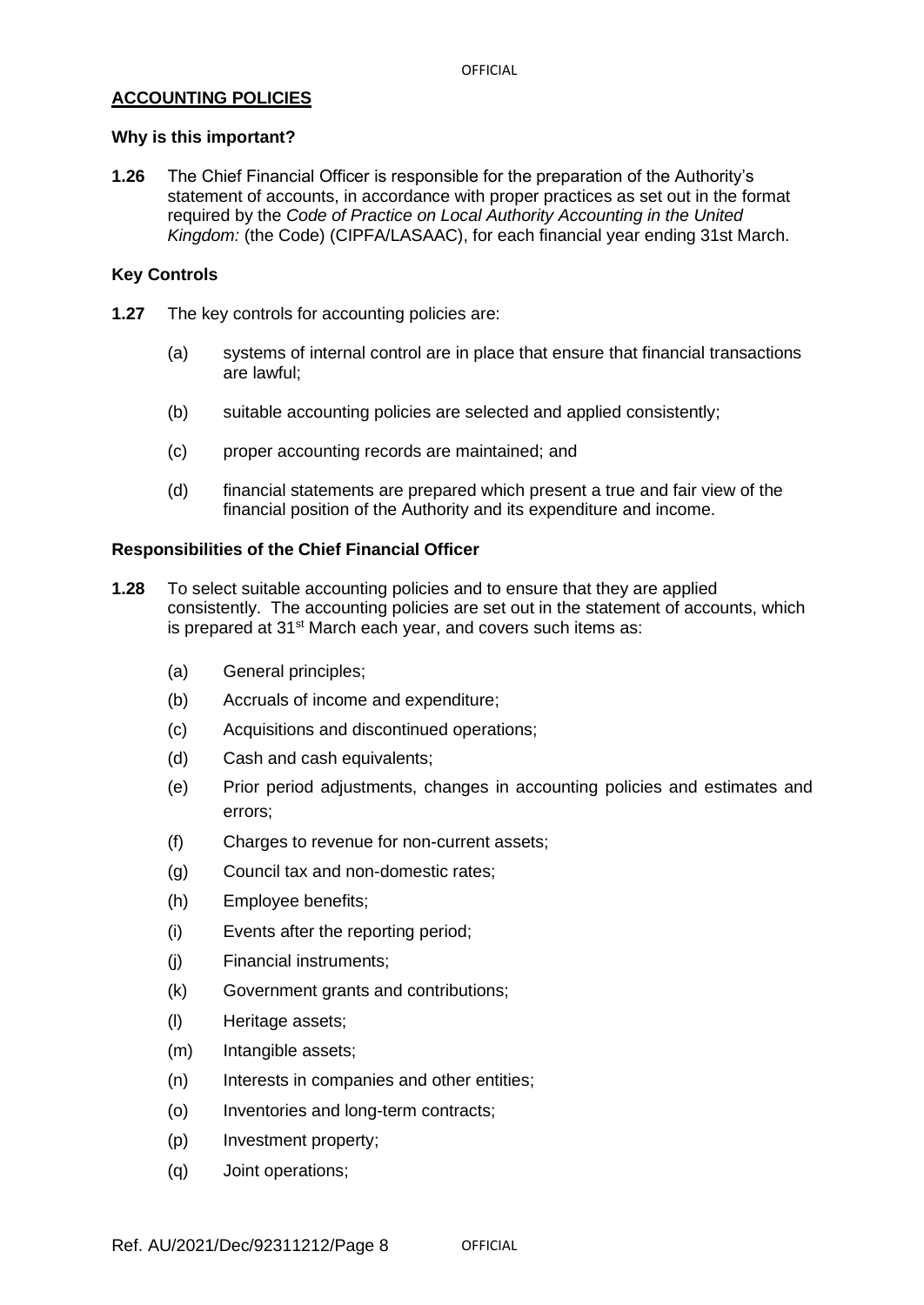## ACCOUNTING POLICIES

### Why is this important?

**1.26** The Chief Financial Officer is responsible for the preparation of the Authority's statement of accounts, in accordance with proper practices as set out in the format required by the *Code of Practice on Local Authority Accounting in the United Kingdom:* (the Code) (CIPFA/LASAAC), for each financial year ending 31st March.

### Key Controls

**1.27** The key controls for accounting policies are:

- (a) systems of internal control are in place that ensure that financial transactions are lawful;
- (b) suitable accounting policies are selected and applied consistently;
- (c) proper accounting records are maintained; and
- (d) financial statements are prepared which present a true and fair view of the financial position of the Authority and its expenditure and income.

### Responsibilities of the Chief Financial Officer

**1.28** To select suitable accounting policies and to ensure that they are applied consistently. The accounting policies are set out in the statement of accounts, which is prepared at 31st March each year, and covers such items as:

- (a) General principles;
- (b) Accruals of income and expenditure;
- (c) Acquisitions and discontinued operations;
- (d) Cash and cash equivalents;
- (e) Prior period adjustments, changes in accounting policies and estimates and errors;
- (f) Charges to revenue for non-current assets;
- (g) Council tax and non-domestic rates;
- (h) Employee benefits;
- (i) Events after the reporting period;
- (j) Financial instruments;
- (k) Government grants and contributions;
- (l) Heritage assets;
- (m) Intangible assets;
- (n) Interests in companies and other entities;
- (o) Inventories and long-term contracts;
- (p) Investment property;
- (q) Joint operations;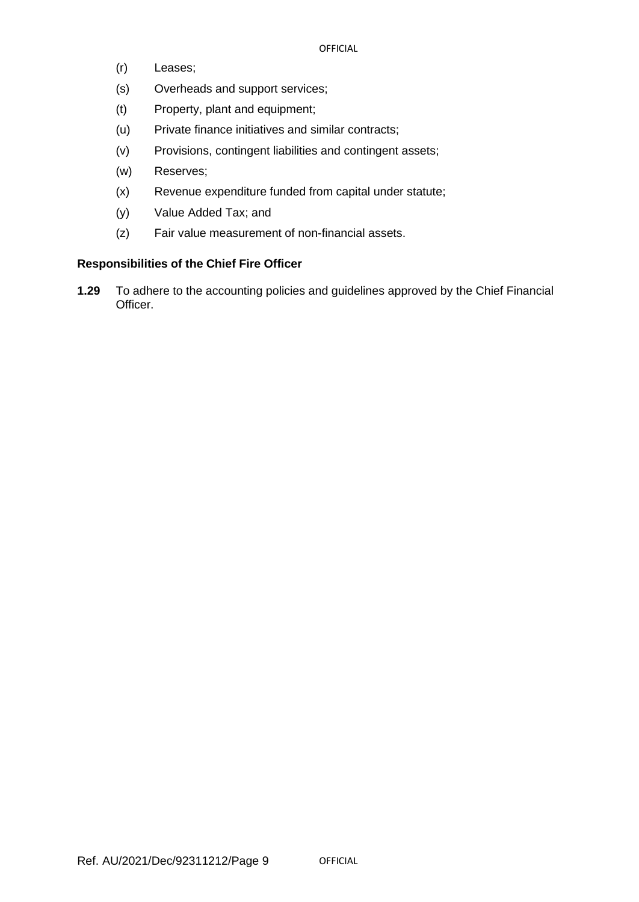(r) Leases;

(s) Overheads and support services;

(t) Property, plant and equipment;

(u) Private finance initiatives and similar contracts;

(v) Provisions, contingent liabilities and contingent assets;

(w) Reserves;

(x) Revenue expenditure funded from capital under statute;

(y) Value Added Tax; and

(z) Fair value measurement of non-financial assets.

**Responsibilities of the Chief Fire Officer**

**1.29** To adhere to the accounting policies and guidelines approved by the Chief Financial Officer.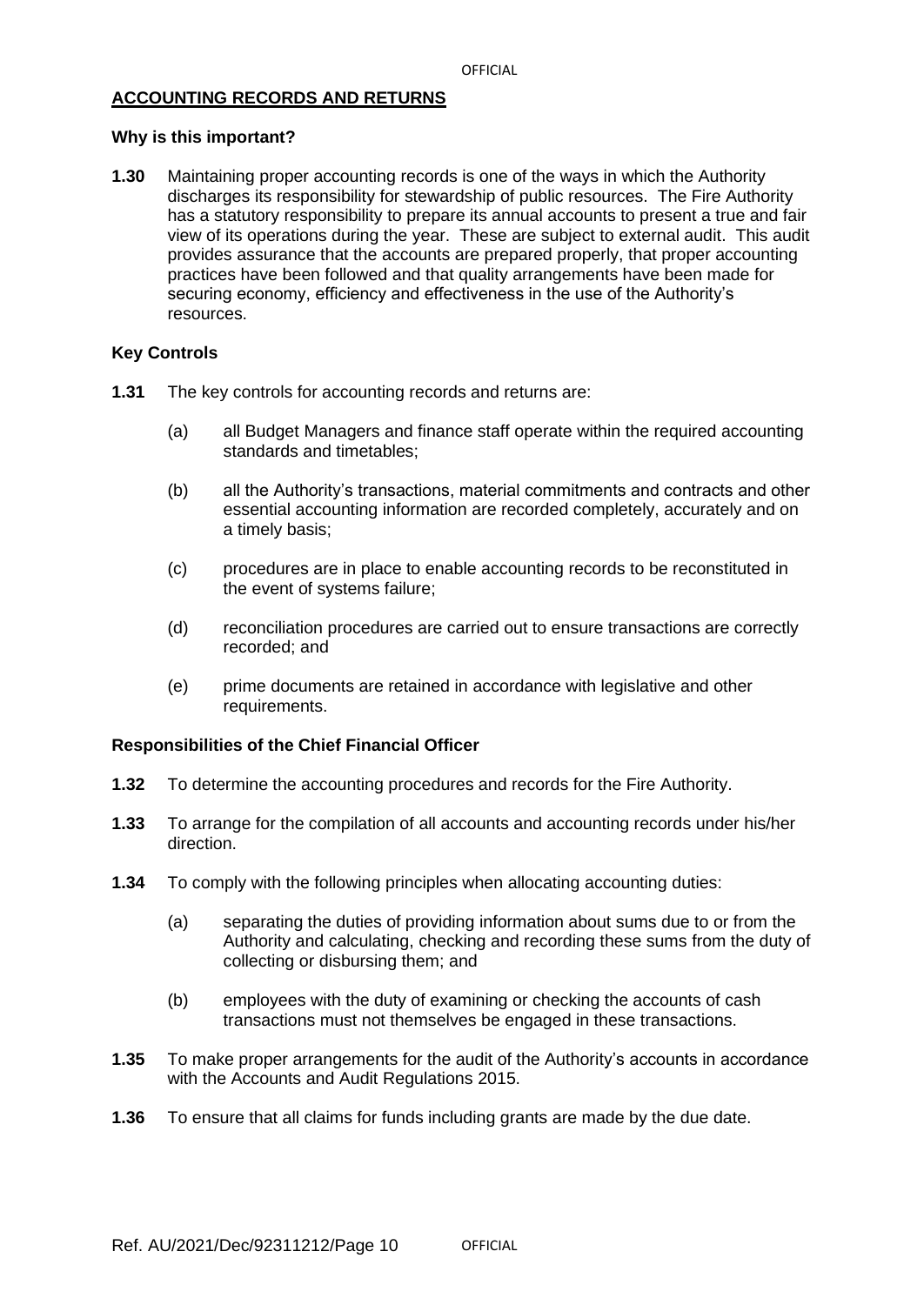## ACCOUNTING RECORDS AND RETURNS

### Why is this important?

**1.30** Maintaining proper accounting records is one of the ways in which the Authority discharges its responsibility for stewardship of public resources. The Fire Authority has a statutory responsibility to prepare its annual accounts to present a true and fair view of its operations during the year. These are subject to external audit. This audit provides assurance that the accounts are prepared properly, that proper accounting practices have been followed and that quality arrangements have been made for securing economy, efficiency and effectiveness in the use of the Authority's resources.

### Key Controls

**1.31** The key controls for accounting records and returns are:

(a) all Budget Managers and finance staff operate within the required accounting standards and timetables;

(b) all the Authority's transactions, material commitments and contracts and other essential accounting information are recorded completely, accurately and on a timely basis;

(c) procedures are in place to enable accounting records to be reconstituted in the event of systems failure;

(d) reconciliation procedures are carried out to ensure transactions are correctly recorded; and

(e) prime documents are retained in accordance with legislative and other requirements.

### Responsibilities of the Chief Financial Officer

**1.32** To determine the accounting procedures and records for the Fire Authority.

**1.33** To arrange for the compilation of all accounts and accounting records under his/her direction.

**1.34** To comply with the following principles when allocating accounting duties:

(a) separating the duties of providing information about sums due to or from the Authority and calculating, checking and recording these sums from the duty of collecting or disbursing them; and

(b) employees with the duty of examining or checking the accounts of cash transactions must not themselves be engaged in these transactions.

**1.35** To make proper arrangements for the audit of the Authority's accounts in accordance with the Accounts and Audit Regulations 2015.

**1.36** To ensure that all claims for funds including grants are made by the due date.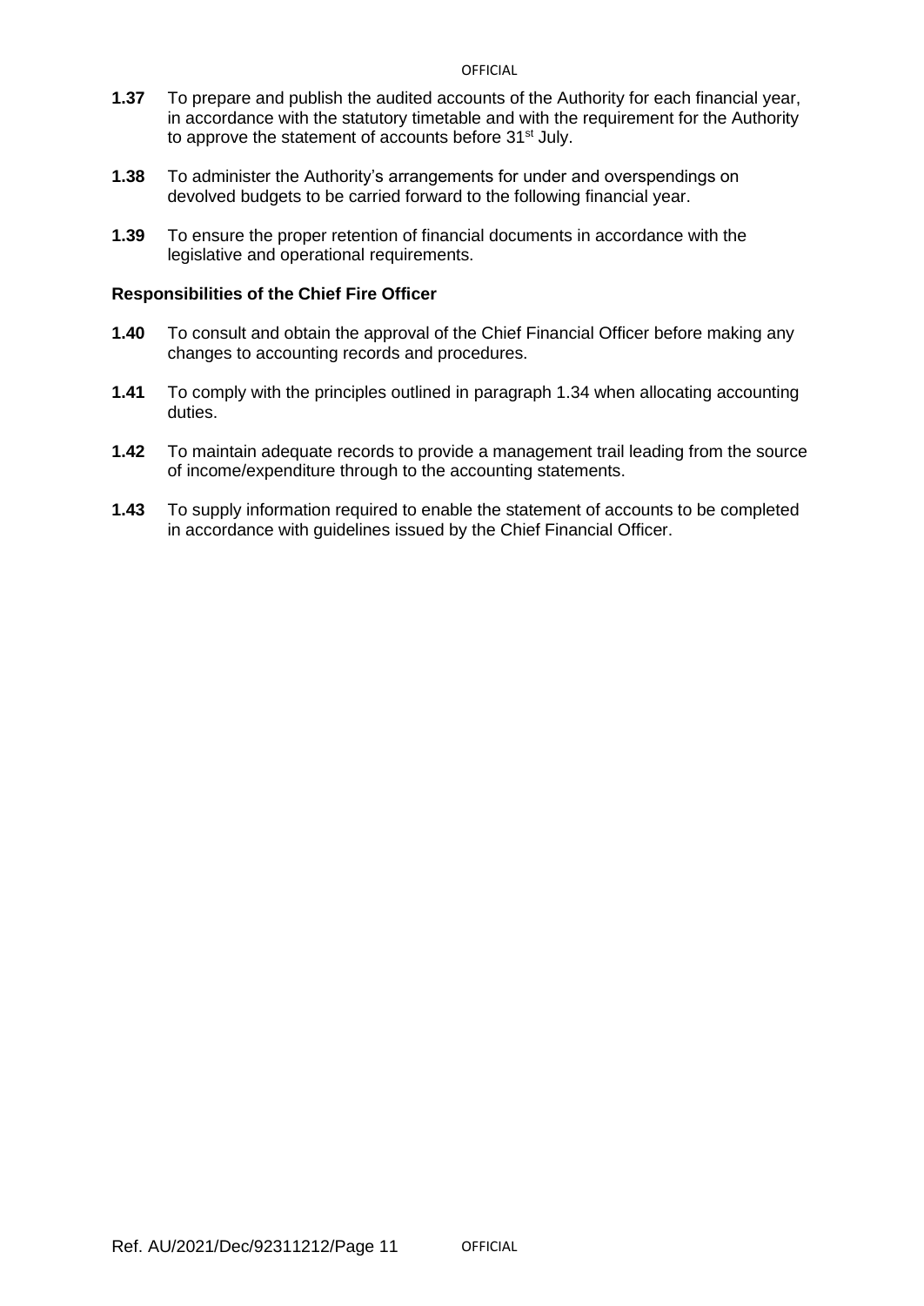**1.37** To prepare and publish the audited accounts of the Authority for each financial year, in accordance with the statutory timetable and with the requirement for the Authority to approve the statement of accounts before 31st July.

**1.38** To administer the Authority's arrangements for under and overspendings on devolved budgets to be carried forward to the following financial year.

**1.39** To ensure the proper retention of financial documents in accordance with the legislative and operational requirements.

**Responsibilities of the Chief Fire Officer**

**1.40** To consult and obtain the approval of the Chief Financial Officer before making any changes to accounting records and procedures.

**1.41** To comply with the principles outlined in paragraph 1.34 when allocating accounting duties.

**1.42** To maintain adequate records to provide a management trail leading from the source of income/expenditure through to the accounting statements.

**1.43** To supply information required to enable the statement of accounts to be completed in accordance with guidelines issued by the Chief Financial Officer.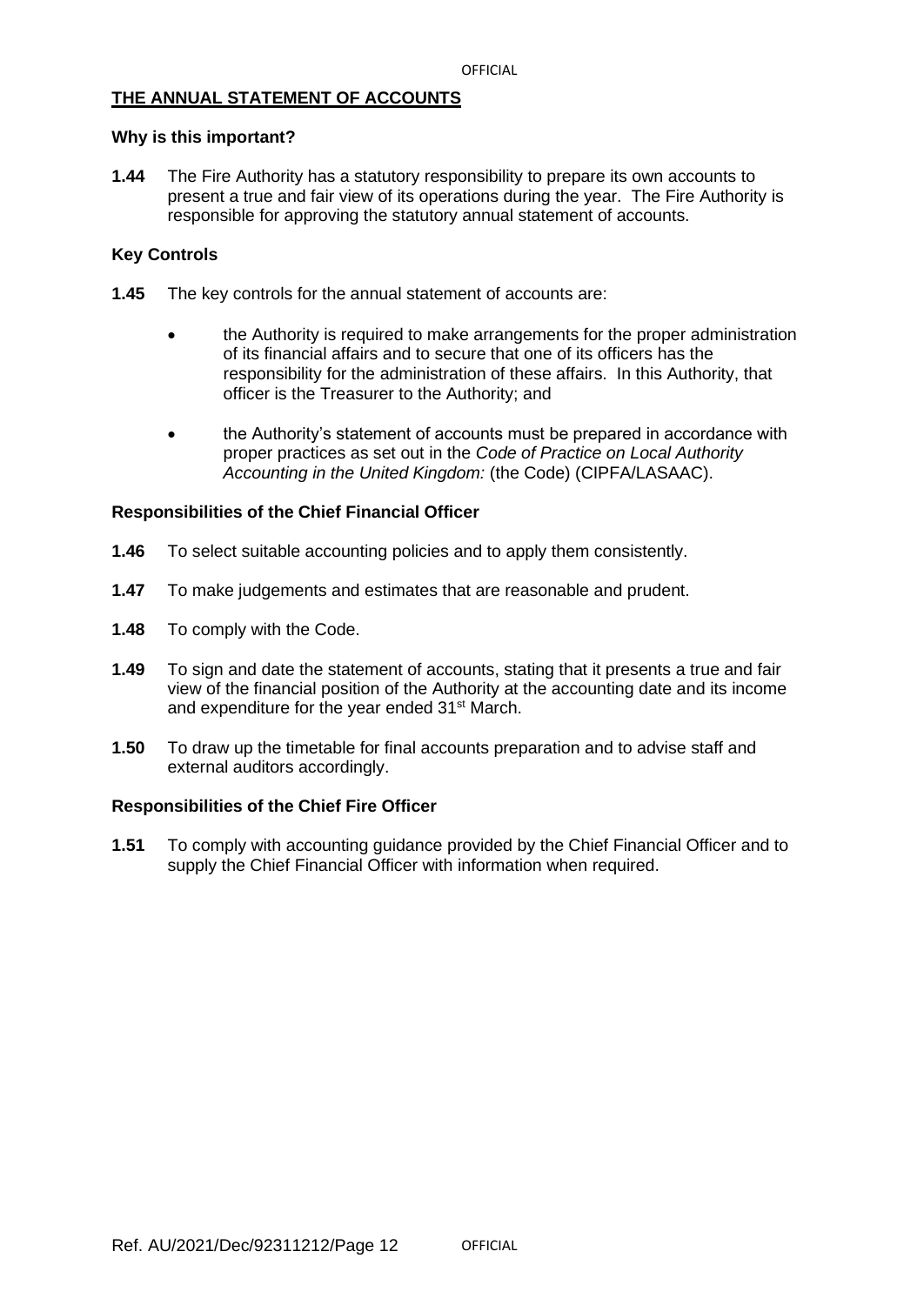## THE ANNUAL STATEMENT OF ACCOUNTS

### Why is this important?

**1.44** The Fire Authority has a statutory responsibility to prepare its own accounts to present a true and fair view of its operations during the year. The Fire Authority is responsible for approving the statutory annual statement of accounts.

### Key Controls

**1.45** The key controls for the annual statement of accounts are:

- the Authority is required to make arrangements for the proper administration of its financial affairs and to secure that one of its officers has the responsibility for the administration of these affairs. In this Authority, that officer is the Treasurer to the Authority; and
- the Authority's statement of accounts must be prepared in accordance with proper practices as set out in the *Code of Practice on Local Authority Accounting in the United Kingdom:* (the Code) (CIPFA/LASAAC).

### Responsibilities of the Chief Financial Officer

**1.46** To select suitable accounting policies and to apply them consistently.

**1.47** To make judgements and estimates that are reasonable and prudent.

**1.48** To comply with the Code.

**1.49** To sign and date the statement of accounts, stating that it presents a true and fair view of the financial position of the Authority at the accounting date and its income and expenditure for the year ended 31st March.

**1.50** To draw up the timetable for final accounts preparation and to advise staff and external auditors accordingly.

### Responsibilities of the Chief Fire Officer

**1.51** To comply with accounting guidance provided by the Chief Financial Officer and to supply the Chief Financial Officer with information when required.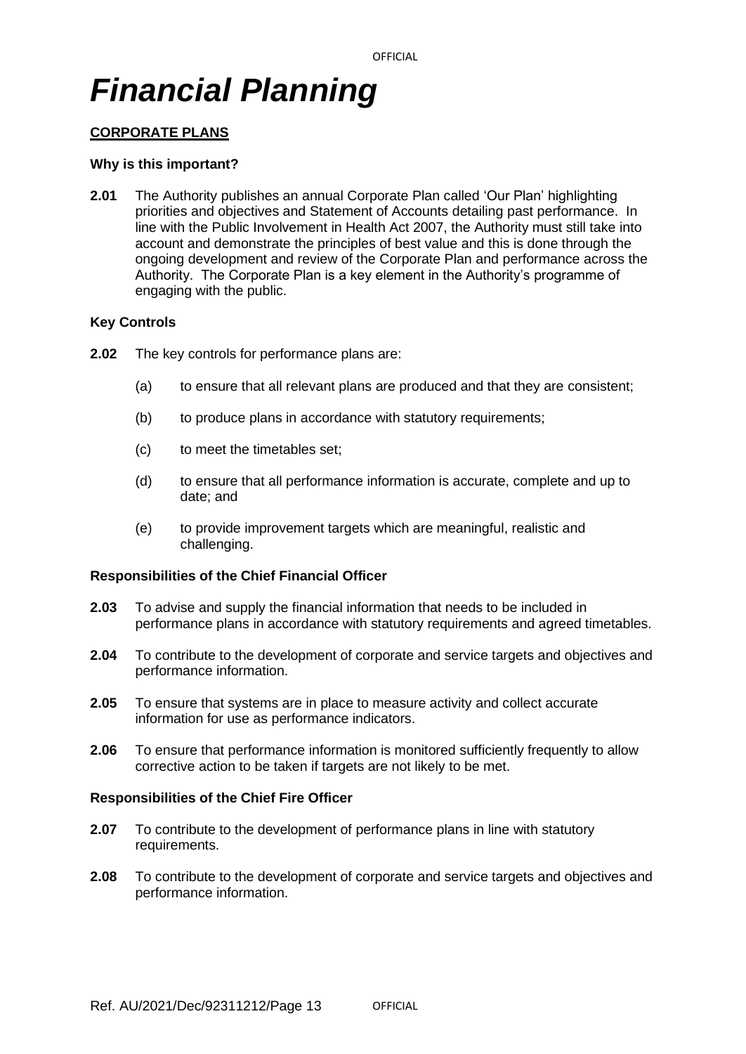# *Financial Planning*

## CORPORATE PLANS

### Why is this important?

**2.01** The Authority publishes an annual Corporate Plan called 'Our Plan' highlighting priorities and objectives and Statement of Accounts detailing past performance. In line with the Public Involvement in Health Act 2007, the Authority must still take into account and demonstrate the principles of best value and this is done through the ongoing development and review of the Corporate Plan and performance across the Authority. The Corporate Plan is a key element in the Authority's programme of engaging with the public.

### Key Controls

**2.02** The key controls for performance plans are:

(a) to ensure that all relevant plans are produced and that they are consistent;

(b) to produce plans in accordance with statutory requirements;

(c) to meet the timetables set;

(d) to ensure that all performance information is accurate, complete and up to date; and

(e) to provide improvement targets which are meaningful, realistic and challenging.

### Responsibilities of the Chief Financial Officer

**2.03** To advise and supply the financial information that needs to be included in performance plans in accordance with statutory requirements and agreed timetables.

**2.04** To contribute to the development of corporate and service targets and objectives and performance information.

**2.05** To ensure that systems are in place to measure activity and collect accurate information for use as performance indicators.

**2.06** To ensure that performance information is monitored sufficiently frequently to allow corrective action to be taken if targets are not likely to be met.

### Responsibilities of the Chief Fire Officer

**2.07** To contribute to the development of performance plans in line with statutory requirements.

**2.08** To contribute to the development of corporate and service targets and objectives and performance information.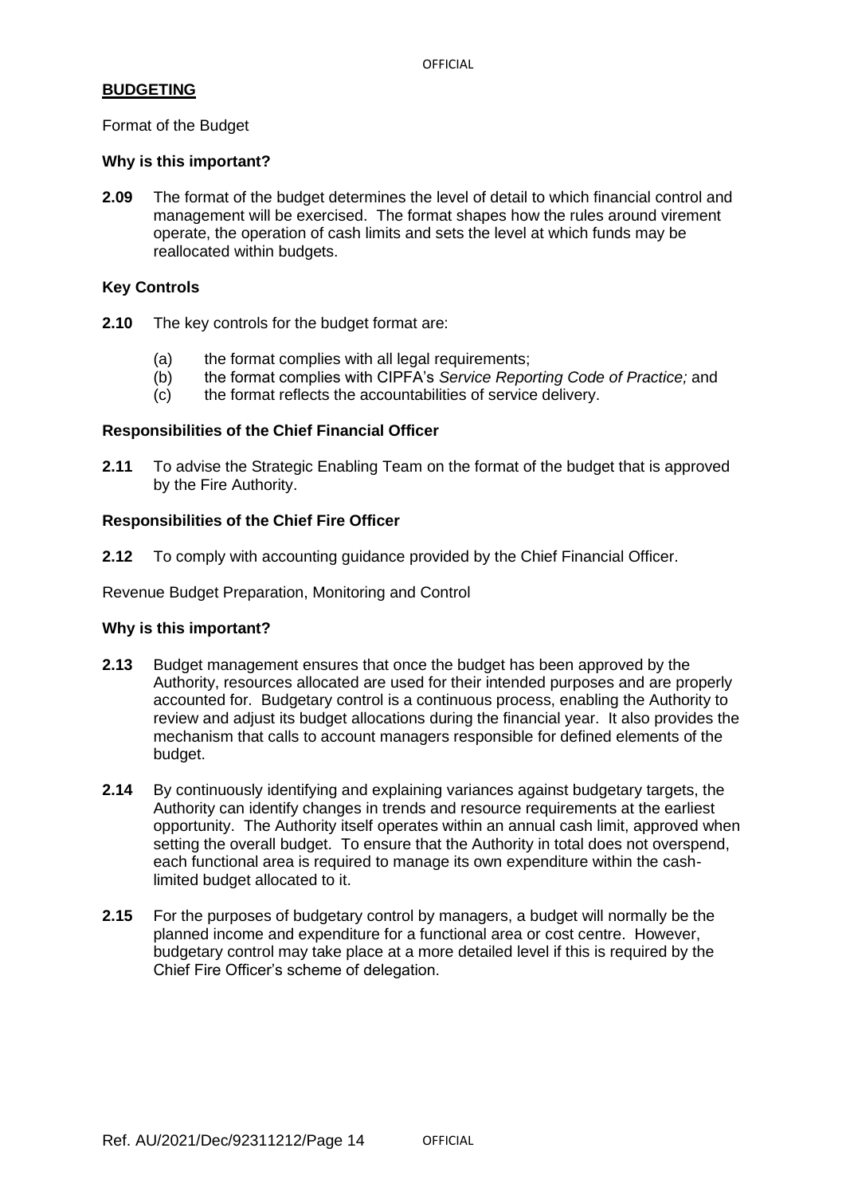## **BUDGETING**

Format of the Budget

### Why is this important?

**2.09** The format of the budget determines the level of detail to which financial control and management will be exercised. The format shapes how the rules around virement operate, the operation of cash limits and sets the level at which funds may be reallocated within budgets.

### Key Controls

**2.10** The key controls for the budget format are:

- (a) the format complies with all legal requirements;
- (b) the format complies with CIPFA's *Service Reporting Code of Practice;* and
- (c) the format reflects the accountabilities of service delivery.

### Responsibilities of the Chief Financial Officer

**2.11** To advise the Strategic Enabling Team on the format of the budget that is approved by the Fire Authority.

### Responsibilities of the Chief Fire Officer

**2.12** To comply with accounting guidance provided by the Chief Financial Officer.

Revenue Budget Preparation, Monitoring and Control

### Why is this important?

**2.13** Budget management ensures that once the budget has been approved by the Authority, resources allocated are used for their intended purposes and are properly accounted for. Budgetary control is a continuous process, enabling the Authority to review and adjust its budget allocations during the financial year. It also provides the mechanism that calls to account managers responsible for defined elements of the budget.

**2.14** By continuously identifying and explaining variances against budgetary targets, the Authority can identify changes in trends and resource requirements at the earliest opportunity. The Authority itself operates within an annual cash limit, approved when setting the overall budget. To ensure that the Authority in total does not overspend, each functional area is required to manage its own expenditure within the cash-limited budget allocated to it.

**2.15** For the purposes of budgetary control by managers, a budget will normally be the planned income and expenditure for a functional area or cost centre. However, budgetary control may take place at a more detailed level if this is required by the Chief Fire Officer's scheme of delegation.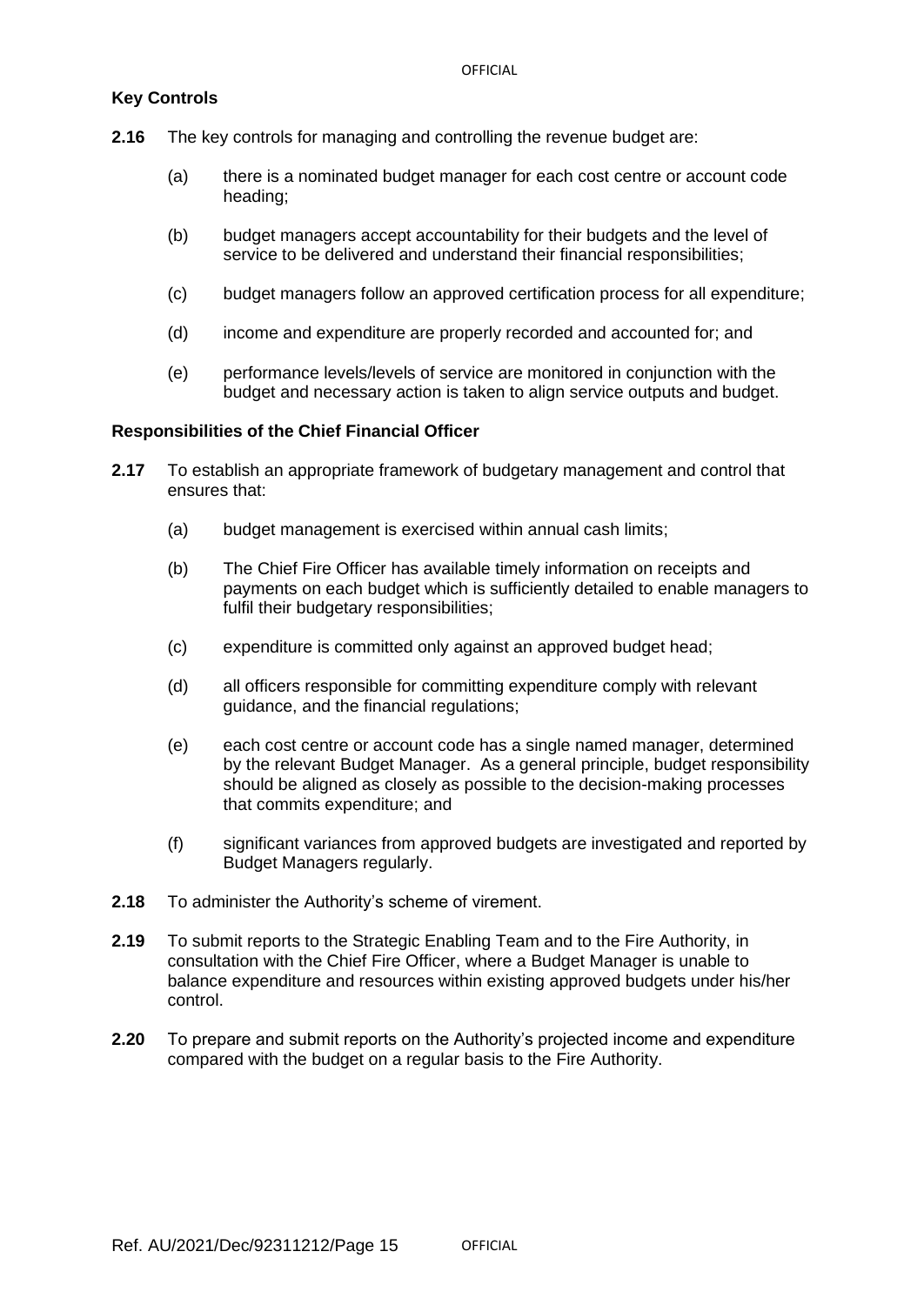### Key Controls

**2.16** The key controls for managing and controlling the revenue budget are:

(a) there is a nominated budget manager for each cost centre or account code heading;

(b) budget managers accept accountability for their budgets and the level of service to be delivered and understand their financial responsibilities;

(c) budget managers follow an approved certification process for all expenditure;

(d) income and expenditure are properly recorded and accounted for; and

(e) performance levels/levels of service are monitored in conjunction with the budget and necessary action is taken to align service outputs and budget.

### Responsibilities of the Chief Financial Officer

**2.17** To establish an appropriate framework of budgetary management and control that ensures that:

(a) budget management is exercised within annual cash limits;

(b) The Chief Fire Officer has available timely information on receipts and payments on each budget which is sufficiently detailed to enable managers to fulfil their budgetary responsibilities;

(c) expenditure is committed only against an approved budget head;

(d) all officers responsible for committing expenditure comply with relevant guidance, and the financial regulations;

(e) each cost centre or account code has a single named manager, determined by the relevant Budget Manager. As a general principle, budget responsibility should be aligned as closely as possible to the decision-making processes that commits expenditure; and

(f) significant variances from approved budgets are investigated and reported by Budget Managers regularly.

**2.18** To administer the Authority's scheme of virement.

**2.19** To submit reports to the Strategic Enabling Team and to the Fire Authority, in consultation with the Chief Fire Officer, where a Budget Manager is unable to balance expenditure and resources within existing approved budgets under his/her control.

**2.20** To prepare and submit reports on the Authority's projected income and expenditure compared with the budget on a regular basis to the Fire Authority.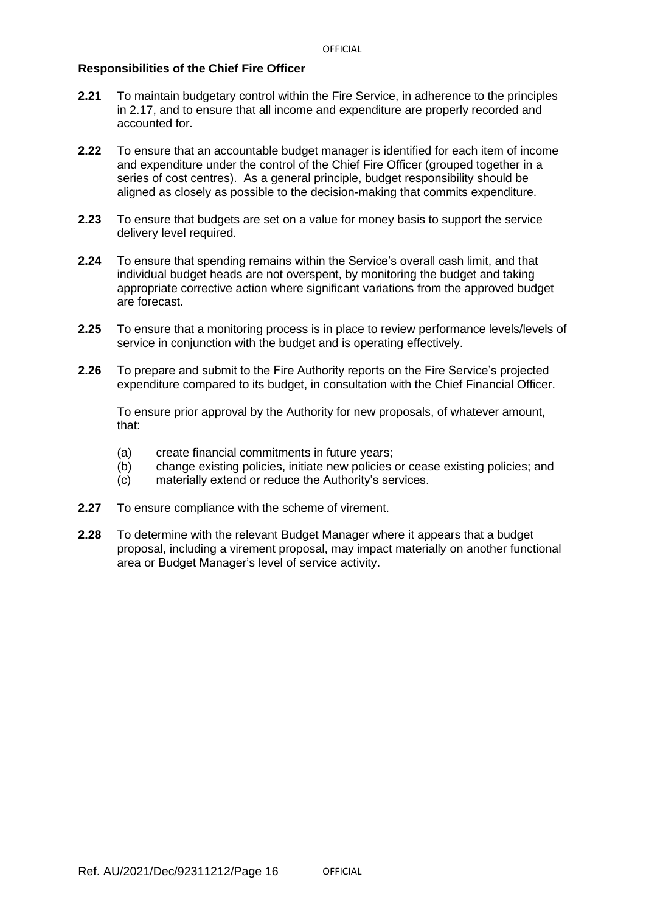**Responsibilities of the Chief Fire Officer**

**2.21** To maintain budgetary control within the Fire Service, in adherence to the principles in 2.17, and to ensure that all income and expenditure are properly recorded and accounted for.

**2.22** To ensure that an accountable budget manager is identified for each item of income and expenditure under the control of the Chief Fire Officer (grouped together in a series of cost centres). As a general principle, budget responsibility should be aligned as closely as possible to the decision-making that commits expenditure.

**2.23** To ensure that budgets are set on a value for money basis to support the service delivery level required.

**2.24** To ensure that spending remains within the Service's overall cash limit, and that individual budget heads are not overspent, by monitoring the budget and taking appropriate corrective action where significant variations from the approved budget are forecast.

**2.25** To ensure that a monitoring process is in place to review performance levels/levels of service in conjunction with the budget and is operating effectively.

**2.26** To prepare and submit to the Fire Authority reports on the Fire Service's projected expenditure compared to its budget, in consultation with the Chief Financial Officer.

To ensure prior approval by the Authority for new proposals, of whatever amount, that:

(a) create financial commitments in future years;
(b) change existing policies, initiate new policies or cease existing policies; and
(c) materially extend or reduce the Authority's services.

**2.27** To ensure compliance with the scheme of virement.

**2.28** To determine with the relevant Budget Manager where it appears that a budget proposal, including a virement proposal, may impact materially on another functional area or Budget Manager's level of service activity.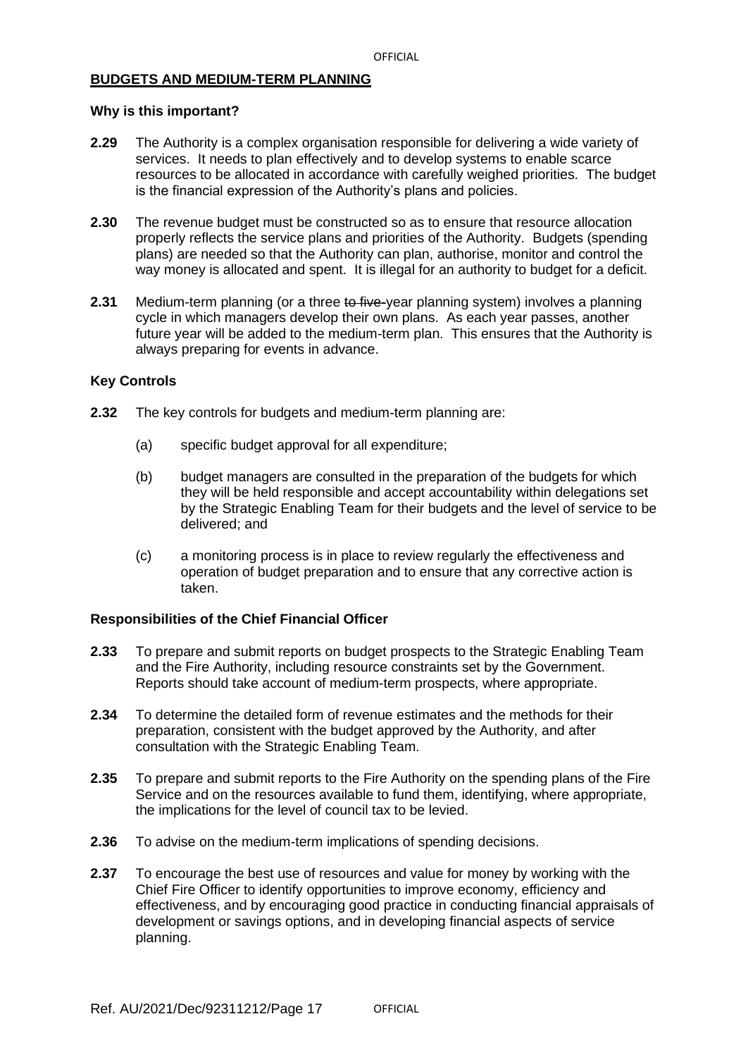## BUDGETS AND MEDIUM-TERM PLANNING

### Why is this important?

**2.29** The Authority is a complex organisation responsible for delivering a wide variety of services. It needs to plan effectively and to develop systems to enable scarce resources to be allocated in accordance with carefully weighed priorities. The budget is the financial expression of the Authority's plans and policies.

**2.30** The revenue budget must be constructed so as to ensure that resource allocation properly reflects the service plans and priorities of the Authority. Budgets (spending plans) are needed so that the Authority can plan, authorise, monitor and control the way money is allocated and spent. It is illegal for an authority to budget for a deficit.

**2.31** Medium-term planning (or a three ~~to five-~~year planning system) involves a planning cycle in which managers develop their own plans. As each year passes, another future year will be added to the medium-term plan. This ensures that the Authority is always preparing for events in advance.

### Key Controls

**2.32** The key controls for budgets and medium-term planning are:

(a) specific budget approval for all expenditure;

(b) budget managers are consulted in the preparation of the budgets for which they will be held responsible and accept accountability within delegations set by the Strategic Enabling Team for their budgets and the level of service to be delivered; and

(c) a monitoring process is in place to review regularly the effectiveness and operation of budget preparation and to ensure that any corrective action is taken.

### Responsibilities of the Chief Financial Officer

**2.33** To prepare and submit reports on budget prospects to the Strategic Enabling Team and the Fire Authority, including resource constraints set by the Government. Reports should take account of medium-term prospects, where appropriate.

**2.34** To determine the detailed form of revenue estimates and the methods for their preparation, consistent with the budget approved by the Authority, and after consultation with the Strategic Enabling Team.

**2.35** To prepare and submit reports to the Fire Authority on the spending plans of the Fire Service and on the resources available to fund them, identifying, where appropriate, the implications for the level of council tax to be levied.

**2.36** To advise on the medium-term implications of spending decisions.

**2.37** To encourage the best use of resources and value for money by working with the Chief Fire Officer to identify opportunities to improve economy, efficiency and effectiveness, and by encouraging good practice in conducting financial appraisals of development or savings options, and in developing financial aspects of service planning.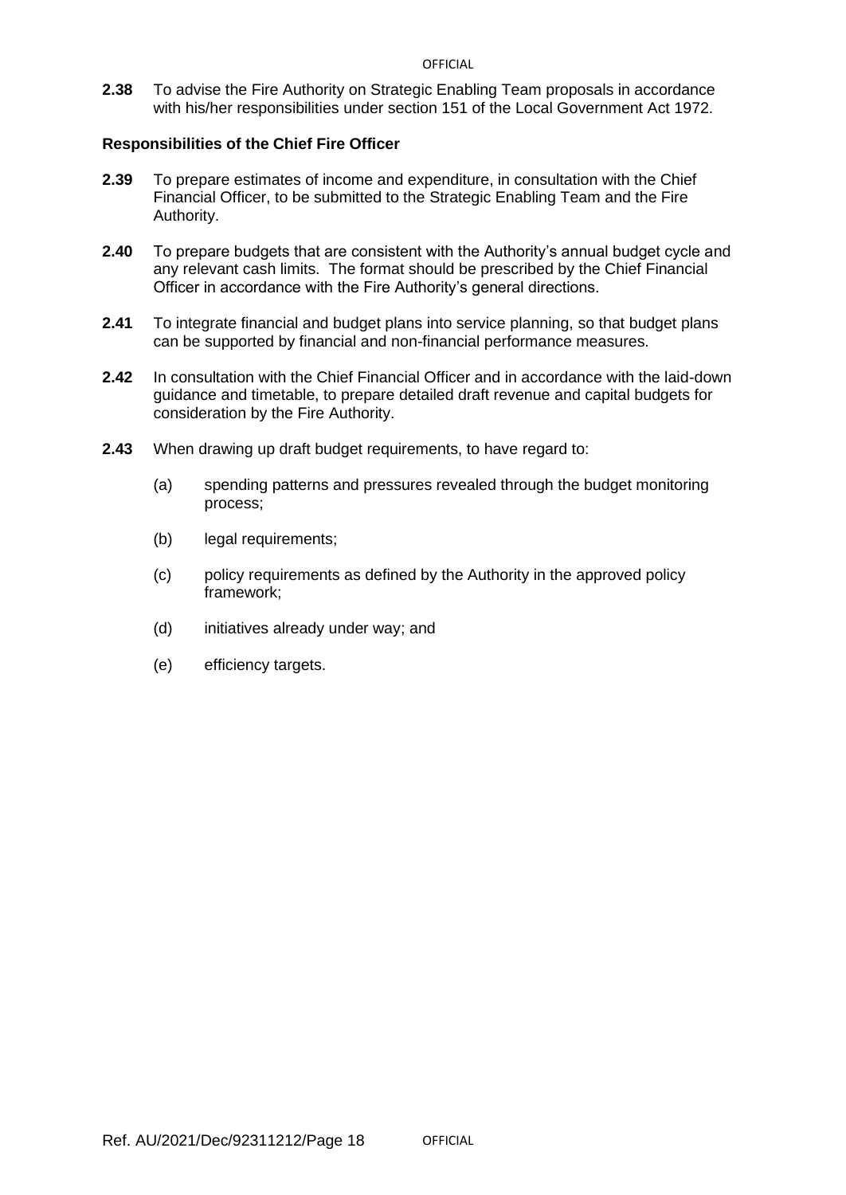**2.38** To advise the Fire Authority on Strategic Enabling Team proposals in accordance with his/her responsibilities under section 151 of the Local Government Act 1972.

### Responsibilities of the Chief Fire Officer

**2.39** To prepare estimates of income and expenditure, in consultation with the Chief Financial Officer, to be submitted to the Strategic Enabling Team and the Fire Authority.

**2.40** To prepare budgets that are consistent with the Authority's annual budget cycle and any relevant cash limits. The format should be prescribed by the Chief Financial Officer in accordance with the Fire Authority's general directions.

**2.41** To integrate financial and budget plans into service planning, so that budget plans can be supported by financial and non-financial performance measures.

**2.42** In consultation with the Chief Financial Officer and in accordance with the laid-down guidance and timetable, to prepare detailed draft revenue and capital budgets for consideration by the Fire Authority.

**2.43** When drawing up draft budget requirements, to have regard to:

(a) spending patterns and pressures revealed through the budget monitoring process;

(b) legal requirements;

(c) policy requirements as defined by the Authority in the approved policy framework;

(d) initiatives already under way; and

(e) efficiency targets.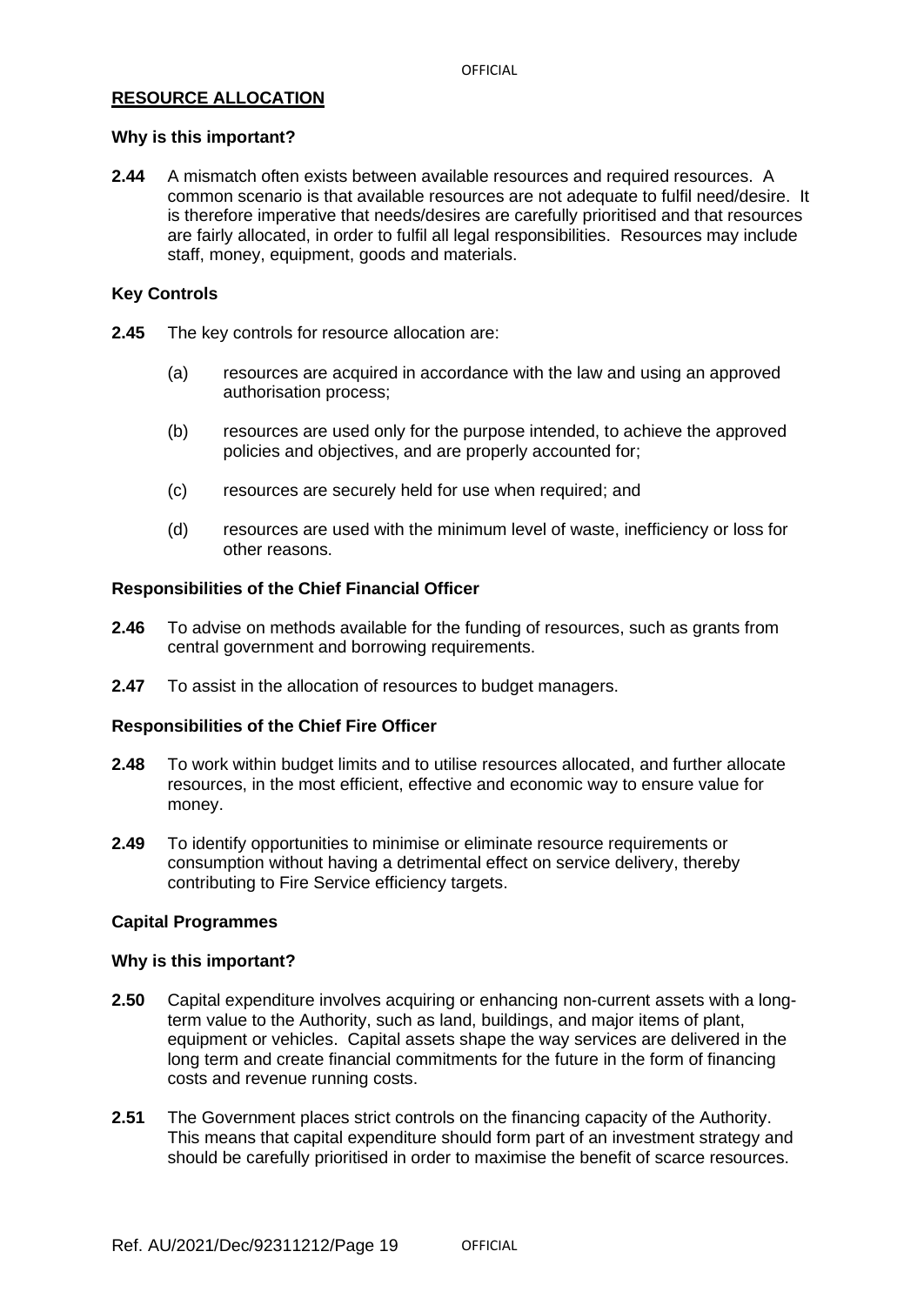## RESOURCE ALLOCATION

### Why is this important?

**2.44** A mismatch often exists between available resources and required resources. A common scenario is that available resources are not adequate to fulfil need/desire. It is therefore imperative that needs/desires are carefully prioritised and that resources are fairly allocated, in order to fulfil all legal responsibilities. Resources may include staff, money, equipment, goods and materials.

### Key Controls

**2.45** The key controls for resource allocation are:

(a) resources are acquired in accordance with the law and using an approved authorisation process;

(b) resources are used only for the purpose intended, to achieve the approved policies and objectives, and are properly accounted for;

(c) resources are securely held for use when required; and

(d) resources are used with the minimum level of waste, inefficiency or loss for other reasons.

### Responsibilities of the Chief Financial Officer

**2.46** To advise on methods available for the funding of resources, such as grants from central government and borrowing requirements.

**2.47** To assist in the allocation of resources to budget managers.

### Responsibilities of the Chief Fire Officer

**2.48** To work within budget limits and to utilise resources allocated, and further allocate resources, in the most efficient, effective and economic way to ensure value for money.

**2.49** To identify opportunities to minimise or eliminate resource requirements or consumption without having a detrimental effect on service delivery, thereby contributing to Fire Service efficiency targets.

### Capital Programmes

### Why is this important?

**2.50** Capital expenditure involves acquiring or enhancing non-current assets with a long-term value to the Authority, such as land, buildings, and major items of plant, equipment or vehicles. Capital assets shape the way services are delivered in the long term and create financial commitments for the future in the form of financing costs and revenue running costs.

**2.51** The Government places strict controls on the financing capacity of the Authority. This means that capital expenditure should form part of an investment strategy and should be carefully prioritised in order to maximise the benefit of scarce resources.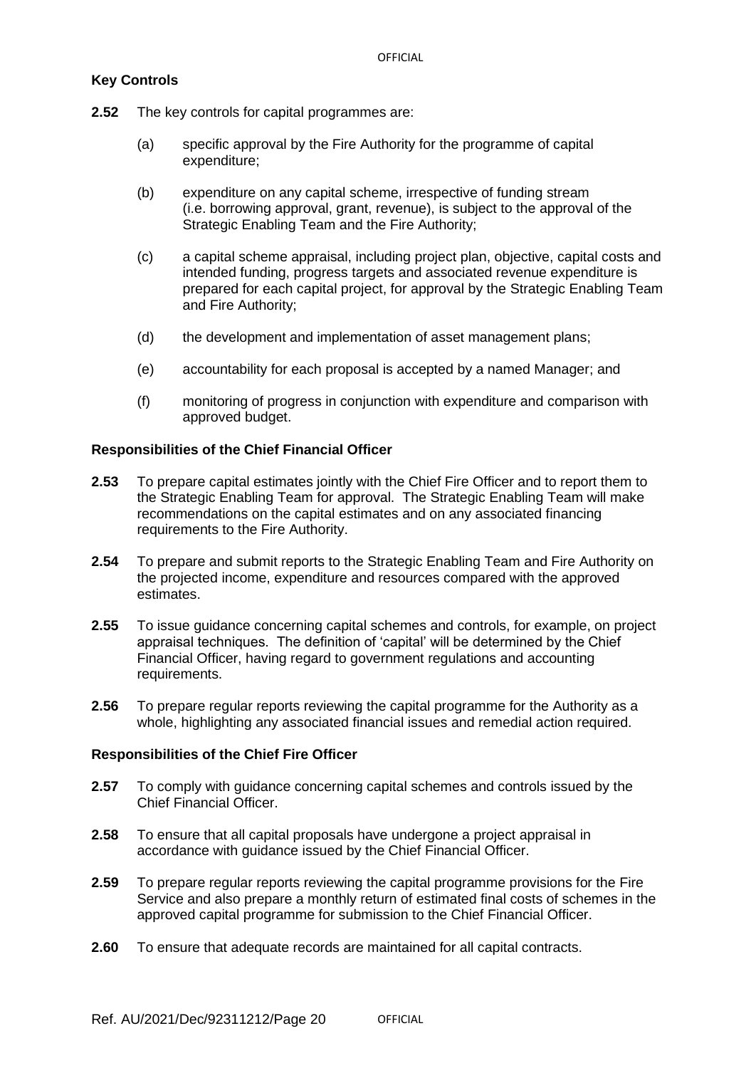### Key Controls

**2.52** The key controls for capital programmes are:

(a) specific approval by the Fire Authority for the programme of capital expenditure;

(b) expenditure on any capital scheme, irrespective of funding stream (i.e. borrowing approval, grant, revenue), is subject to the approval of the Strategic Enabling Team and the Fire Authority;

(c) a capital scheme appraisal, including project plan, objective, capital costs and intended funding, progress targets and associated revenue expenditure is prepared for each capital project, for approval by the Strategic Enabling Team and Fire Authority;

(d) the development and implementation of asset management plans;

(e) accountability for each proposal is accepted by a named Manager; and

(f) monitoring of progress in conjunction with expenditure and comparison with approved budget.

### Responsibilities of the Chief Financial Officer

**2.53** To prepare capital estimates jointly with the Chief Fire Officer and to report them to the Strategic Enabling Team for approval. The Strategic Enabling Team will make recommendations on the capital estimates and on any associated financing requirements to the Fire Authority.

**2.54** To prepare and submit reports to the Strategic Enabling Team and Fire Authority on the projected income, expenditure and resources compared with the approved estimates.

**2.55** To issue guidance concerning capital schemes and controls, for example, on project appraisal techniques. The definition of 'capital' will be determined by the Chief Financial Officer, having regard to government regulations and accounting requirements.

**2.56** To prepare regular reports reviewing the capital programme for the Authority as a whole, highlighting any associated financial issues and remedial action required.

### Responsibilities of the Chief Fire Officer

**2.57** To comply with guidance concerning capital schemes and controls issued by the Chief Financial Officer.

**2.58** To ensure that all capital proposals have undergone a project appraisal in accordance with guidance issued by the Chief Financial Officer.

**2.59** To prepare regular reports reviewing the capital programme provisions for the Fire Service and also prepare a monthly return of estimated final costs of schemes in the approved capital programme for submission to the Chief Financial Officer.

**2.60** To ensure that adequate records are maintained for all capital contracts.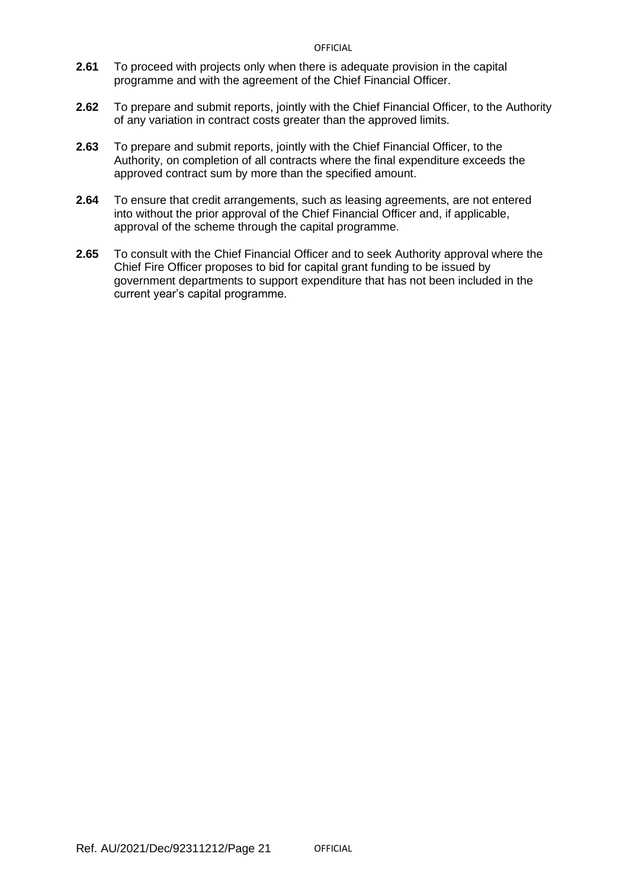**2.61** To proceed with projects only when there is adequate provision in the capital programme and with the agreement of the Chief Financial Officer.

**2.62** To prepare and submit reports, jointly with the Chief Financial Officer, to the Authority of any variation in contract costs greater than the approved limits.

**2.63** To prepare and submit reports, jointly with the Chief Financial Officer, to the Authority, on completion of all contracts where the final expenditure exceeds the approved contract sum by more than the specified amount.

**2.64** To ensure that credit arrangements, such as leasing agreements, are not entered into without the prior approval of the Chief Financial Officer and, if applicable, approval of the scheme through the capital programme.

**2.65** To consult with the Chief Financial Officer and to seek Authority approval where the Chief Fire Officer proposes to bid for capital grant funding to be issued by government departments to support expenditure that has not been included in the current year's capital programme.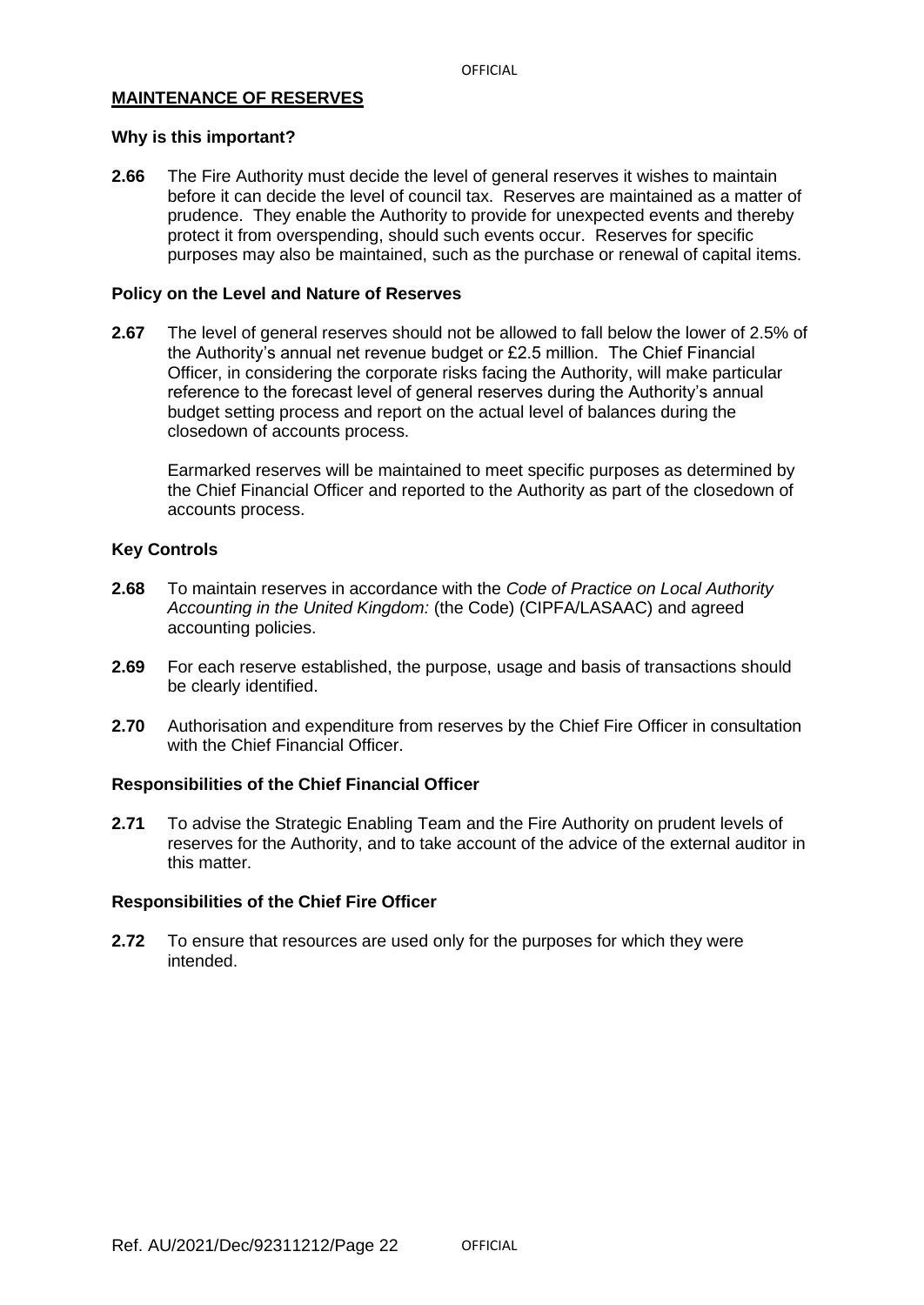## MAINTENANCE OF RESERVES

### Why is this important?

**2.66** The Fire Authority must decide the level of general reserves it wishes to maintain before it can decide the level of council tax. Reserves are maintained as a matter of prudence. They enable the Authority to provide for unexpected events and thereby protect it from overspending, should such events occur. Reserves for specific purposes may also be maintained, such as the purchase or renewal of capital items.

### Policy on the Level and Nature of Reserves

**2.67** The level of general reserves should not be allowed to fall below the lower of 2.5% of the Authority's annual net revenue budget or £2.5 million. The Chief Financial Officer, in considering the corporate risks facing the Authority, will make particular reference to the forecast level of general reserves during the Authority's annual budget setting process and report on the actual level of balances during the closedown of accounts process.

Earmarked reserves will be maintained to meet specific purposes as determined by the Chief Financial Officer and reported to the Authority as part of the closedown of accounts process.

### Key Controls

**2.68** To maintain reserves in accordance with the *Code of Practice on Local Authority Accounting in the United Kingdom:* (the Code) (CIPFA/LASAAC) and agreed accounting policies.

**2.69** For each reserve established, the purpose, usage and basis of transactions should be clearly identified.

**2.70** Authorisation and expenditure from reserves by the Chief Fire Officer in consultation with the Chief Financial Officer.

### Responsibilities of the Chief Financial Officer

**2.71** To advise the Strategic Enabling Team and the Fire Authority on prudent levels of reserves for the Authority, and to take account of the advice of the external auditor in this matter.

### Responsibilities of the Chief Fire Officer

**2.72** To ensure that resources are used only for the purposes for which they were intended.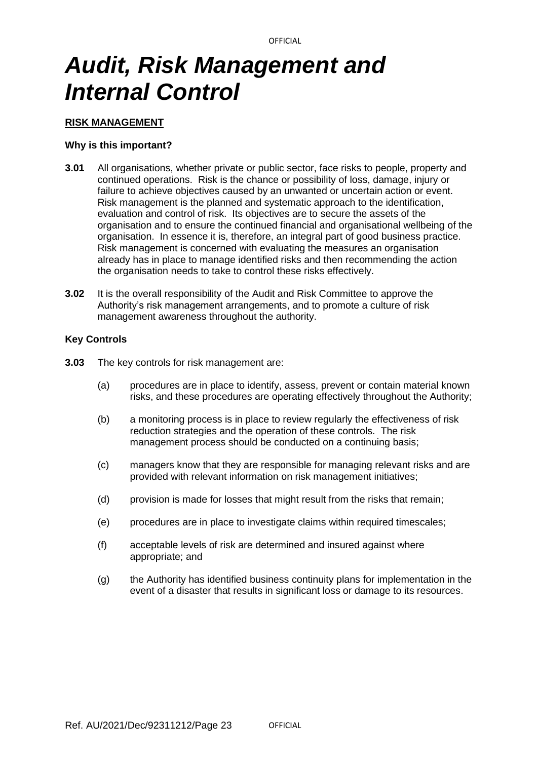# *Audit, Risk Management and Internal Control*

## RISK MANAGEMENT

### Why is this important?

**3.01** All organisations, whether private or public sector, face risks to people, property and continued operations. Risk is the chance or possibility of loss, damage, injury or failure to achieve objectives caused by an unwanted or uncertain action or event. Risk management is the planned and systematic approach to the identification, evaluation and control of risk. Its objectives are to secure the assets of the organisation and to ensure the continued financial and organisational wellbeing of the organisation. In essence it is, therefore, an integral part of good business practice. Risk management is concerned with evaluating the measures an organisation already has in place to manage identified risks and then recommending the action the organisation needs to take to control these risks effectively.

**3.02** It is the overall responsibility of the Audit and Risk Committee to approve the Authority's risk management arrangements, and to promote a culture of risk management awareness throughout the authority.

### Key Controls

**3.03** The key controls for risk management are:

(a) procedures are in place to identify, assess, prevent or contain material known risks, and these procedures are operating effectively throughout the Authority;

(b) a monitoring process is in place to review regularly the effectiveness of risk reduction strategies and the operation of these controls. The risk management process should be conducted on a continuing basis;

(c) managers know that they are responsible for managing relevant risks and are provided with relevant information on risk management initiatives;

(d) provision is made for losses that might result from the risks that remain;

(e) procedures are in place to investigate claims within required timescales;

(f) acceptable levels of risk are determined and insured against where appropriate; and

(g) the Authority has identified business continuity plans for implementation in the event of a disaster that results in significant loss or damage to its resources.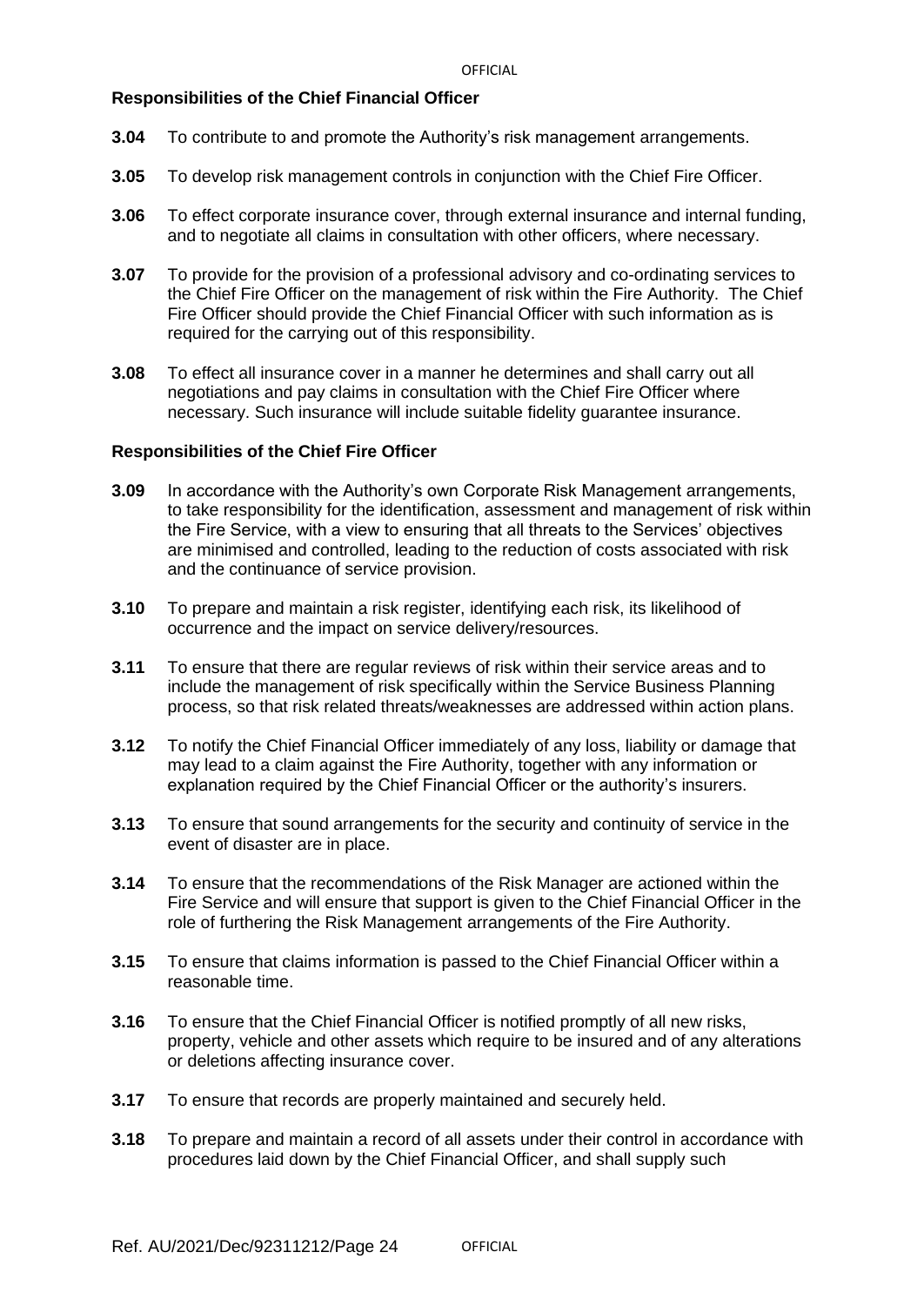**Responsibilities of the Chief Financial Officer**

**3.04** To contribute to and promote the Authority's risk management arrangements.

**3.05** To develop risk management controls in conjunction with the Chief Fire Officer.

**3.06** To effect corporate insurance cover, through external insurance and internal funding, and to negotiate all claims in consultation with other officers, where necessary.

**3.07** To provide for the provision of a professional advisory and co-ordinating services to the Chief Fire Officer on the management of risk within the Fire Authority. The Chief Fire Officer should provide the Chief Financial Officer with such information as is required for the carrying out of this responsibility.

**3.08** To effect all insurance cover in a manner he determines and shall carry out all negotiations and pay claims in consultation with the Chief Fire Officer where necessary. Such insurance will include suitable fidelity guarantee insurance.

**Responsibilities of the Chief Fire Officer**

**3.09** In accordance with the Authority's own Corporate Risk Management arrangements, to take responsibility for the identification, assessment and management of risk within the Fire Service, with a view to ensuring that all threats to the Services' objectives are minimised and controlled, leading to the reduction of costs associated with risk and the continuance of service provision.

**3.10** To prepare and maintain a risk register, identifying each risk, its likelihood of occurrence and the impact on service delivery/resources.

**3.11** To ensure that there are regular reviews of risk within their service areas and to include the management of risk specifically within the Service Business Planning process, so that risk related threats/weaknesses are addressed within action plans.

**3.12** To notify the Chief Financial Officer immediately of any loss, liability or damage that may lead to a claim against the Fire Authority, together with any information or explanation required by the Chief Financial Officer or the authority's insurers.

**3.13** To ensure that sound arrangements for the security and continuity of service in the event of disaster are in place.

**3.14** To ensure that the recommendations of the Risk Manager are actioned within the Fire Service and will ensure that support is given to the Chief Financial Officer in the role of furthering the Risk Management arrangements of the Fire Authority.

**3.15** To ensure that claims information is passed to the Chief Financial Officer within a reasonable time.

**3.16** To ensure that the Chief Financial Officer is notified promptly of all new risks, property, vehicle and other assets which require to be insured and of any alterations or deletions affecting insurance cover.

**3.17** To ensure that records are properly maintained and securely held.

**3.18** To prepare and maintain a record of all assets under their control in accordance with procedures laid down by the Chief Financial Officer, and shall supply such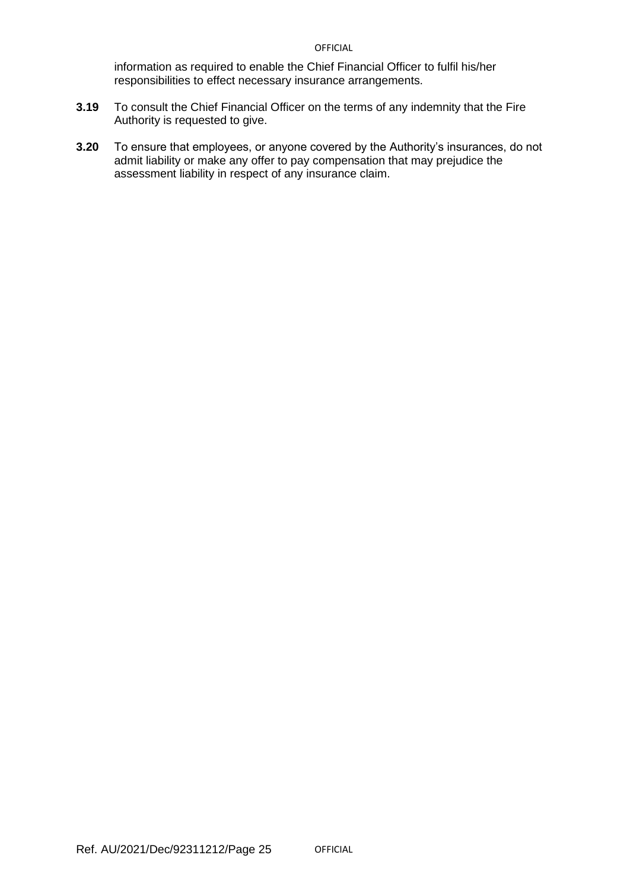information as required to enable the Chief Financial Officer to fulfil his/her responsibilities to effect necessary insurance arrangements.

**3.19** To consult the Chief Financial Officer on the terms of any indemnity that the Fire Authority is requested to give.

**3.20** To ensure that employees, or anyone covered by the Authority's insurances, do not admit liability or make any offer to pay compensation that may prejudice the assessment liability in respect of any insurance claim.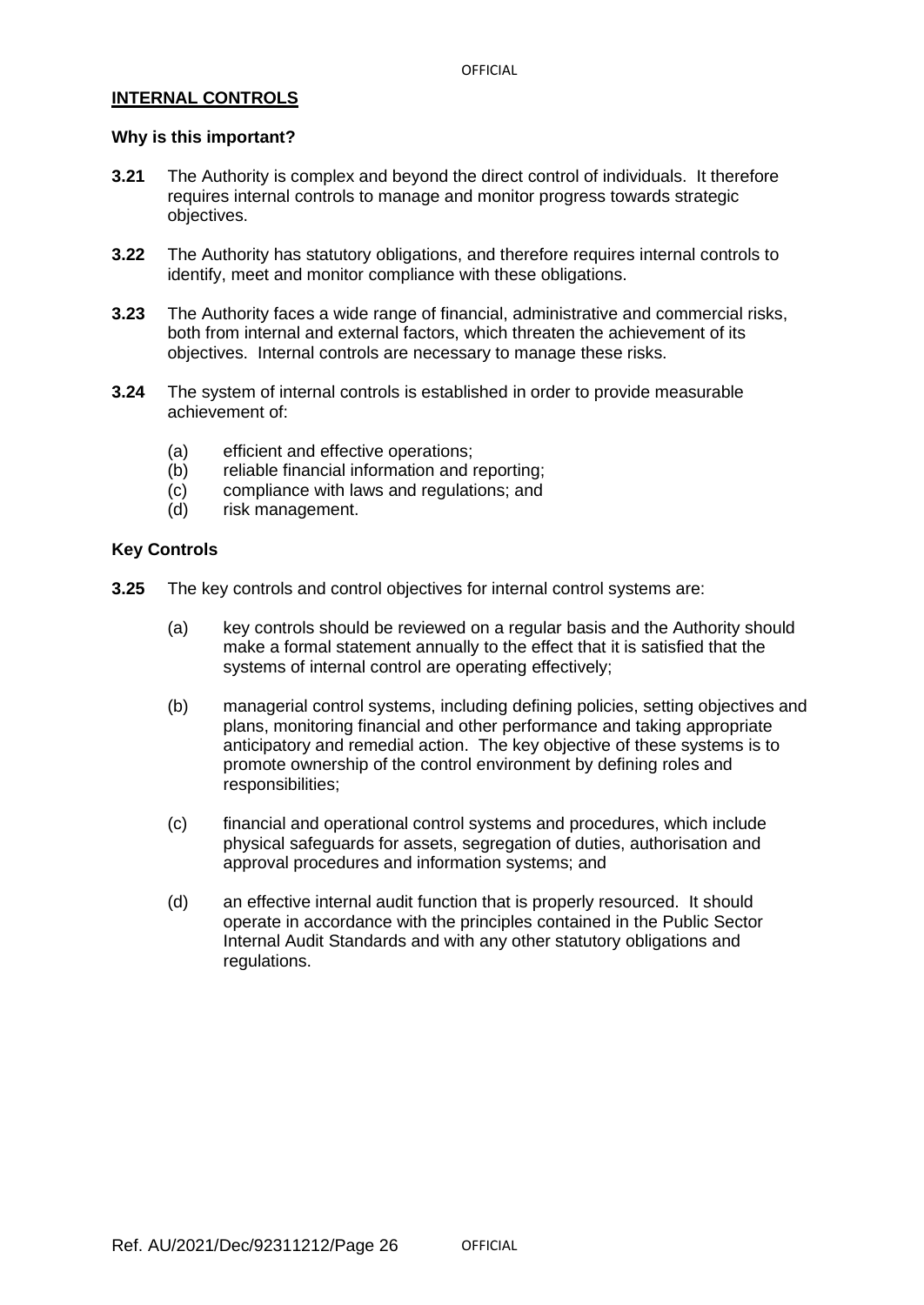## INTERNAL CONTROLS

### Why is this important?

**3.21** The Authority is complex and beyond the direct control of individuals. It therefore requires internal controls to manage and monitor progress towards strategic objectives.

**3.22** The Authority has statutory obligations, and therefore requires internal controls to identify, meet and monitor compliance with these obligations.

**3.23** The Authority faces a wide range of financial, administrative and commercial risks, both from internal and external factors, which threaten the achievement of its objectives. Internal controls are necessary to manage these risks.

**3.24** The system of internal controls is established in order to provide measurable achievement of:

- (a) efficient and effective operations;
- (b) reliable financial information and reporting;
- (c) compliance with laws and regulations; and
- (d) risk management.

### Key Controls

**3.25** The key controls and control objectives for internal control systems are:

- (a) key controls should be reviewed on a regular basis and the Authority should make a formal statement annually to the effect that it is satisfied that the systems of internal control are operating effectively;

- (b) managerial control systems, including defining policies, setting objectives and plans, monitoring financial and other performance and taking appropriate anticipatory and remedial action. The key objective of these systems is to promote ownership of the control environment by defining roles and responsibilities;

- (c) financial and operational control systems and procedures, which include physical safeguards for assets, segregation of duties, authorisation and approval procedures and information systems; and

- (d) an effective internal audit function that is properly resourced. It should operate in accordance with the principles contained in the Public Sector Internal Audit Standards and with any other statutory obligations and regulations.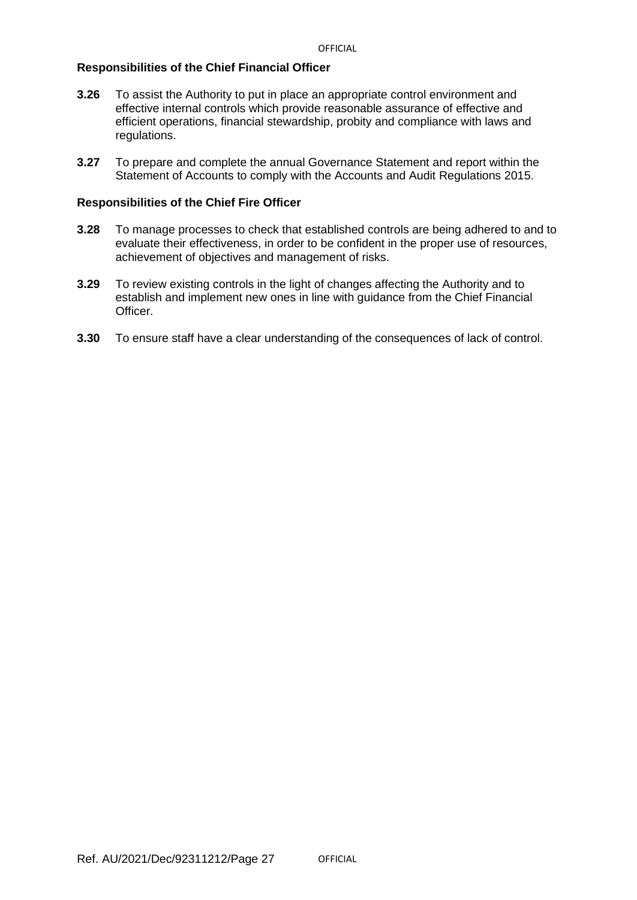**Responsibilities of the Chief Financial Officer**

**3.26** To assist the Authority to put in place an appropriate control environment and effective internal controls which provide reasonable assurance of effective and efficient operations, financial stewardship, probity and compliance with laws and regulations.

**3.27** To prepare and complete the annual Governance Statement and report within the Statement of Accounts to comply with the Accounts and Audit Regulations 2015.

**Responsibilities of the Chief Fire Officer**

**3.28** To manage processes to check that established controls are being adhered to and to evaluate their effectiveness, in order to be confident in the proper use of resources, achievement of objectives and management of risks.

**3.29** To review existing controls in the light of changes affecting the Authority and to establish and implement new ones in line with guidance from the Chief Financial Officer.

**3.30** To ensure staff have a clear understanding of the consequences of lack of control.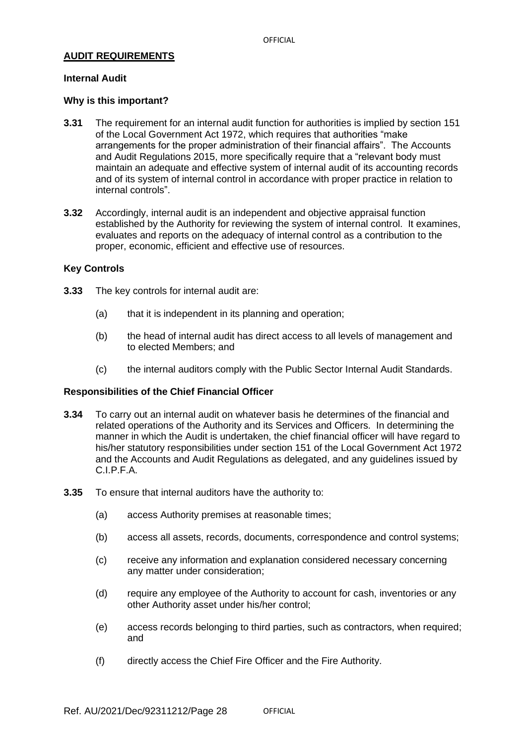## AUDIT REQUIREMENTS

### Internal Audit

### Why is this important?

**3.31** The requirement for an internal audit function for authorities is implied by section 151 of the Local Government Act 1972, which requires that authorities "make arrangements for the proper administration of their financial affairs". The Accounts and Audit Regulations 2015, more specifically require that a "relevant body must maintain an adequate and effective system of internal audit of its accounting records and of its system of internal control in accordance with proper practice in relation to internal controls".

**3.32** Accordingly, internal audit is an independent and objective appraisal function established by the Authority for reviewing the system of internal control. It examines, evaluates and reports on the adequacy of internal control as a contribution to the proper, economic, efficient and effective use of resources.

### Key Controls

**3.33** The key controls for internal audit are:

(a) that it is independent in its planning and operation;

(b) the head of internal audit has direct access to all levels of management and to elected Members; and

(c) the internal auditors comply with the Public Sector Internal Audit Standards.

### Responsibilities of the Chief Financial Officer

**3.34** To carry out an internal audit on whatever basis he determines of the financial and related operations of the Authority and its Services and Officers. In determining the manner in which the Audit is undertaken, the chief financial officer will have regard to his/her statutory responsibilities under section 151 of the Local Government Act 1972 and the Accounts and Audit Regulations as delegated, and any guidelines issued by C.I.P.F.A.

**3.35** To ensure that internal auditors have the authority to:

(a) access Authority premises at reasonable times;

(b) access all assets, records, documents, correspondence and control systems;

(c) receive any information and explanation considered necessary concerning any matter under consideration;

(d) require any employee of the Authority to account for cash, inventories or any other Authority asset under his/her control;

(e) access records belonging to third parties, such as contractors, when required; and

(f) directly access the Chief Fire Officer and the Fire Authority.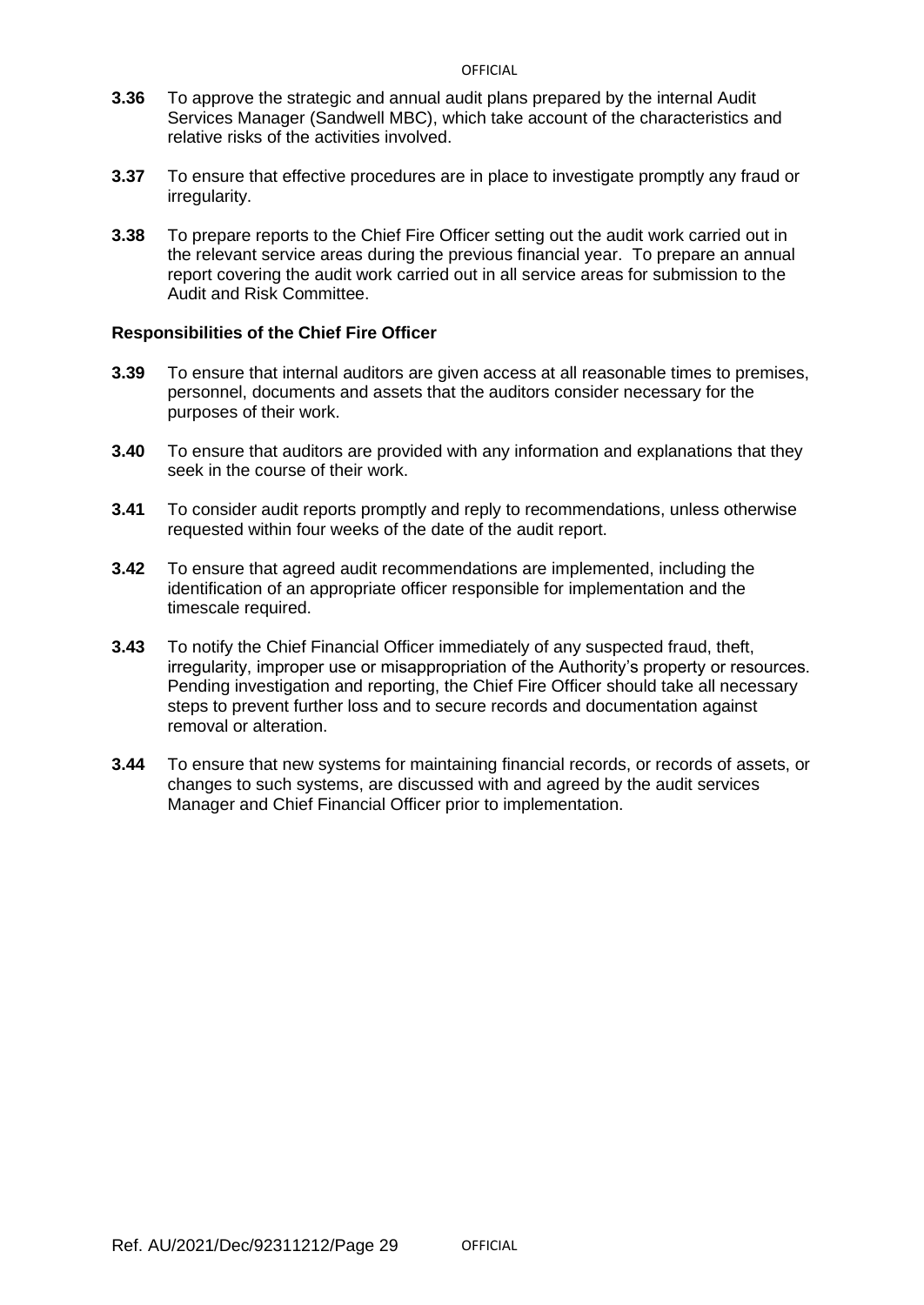**3.36** To approve the strategic and annual audit plans prepared by the internal Audit Services Manager (Sandwell MBC), which take account of the characteristics and relative risks of the activities involved.

**3.37** To ensure that effective procedures are in place to investigate promptly any fraud or irregularity.

**3.38** To prepare reports to the Chief Fire Officer setting out the audit work carried out in the relevant service areas during the previous financial year. To prepare an annual report covering the audit work carried out in all service areas for submission to the Audit and Risk Committee.

**Responsibilities of the Chief Fire Officer**

**3.39** To ensure that internal auditors are given access at all reasonable times to premises, personnel, documents and assets that the auditors consider necessary for the purposes of their work.

**3.40** To ensure that auditors are provided with any information and explanations that they seek in the course of their work.

**3.41** To consider audit reports promptly and reply to recommendations, unless otherwise requested within four weeks of the date of the audit report.

**3.42** To ensure that agreed audit recommendations are implemented, including the identification of an appropriate officer responsible for implementation and the timescale required.

**3.43** To notify the Chief Financial Officer immediately of any suspected fraud, theft, irregularity, improper use or misappropriation of the Authority's property or resources. Pending investigation and reporting, the Chief Fire Officer should take all necessary steps to prevent further loss and to secure records and documentation against removal or alteration.

**3.44** To ensure that new systems for maintaining financial records, or records of assets, or changes to such systems, are discussed with and agreed by the audit services Manager and Chief Financial Officer prior to implementation.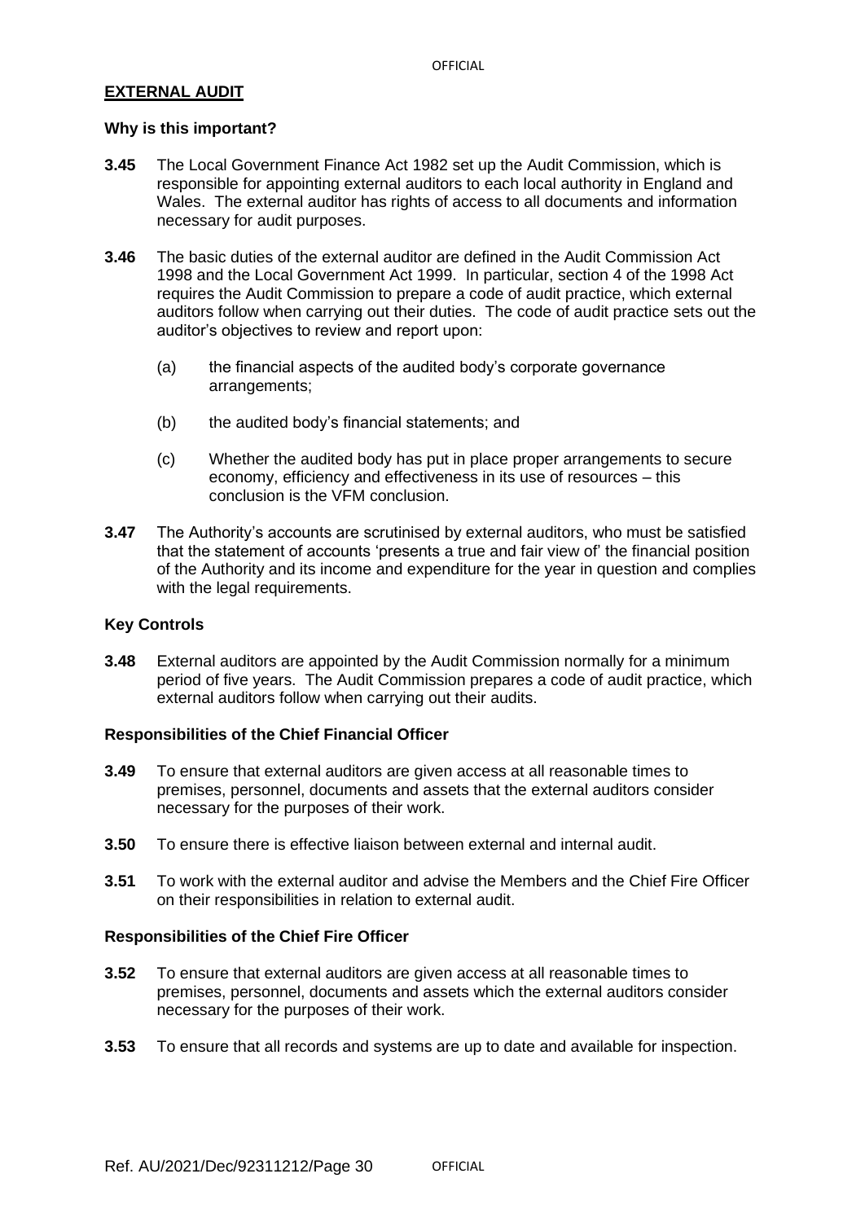## EXTERNAL AUDIT

### Why is this important?

**3.45** The Local Government Finance Act 1982 set up the Audit Commission, which is responsible for appointing external auditors to each local authority in England and Wales. The external auditor has rights of access to all documents and information necessary for audit purposes.

**3.46** The basic duties of the external auditor are defined in the Audit Commission Act 1998 and the Local Government Act 1999. In particular, section 4 of the 1998 Act requires the Audit Commission to prepare a code of audit practice, which external auditors follow when carrying out their duties. The code of audit practice sets out the auditor's objectives to review and report upon:

(a) the financial aspects of the audited body's corporate governance arrangements;

(b) the audited body's financial statements; and

(c) Whether the audited body has put in place proper arrangements to secure economy, efficiency and effectiveness in its use of resources – this conclusion is the VFM conclusion.

**3.47** The Authority's accounts are scrutinised by external auditors, who must be satisfied that the statement of accounts 'presents a true and fair view of' the financial position of the Authority and its income and expenditure for the year in question and complies with the legal requirements.

### Key Controls

**3.48** External auditors are appointed by the Audit Commission normally for a minimum period of five years. The Audit Commission prepares a code of audit practice, which external auditors follow when carrying out their audits.

### Responsibilities of the Chief Financial Officer

**3.49** To ensure that external auditors are given access at all reasonable times to premises, personnel, documents and assets that the external auditors consider necessary for the purposes of their work.

**3.50** To ensure there is effective liaison between external and internal audit.

**3.51** To work with the external auditor and advise the Members and the Chief Fire Officer on their responsibilities in relation to external audit.

### Responsibilities of the Chief Fire Officer

**3.52** To ensure that external auditors are given access at all reasonable times to premises, personnel, documents and assets which the external auditors consider necessary for the purposes of their work.

**3.53** To ensure that all records and systems are up to date and available for inspection.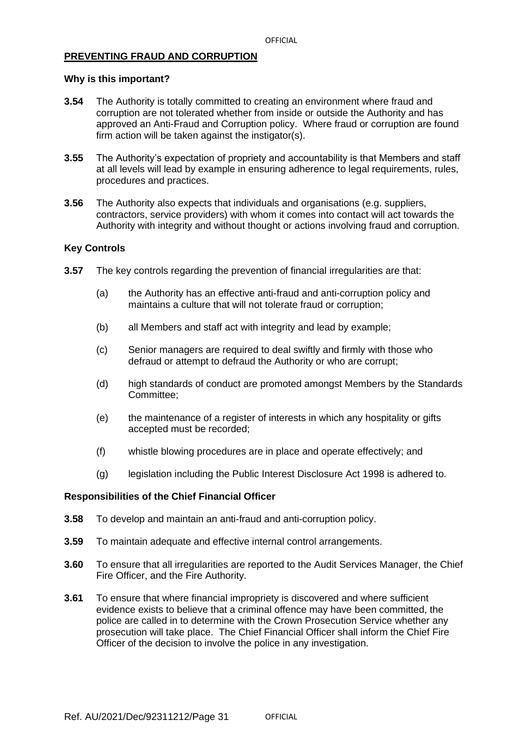## PREVENTING FRAUD AND CORRUPTION

### Why is this important?

**3.54** The Authority is totally committed to creating an environment where fraud and corruption are not tolerated whether from inside or outside the Authority and has approved an Anti-Fraud and Corruption policy. Where fraud or corruption are found firm action will be taken against the instigator(s).

**3.55** The Authority's expectation of propriety and accountability is that Members and staff at all levels will lead by example in ensuring adherence to legal requirements, rules, procedures and practices.

**3.56** The Authority also expects that individuals and organisations (e.g. suppliers, contractors, service providers) with whom it comes into contact will act towards the Authority with integrity and without thought or actions involving fraud and corruption.

### Key Controls

**3.57** The key controls regarding the prevention of financial irregularities are that:

(a) the Authority has an effective anti-fraud and anti-corruption policy and maintains a culture that will not tolerate fraud or corruption;

(b) all Members and staff act with integrity and lead by example;

(c) Senior managers are required to deal swiftly and firmly with those who defraud or attempt to defraud the Authority or who are corrupt;

(d) high standards of conduct are promoted amongst Members by the Standards Committee;

(e) the maintenance of a register of interests in which any hospitality or gifts accepted must be recorded;

(f) whistle blowing procedures are in place and operate effectively; and

(g) legislation including the Public Interest Disclosure Act 1998 is adhered to.

### Responsibilities of the Chief Financial Officer

**3.58** To develop and maintain an anti-fraud and anti-corruption policy.

**3.59** To maintain adequate and effective internal control arrangements.

**3.60** To ensure that all irregularities are reported to the Audit Services Manager, the Chief Fire Officer, and the Fire Authority.

**3.61** To ensure that where financial impropriety is discovered and where sufficient evidence exists to believe that a criminal offence may have been committed, the police are called in to determine with the Crown Prosecution Service whether any prosecution will take place. The Chief Financial Officer shall inform the Chief Fire Officer of the decision to involve the police in any investigation.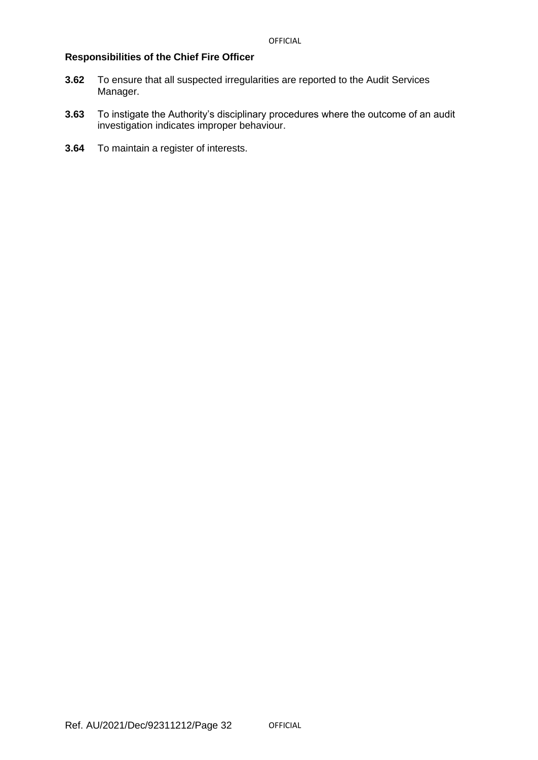**Responsibilities of the Chief Fire Officer**

**3.62** To ensure that all suspected irregularities are reported to the Audit Services Manager.

**3.63** To instigate the Authority's disciplinary procedures where the outcome of an audit investigation indicates improper behaviour.

**3.64** To maintain a register of interests.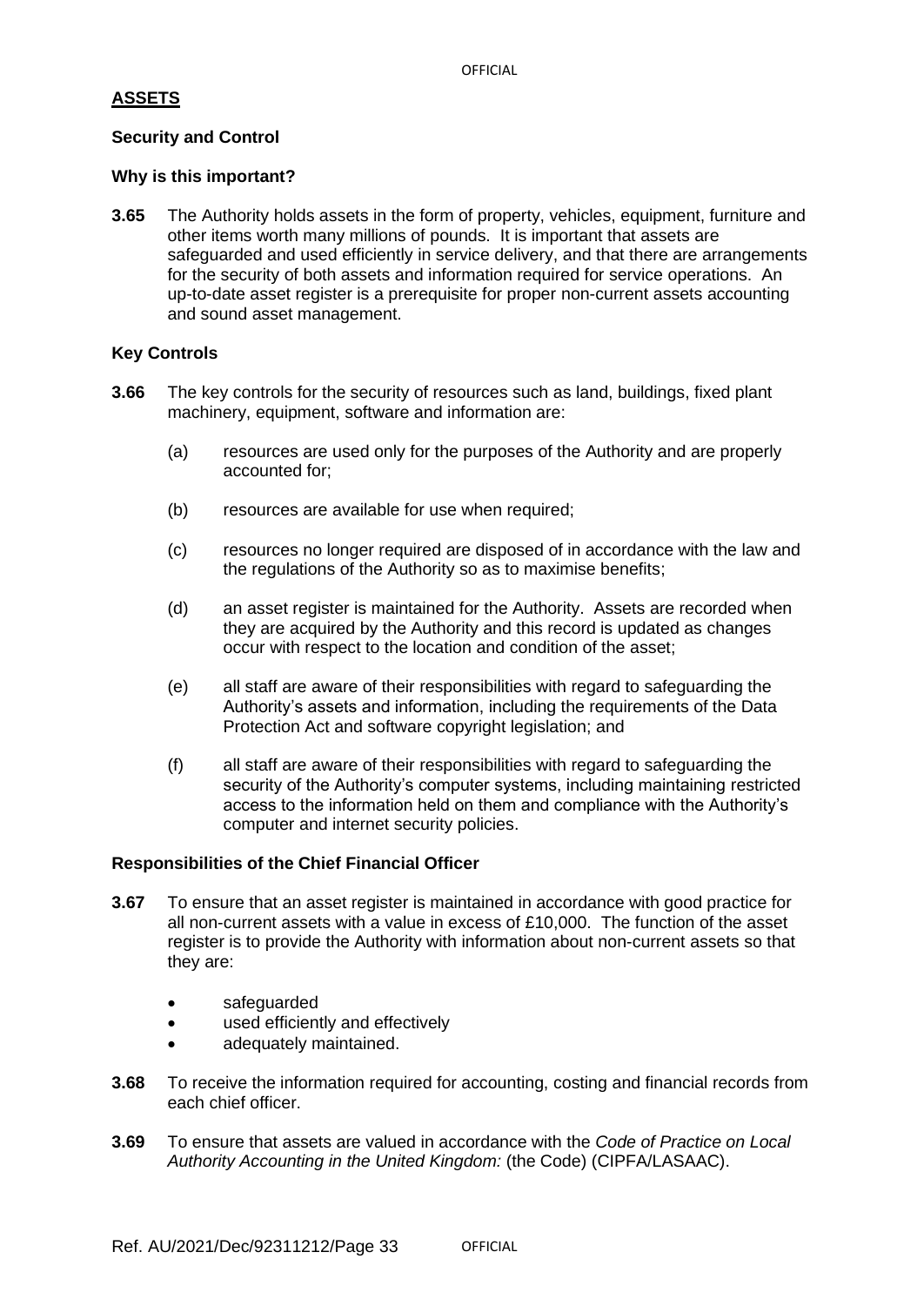## ASSETS

### Security and Control

#### Why is this important?

**3.65** The Authority holds assets in the form of property, vehicles, equipment, furniture and other items worth many millions of pounds. It is important that assets are safeguarded and used efficiently in service delivery, and that there are arrangements for the security of both assets and information required for service operations. An up-to-date asset register is a prerequisite for proper non-current assets accounting and sound asset management.

#### Key Controls

**3.66** The key controls for the security of resources such as land, buildings, fixed plant machinery, equipment, software and information are:

(a) resources are used only for the purposes of the Authority and are properly accounted for;

(b) resources are available for use when required;

(c) resources no longer required are disposed of in accordance with the law and the regulations of the Authority so as to maximise benefits;

(d) an asset register is maintained for the Authority. Assets are recorded when they are acquired by the Authority and this record is updated as changes occur with respect to the location and condition of the asset;

(e) all staff are aware of their responsibilities with regard to safeguarding the Authority's assets and information, including the requirements of the Data Protection Act and software copyright legislation; and

(f) all staff are aware of their responsibilities with regard to safeguarding the security of the Authority's computer systems, including maintaining restricted access to the information held on them and compliance with the Authority's computer and internet security policies.

#### Responsibilities of the Chief Financial Officer

**3.67** To ensure that an asset register is maintained in accordance with good practice for all non-current assets with a value in excess of £10,000. The function of the asset register is to provide the Authority with information about non-current assets so that they are:

- safeguarded
- used efficiently and effectively
- adequately maintained.

**3.68** To receive the information required for accounting, costing and financial records from each chief officer.

**3.69** To ensure that assets are valued in accordance with the *Code of Practice on Local Authority Accounting in the United Kingdom:* (the Code) (CIPFA/LASAAC).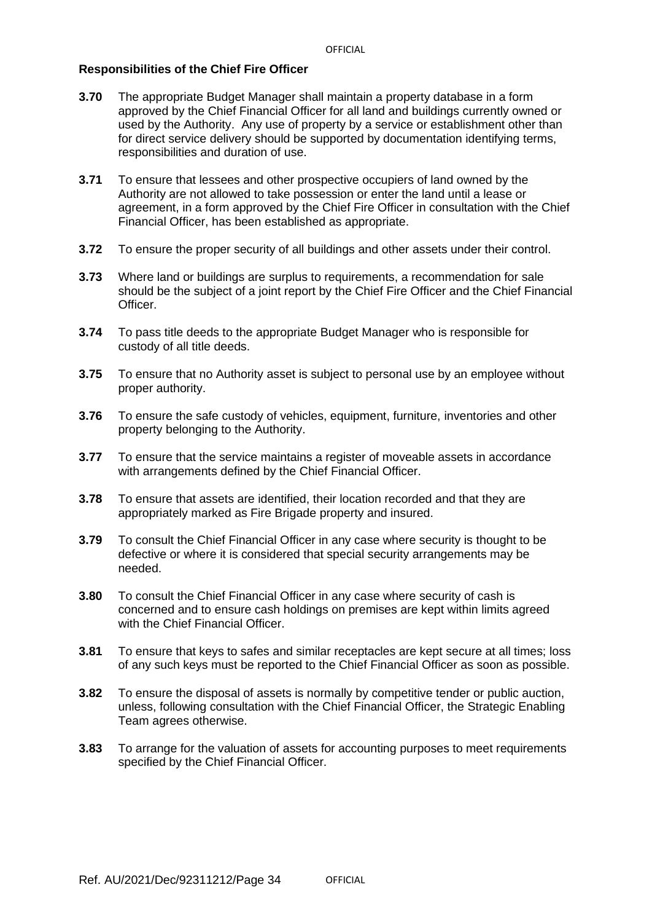**Responsibilities of the Chief Fire Officer**

**3.70** The appropriate Budget Manager shall maintain a property database in a form approved by the Chief Financial Officer for all land and buildings currently owned or used by the Authority. Any use of property by a service or establishment other than for direct service delivery should be supported by documentation identifying terms, responsibilities and duration of use.

**3.71** To ensure that lessees and other prospective occupiers of land owned by the Authority are not allowed to take possession or enter the land until a lease or agreement, in a form approved by the Chief Fire Officer in consultation with the Chief Financial Officer, has been established as appropriate.

**3.72** To ensure the proper security of all buildings and other assets under their control.

**3.73** Where land or buildings are surplus to requirements, a recommendation for sale should be the subject of a joint report by the Chief Fire Officer and the Chief Financial Officer.

**3.74** To pass title deeds to the appropriate Budget Manager who is responsible for custody of all title deeds.

**3.75** To ensure that no Authority asset is subject to personal use by an employee without proper authority.

**3.76** To ensure the safe custody of vehicles, equipment, furniture, inventories and other property belonging to the Authority.

**3.77** To ensure that the service maintains a register of moveable assets in accordance with arrangements defined by the Chief Financial Officer.

**3.78** To ensure that assets are identified, their location recorded and that they are appropriately marked as Fire Brigade property and insured.

**3.79** To consult the Chief Financial Officer in any case where security is thought to be defective or where it is considered that special security arrangements may be needed.

**3.80** To consult the Chief Financial Officer in any case where security of cash is concerned and to ensure cash holdings on premises are kept within limits agreed with the Chief Financial Officer.

**3.81** To ensure that keys to safes and similar receptacles are kept secure at all times; loss of any such keys must be reported to the Chief Financial Officer as soon as possible.

**3.82** To ensure the disposal of assets is normally by competitive tender or public auction, unless, following consultation with the Chief Financial Officer, the Strategic Enabling Team agrees otherwise.

**3.83** To arrange for the valuation of assets for accounting purposes to meet requirements specified by the Chief Financial Officer.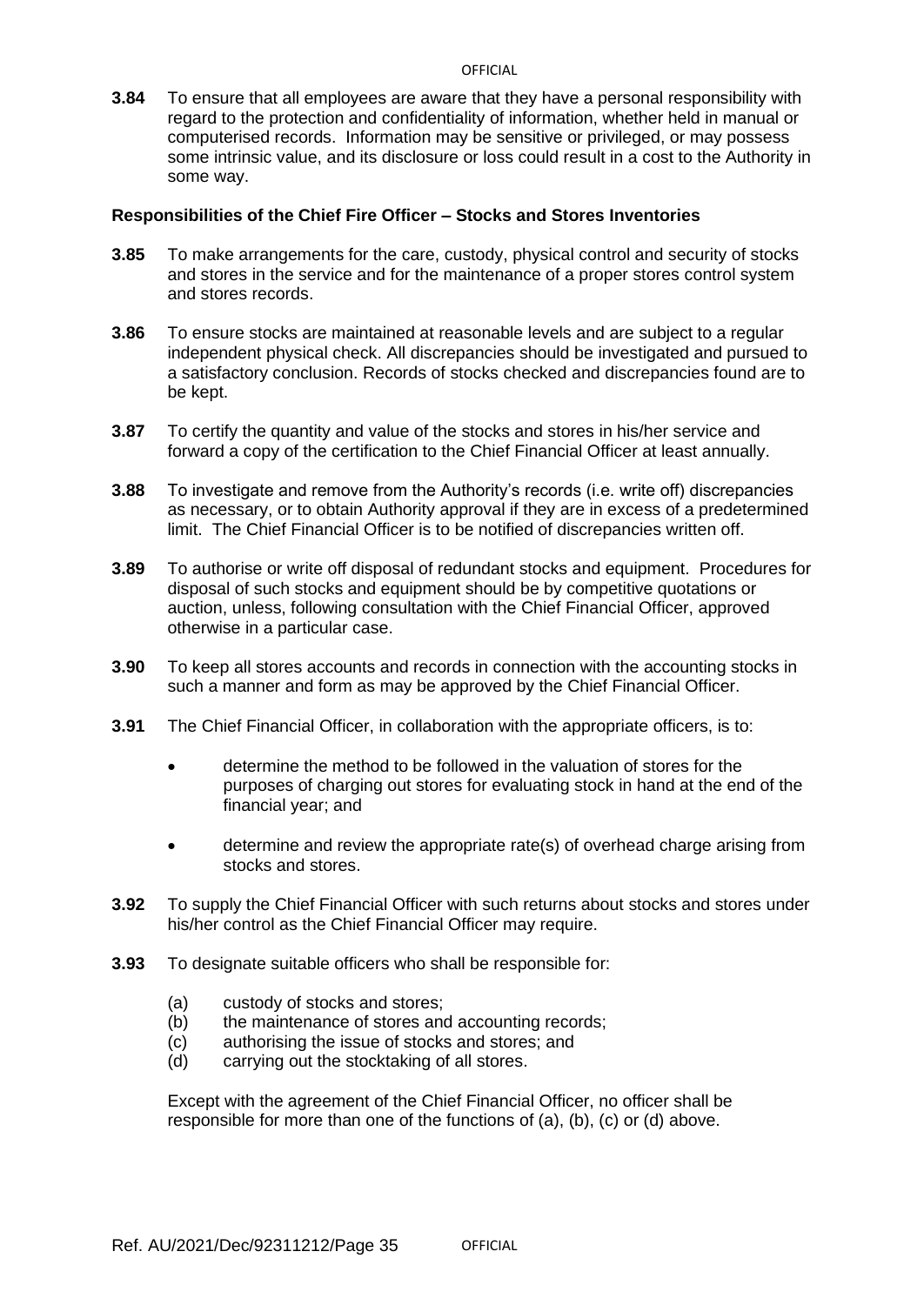**3.84** To ensure that all employees are aware that they have a personal responsibility with regard to the protection and confidentiality of information, whether held in manual or computerised records. Information may be sensitive or privileged, or may possess some intrinsic value, and its disclosure or loss could result in a cost to the Authority in some way.

**Responsibilities of the Chief Fire Officer – Stocks and Stores Inventories**

**3.85** To make arrangements for the care, custody, physical control and security of stocks and stores in the service and for the maintenance of a proper stores control system and stores records.

**3.86** To ensure stocks are maintained at reasonable levels and are subject to a regular independent physical check. All discrepancies should be investigated and pursued to a satisfactory conclusion. Records of stocks checked and discrepancies found are to be kept.

**3.87** To certify the quantity and value of the stocks and stores in his/her service and forward a copy of the certification to the Chief Financial Officer at least annually.

**3.88** To investigate and remove from the Authority's records (i.e. write off) discrepancies as necessary, or to obtain Authority approval if they are in excess of a predetermined limit. The Chief Financial Officer is to be notified of discrepancies written off.

**3.89** To authorise or write off disposal of redundant stocks and equipment. Procedures for disposal of such stocks and equipment should be by competitive quotations or auction, unless, following consultation with the Chief Financial Officer, approved otherwise in a particular case.

**3.90** To keep all stores accounts and records in connection with the accounting stocks in such a manner and form as may be approved by the Chief Financial Officer.

**3.91** The Chief Financial Officer, in collaboration with the appropriate officers, is to:

- determine the method to be followed in the valuation of stores for the purposes of charging out stores for evaluating stock in hand at the end of the financial year; and
- determine and review the appropriate rate(s) of overhead charge arising from stocks and stores.

**3.92** To supply the Chief Financial Officer with such returns about stocks and stores under his/her control as the Chief Financial Officer may require.

**3.93** To designate suitable officers who shall be responsible for:

(a) custody of stocks and stores;
(b) the maintenance of stores and accounting records;
(c) authorising the issue of stocks and stores; and
(d) carrying out the stocktaking of all stores.

Except with the agreement of the Chief Financial Officer, no officer shall be responsible for more than one of the functions of (a), (b), (c) or (d) above.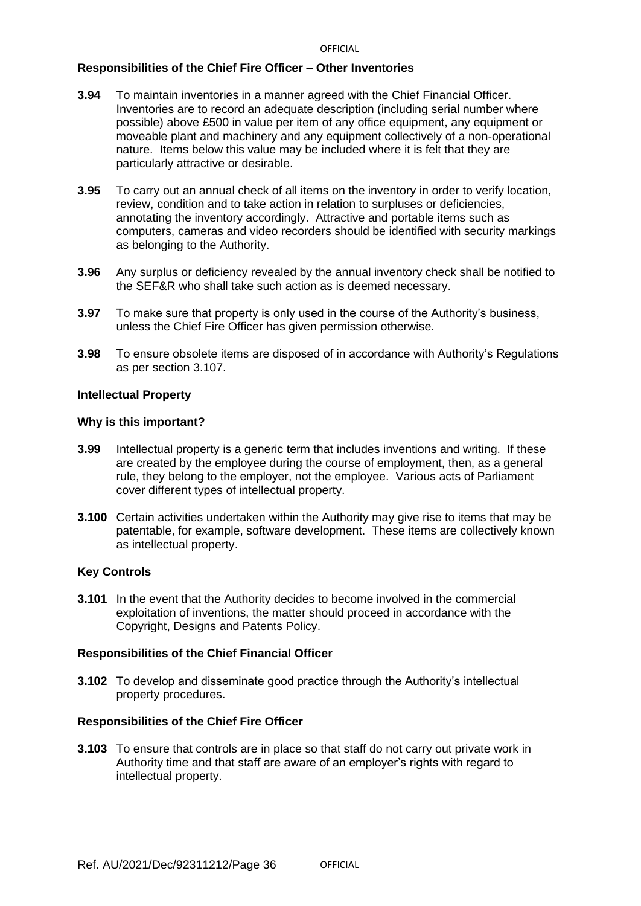**Responsibilities of the Chief Fire Officer – Other Inventories**

**3.94** To maintain inventories in a manner agreed with the Chief Financial Officer. Inventories are to record an adequate description (including serial number where possible) above £500 in value per item of any office equipment, any equipment or moveable plant and machinery and any equipment collectively of a non-operational nature. Items below this value may be included where it is felt that they are particularly attractive or desirable.

**3.95** To carry out an annual check of all items on the inventory in order to verify location, review, condition and to take action in relation to surpluses or deficiencies, annotating the inventory accordingly. Attractive and portable items such as computers, cameras and video recorders should be identified with security markings as belonging to the Authority.

**3.96** Any surplus or deficiency revealed by the annual inventory check shall be notified to the SEF&R who shall take such action as is deemed necessary.

**3.97** To make sure that property is only used in the course of the Authority's business, unless the Chief Fire Officer has given permission otherwise.

**3.98** To ensure obsolete items are disposed of in accordance with Authority's Regulations as per section 3.107.

**Intellectual Property**

**Why is this important?**

**3.99** Intellectual property is a generic term that includes inventions and writing. If these are created by the employee during the course of employment, then, as a general rule, they belong to the employer, not the employee. Various acts of Parliament cover different types of intellectual property.

**3.100** Certain activities undertaken within the Authority may give rise to items that may be patentable, for example, software development. These items are collectively known as intellectual property.

**Key Controls**

**3.101** In the event that the Authority decides to become involved in the commercial exploitation of inventions, the matter should proceed in accordance with the Copyright, Designs and Patents Policy.

**Responsibilities of the Chief Financial Officer**

**3.102** To develop and disseminate good practice through the Authority's intellectual property procedures.

**Responsibilities of the Chief Fire Officer**

**3.103** To ensure that controls are in place so that staff do not carry out private work in Authority time and that staff are aware of an employer's rights with regard to intellectual property.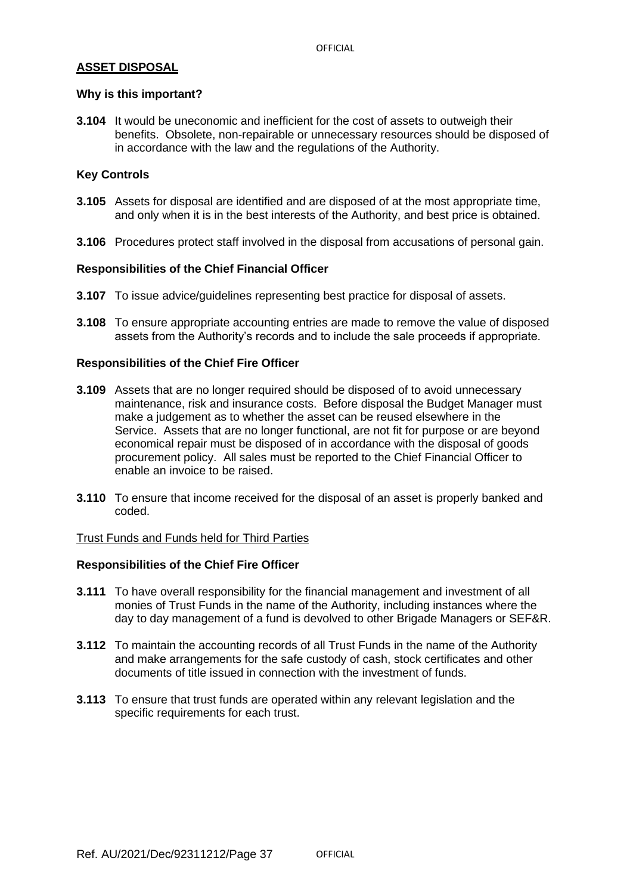## ASSET DISPOSAL

### Why is this important?

**3.104** It would be uneconomic and inefficient for the cost of assets to outweigh their benefits. Obsolete, non-repairable or unnecessary resources should be disposed of in accordance with the law and the regulations of the Authority.

### Key Controls

**3.105** Assets for disposal are identified and are disposed of at the most appropriate time, and only when it is in the best interests of the Authority, and best price is obtained.

**3.106** Procedures protect staff involved in the disposal from accusations of personal gain.

### Responsibilities of the Chief Financial Officer

**3.107** To issue advice/guidelines representing best practice for disposal of assets.

**3.108** To ensure appropriate accounting entries are made to remove the value of disposed assets from the Authority's records and to include the sale proceeds if appropriate.

### Responsibilities of the Chief Fire Officer

**3.109** Assets that are no longer required should be disposed of to avoid unnecessary maintenance, risk and insurance costs. Before disposal the Budget Manager must make a judgement as to whether the asset can be reused elsewhere in the Service. Assets that are no longer functional, are not fit for purpose or are beyond economical repair must be disposed of in accordance with the disposal of goods procurement policy. All sales must be reported to the Chief Financial Officer to enable an invoice to be raised.

**3.110** To ensure that income received for the disposal of an asset is properly banked and coded.

Trust Funds and Funds held for Third Parties

### Responsibilities of the Chief Fire Officer

**3.111** To have overall responsibility for the financial management and investment of all monies of Trust Funds in the name of the Authority, including instances where the day to day management of a fund is devolved to other Brigade Managers or SEF&R.

**3.112** To maintain the accounting records of all Trust Funds in the name of the Authority and make arrangements for the safe custody of cash, stock certificates and other documents of title issued in connection with the investment of funds.

**3.113** To ensure that trust funds are operated within any relevant legislation and the specific requirements for each trust.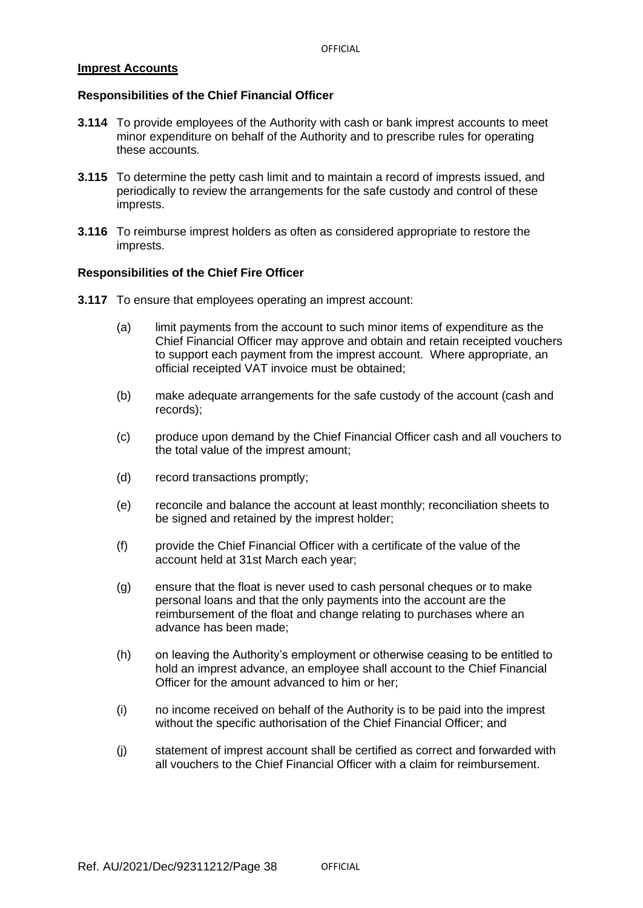## Imprest Accounts

### Responsibilities of the Chief Financial Officer

**3.114** To provide employees of the Authority with cash or bank imprest accounts to meet minor expenditure on behalf of the Authority and to prescribe rules for operating these accounts.

**3.115** To determine the petty cash limit and to maintain a record of imprests issued, and periodically to review the arrangements for the safe custody and control of these imprests.

**3.116** To reimburse imprest holders as often as considered appropriate to restore the imprests.

### Responsibilities of the Chief Fire Officer

**3.117** To ensure that employees operating an imprest account:

(a) limit payments from the account to such minor items of expenditure as the Chief Financial Officer may approve and obtain and retain receipted vouchers to support each payment from the imprest account. Where appropriate, an official receipted VAT invoice must be obtained;

(b) make adequate arrangements for the safe custody of the account (cash and records);

(c) produce upon demand by the Chief Financial Officer cash and all vouchers to the total value of the imprest amount;

(d) record transactions promptly;

(e) reconcile and balance the account at least monthly; reconciliation sheets to be signed and retained by the imprest holder;

(f) provide the Chief Financial Officer with a certificate of the value of the account held at 31st March each year;

(g) ensure that the float is never used to cash personal cheques or to make personal loans and that the only payments into the account are the reimbursement of the float and change relating to purchases where an advance has been made;

(h) on leaving the Authority's employment or otherwise ceasing to be entitled to hold an imprest advance, an employee shall account to the Chief Financial Officer for the amount advanced to him or her;

(i) no income received on behalf of the Authority is to be paid into the imprest without the specific authorisation of the Chief Financial Officer; and

(j) statement of imprest account shall be certified as correct and forwarded with all vouchers to the Chief Financial Officer with a claim for reimbursement.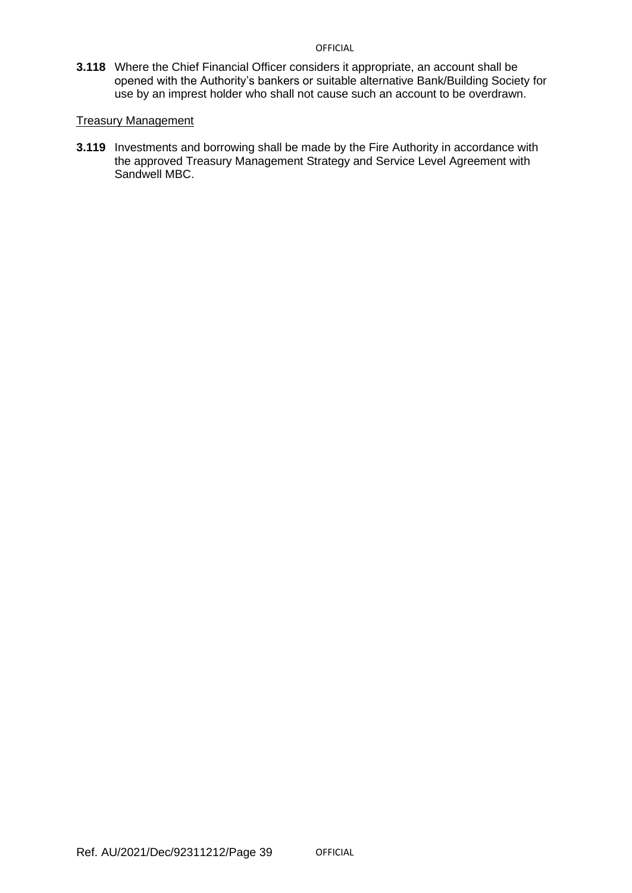**3.118** Where the Chief Financial Officer considers it appropriate, an account shall be opened with the Authority's bankers or suitable alternative Bank/Building Society for use by an imprest holder who shall not cause such an account to be overdrawn.

Treasury Management

**3.119** Investments and borrowing shall be made by the Fire Authority in accordance with the approved Treasury Management Strategy and Service Level Agreement with Sandwell MBC.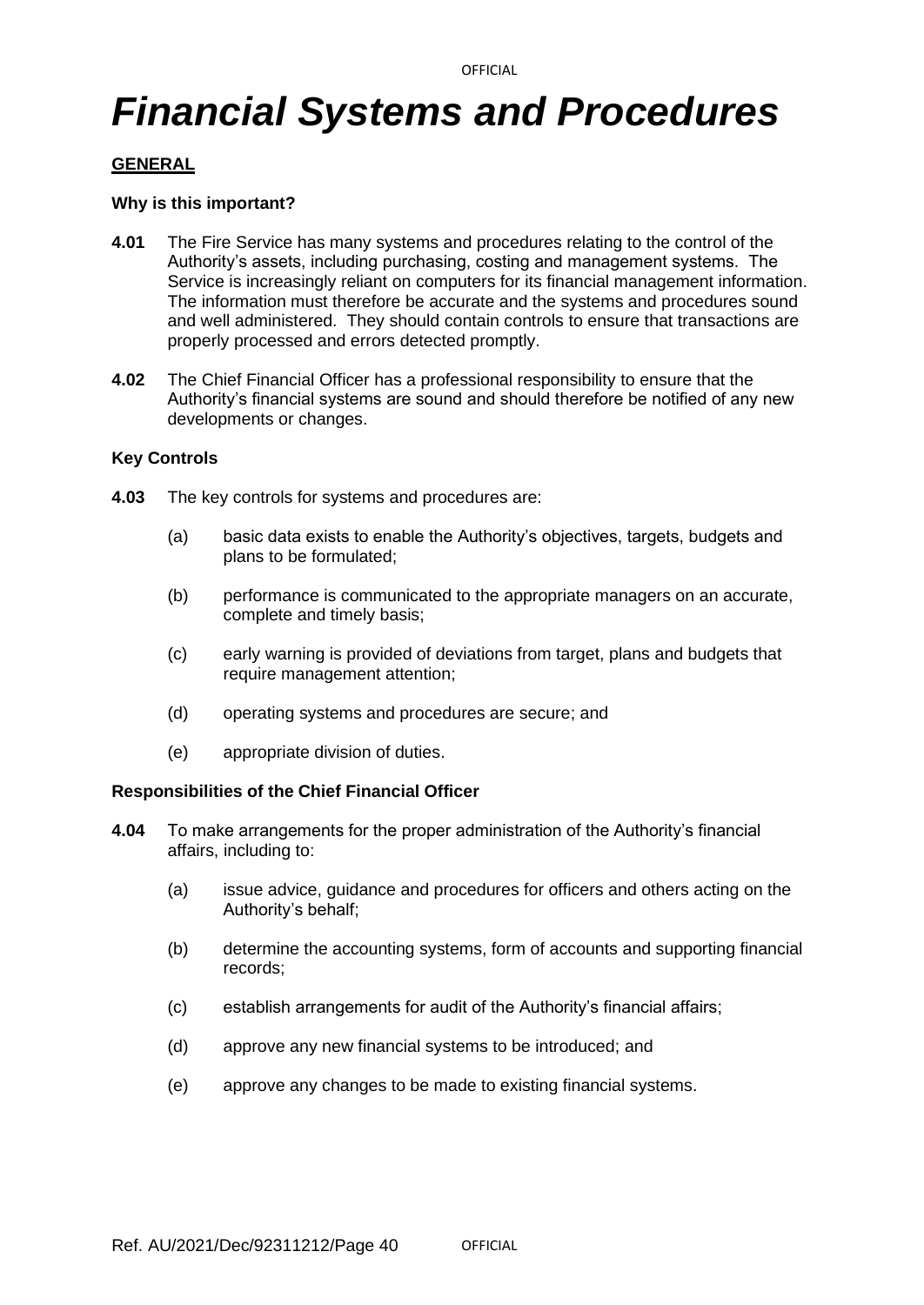# *Financial Systems and Procedures*

**GENERAL**

**Why is this important?**

**4.01** The Fire Service has many systems and procedures relating to the control of the Authority's assets, including purchasing, costing and management systems. The Service is increasingly reliant on computers for its financial management information. The information must therefore be accurate and the systems and procedures sound and well administered. They should contain controls to ensure that transactions are properly processed and errors detected promptly.

**4.02** The Chief Financial Officer has a professional responsibility to ensure that the Authority's financial systems are sound and should therefore be notified of any new developments or changes.

**Key Controls**

**4.03** The key controls for systems and procedures are:

(a) basic data exists to enable the Authority's objectives, targets, budgets and plans to be formulated;

(b) performance is communicated to the appropriate managers on an accurate, complete and timely basis;

(c) early warning is provided of deviations from target, plans and budgets that require management attention;

(d) operating systems and procedures are secure; and

(e) appropriate division of duties.

**Responsibilities of the Chief Financial Officer**

**4.04** To make arrangements for the proper administration of the Authority's financial affairs, including to:

(a) issue advice, guidance and procedures for officers and others acting on the Authority's behalf;

(b) determine the accounting systems, form of accounts and supporting financial records;

(c) establish arrangements for audit of the Authority's financial affairs;

(d) approve any new financial systems to be introduced; and

(e) approve any changes to be made to existing financial systems.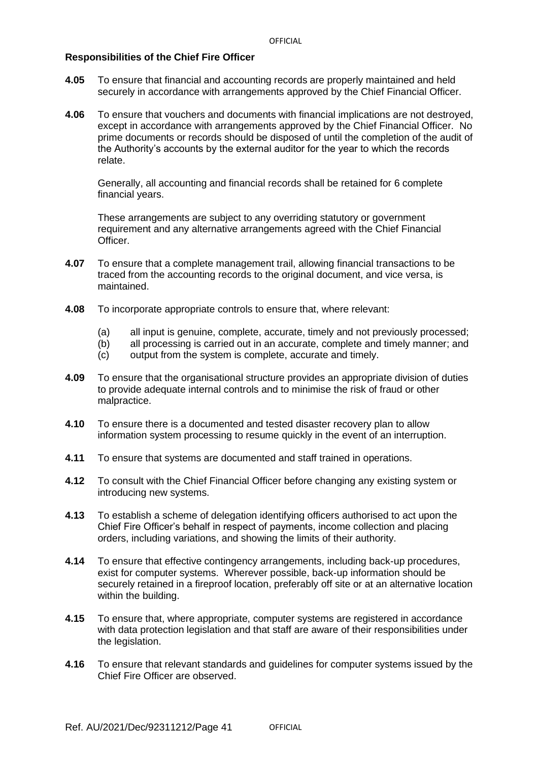**Responsibilities of the Chief Fire Officer**

**4.05** To ensure that financial and accounting records are properly maintained and held securely in accordance with arrangements approved by the Chief Financial Officer.

**4.06** To ensure that vouchers and documents with financial implications are not destroyed, except in accordance with arrangements approved by the Chief Financial Officer. No prime documents or records should be disposed of until the completion of the audit of the Authority's accounts by the external auditor for the year to which the records relate.

Generally, all accounting and financial records shall be retained for 6 complete financial years.

These arrangements are subject to any overriding statutory or government requirement and any alternative arrangements agreed with the Chief Financial Officer.

**4.07** To ensure that a complete management trail, allowing financial transactions to be traced from the accounting records to the original document, and vice versa, is maintained.

**4.08** To incorporate appropriate controls to ensure that, where relevant:

(a) all input is genuine, complete, accurate, timely and not previously processed;
(b) all processing is carried out in an accurate, complete and timely manner; and
(c) output from the system is complete, accurate and timely.

**4.09** To ensure that the organisational structure provides an appropriate division of duties to provide adequate internal controls and to minimise the risk of fraud or other malpractice.

**4.10** To ensure there is a documented and tested disaster recovery plan to allow information system processing to resume quickly in the event of an interruption.

**4.11** To ensure that systems are documented and staff trained in operations.

**4.12** To consult with the Chief Financial Officer before changing any existing system or introducing new systems.

**4.13** To establish a scheme of delegation identifying officers authorised to act upon the Chief Fire Officer's behalf in respect of payments, income collection and placing orders, including variations, and showing the limits of their authority.

**4.14** To ensure that effective contingency arrangements, including back-up procedures, exist for computer systems. Wherever possible, back-up information should be securely retained in a fireproof location, preferably off site or at an alternative location within the building.

**4.15** To ensure that, where appropriate, computer systems are registered in accordance with data protection legislation and that staff are aware of their responsibilities under the legislation.

**4.16** To ensure that relevant standards and guidelines for computer systems issued by the Chief Fire Officer are observed.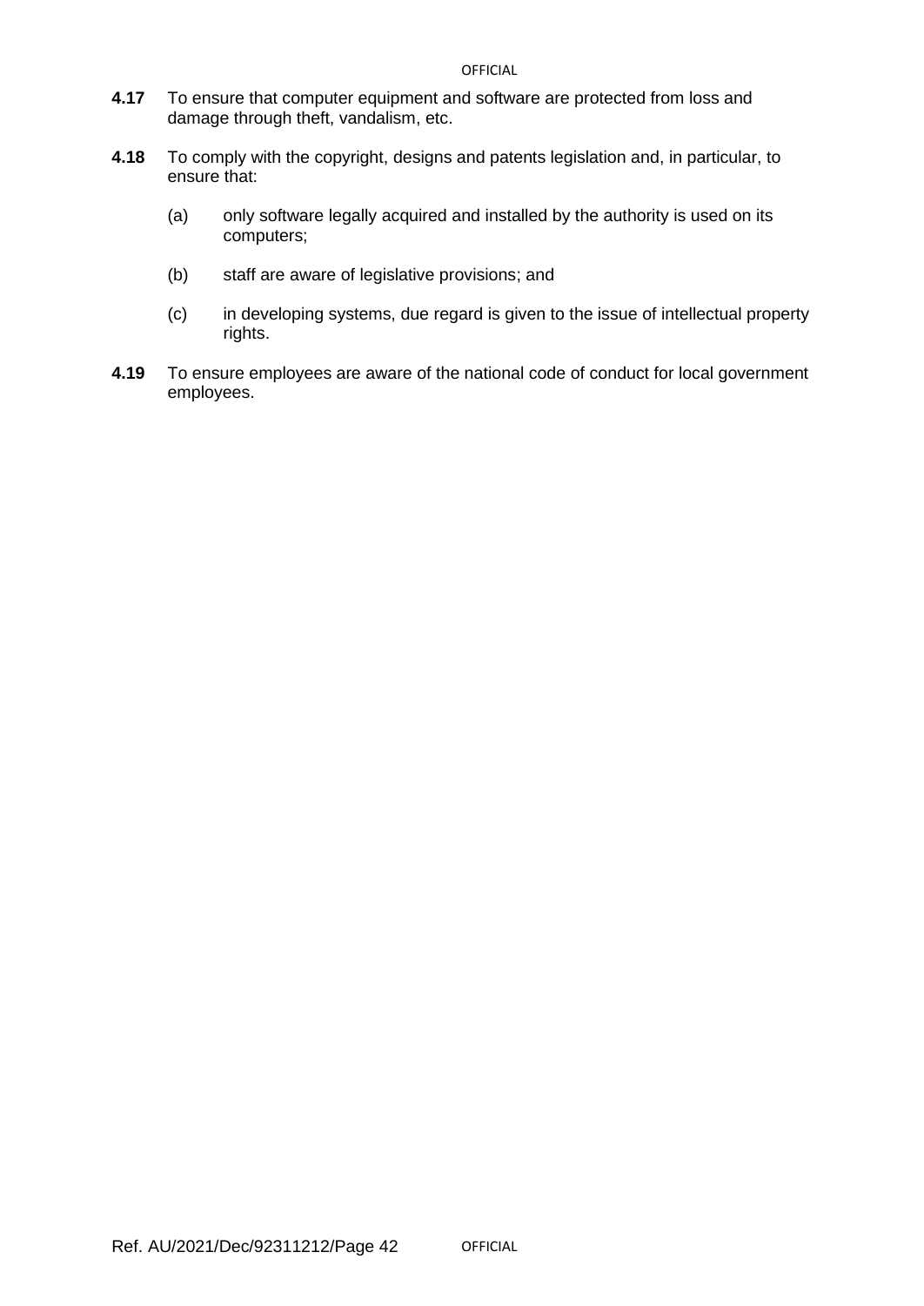**4.17** To ensure that computer equipment and software are protected from loss and damage through theft, vandalism, etc.

**4.18** To comply with the copyright, designs and patents legislation and, in particular, to ensure that:

(a) only software legally acquired and installed by the authority is used on its computers;

(b) staff are aware of legislative provisions; and

(c) in developing systems, due regard is given to the issue of intellectual property rights.

**4.19** To ensure employees are aware of the national code of conduct for local government employees.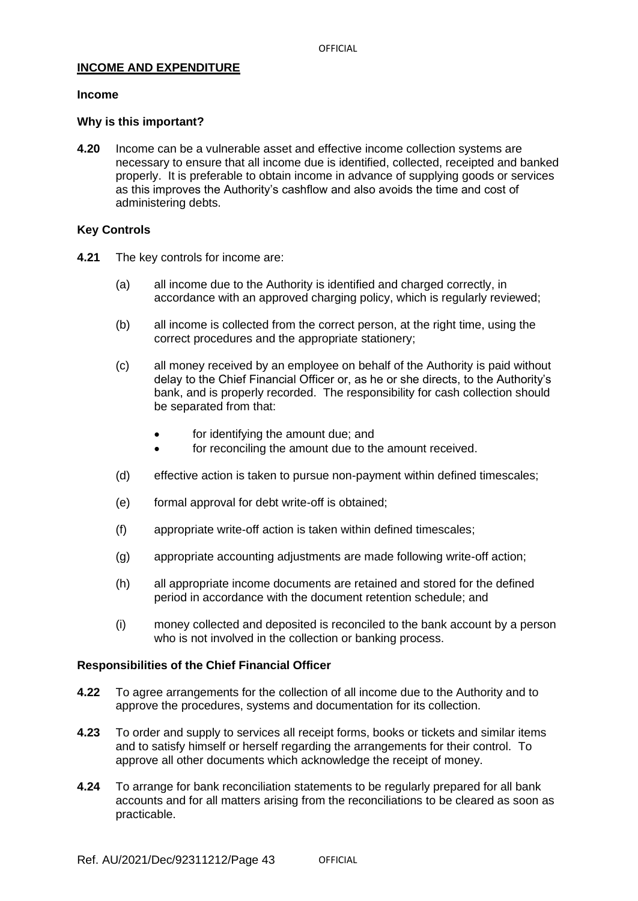## INCOME AND EXPENDITURE

### Income

### Why is this important?

**4.20** Income can be a vulnerable asset and effective income collection systems are necessary to ensure that all income due is identified, collected, receipted and banked properly. It is preferable to obtain income in advance of supplying goods or services as this improves the Authority's cashflow and also avoids the time and cost of administering debts.

### Key Controls

**4.21** The key controls for income are:

(a) all income due to the Authority is identified and charged correctly, in accordance with an approved charging policy, which is regularly reviewed;

(b) all income is collected from the correct person, at the right time, using the correct procedures and the appropriate stationery;

(c) all money received by an employee on behalf of the Authority is paid without delay to the Chief Financial Officer or, as he or she directs, to the Authority's bank, and is properly recorded. The responsibility for cash collection should be separated from that:

- for identifying the amount due; and
- for reconciling the amount due to the amount received.

(d) effective action is taken to pursue non-payment within defined timescales;

(e) formal approval for debt write-off is obtained;

(f) appropriate write-off action is taken within defined timescales;

(g) appropriate accounting adjustments are made following write-off action;

(h) all appropriate income documents are retained and stored for the defined period in accordance with the document retention schedule; and

(i) money collected and deposited is reconciled to the bank account by a person who is not involved in the collection or banking process.

### Responsibilities of the Chief Financial Officer

**4.22** To agree arrangements for the collection of all income due to the Authority and to approve the procedures, systems and documentation for its collection.

**4.23** To order and supply to services all receipt forms, books or tickets and similar items and to satisfy himself or herself regarding the arrangements for their control. To approve all other documents which acknowledge the receipt of money.

**4.24** To arrange for bank reconciliation statements to be regularly prepared for all bank accounts and for all matters arising from the reconciliations to be cleared as soon as practicable.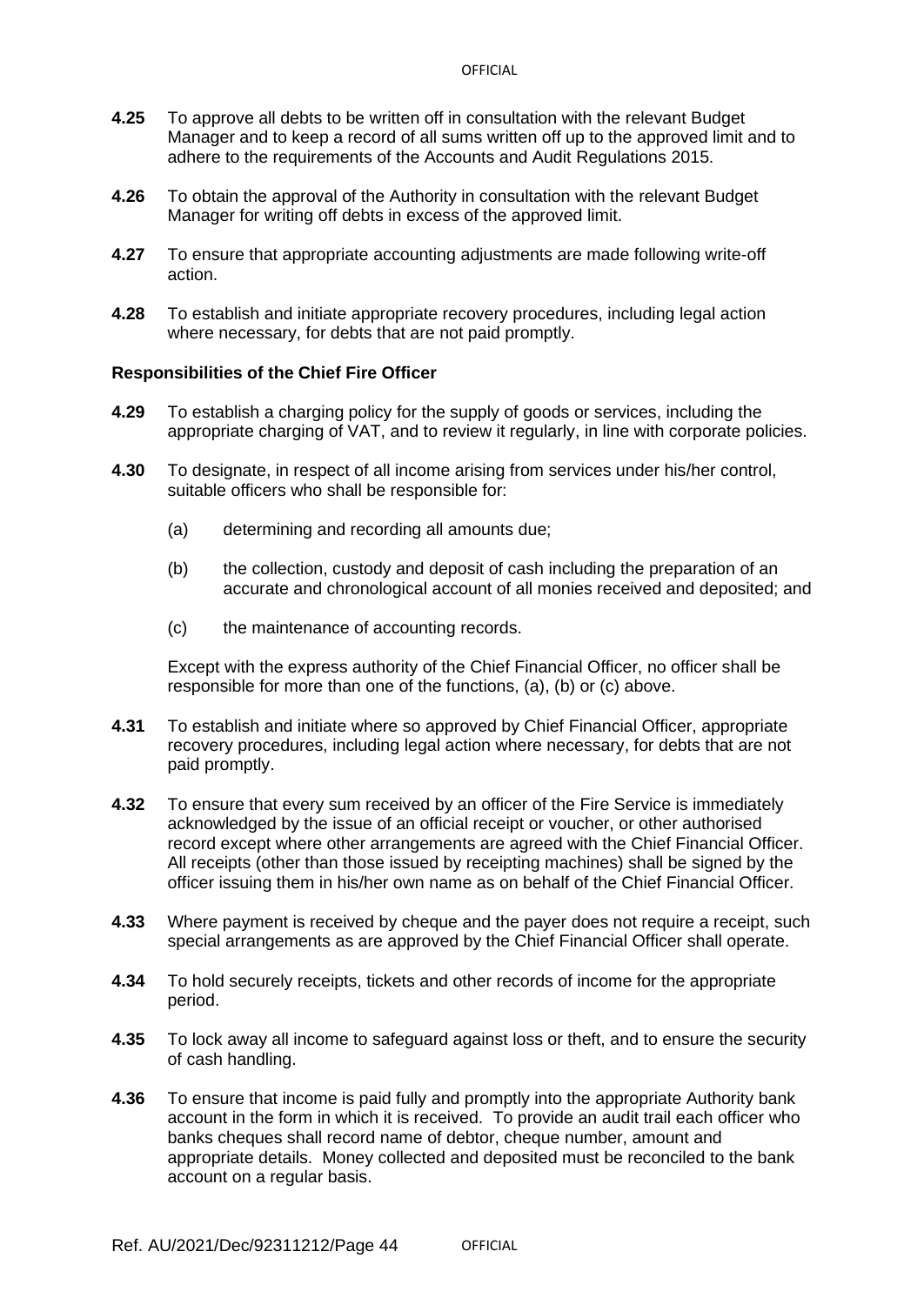**4.25** To approve all debts to be written off in consultation with the relevant Budget Manager and to keep a record of all sums written off up to the approved limit and to adhere to the requirements of the Accounts and Audit Regulations 2015.

**4.26** To obtain the approval of the Authority in consultation with the relevant Budget Manager for writing off debts in excess of the approved limit.

**4.27** To ensure that appropriate accounting adjustments are made following write-off action.

**4.28** To establish and initiate appropriate recovery procedures, including legal action where necessary, for debts that are not paid promptly.

**Responsibilities of the Chief Fire Officer**

**4.29** To establish a charging policy for the supply of goods or services, including the appropriate charging of VAT, and to review it regularly, in line with corporate policies.

**4.30** To designate, in respect of all income arising from services under his/her control, suitable officers who shall be responsible for:

(a) determining and recording all amounts due;

(b) the collection, custody and deposit of cash including the preparation of an accurate and chronological account of all monies received and deposited; and

(c) the maintenance of accounting records.

Except with the express authority of the Chief Financial Officer, no officer shall be responsible for more than one of the functions, (a), (b) or (c) above.

**4.31** To establish and initiate where so approved by Chief Financial Officer, appropriate recovery procedures, including legal action where necessary, for debts that are not paid promptly.

**4.32** To ensure that every sum received by an officer of the Fire Service is immediately acknowledged by the issue of an official receipt or voucher, or other authorised record except where other arrangements are agreed with the Chief Financial Officer. All receipts (other than those issued by receipting machines) shall be signed by the officer issuing them in his/her own name as on behalf of the Chief Financial Officer.

**4.33** Where payment is received by cheque and the payer does not require a receipt, such special arrangements as are approved by the Chief Financial Officer shall operate.

**4.34** To hold securely receipts, tickets and other records of income for the appropriate period.

**4.35** To lock away all income to safeguard against loss or theft, and to ensure the security of cash handling.

**4.36** To ensure that income is paid fully and promptly into the appropriate Authority bank account in the form in which it is received. To provide an audit trail each officer who banks cheques shall record name of debtor, cheque number, amount and appropriate details. Money collected and deposited must be reconciled to the bank account on a regular basis.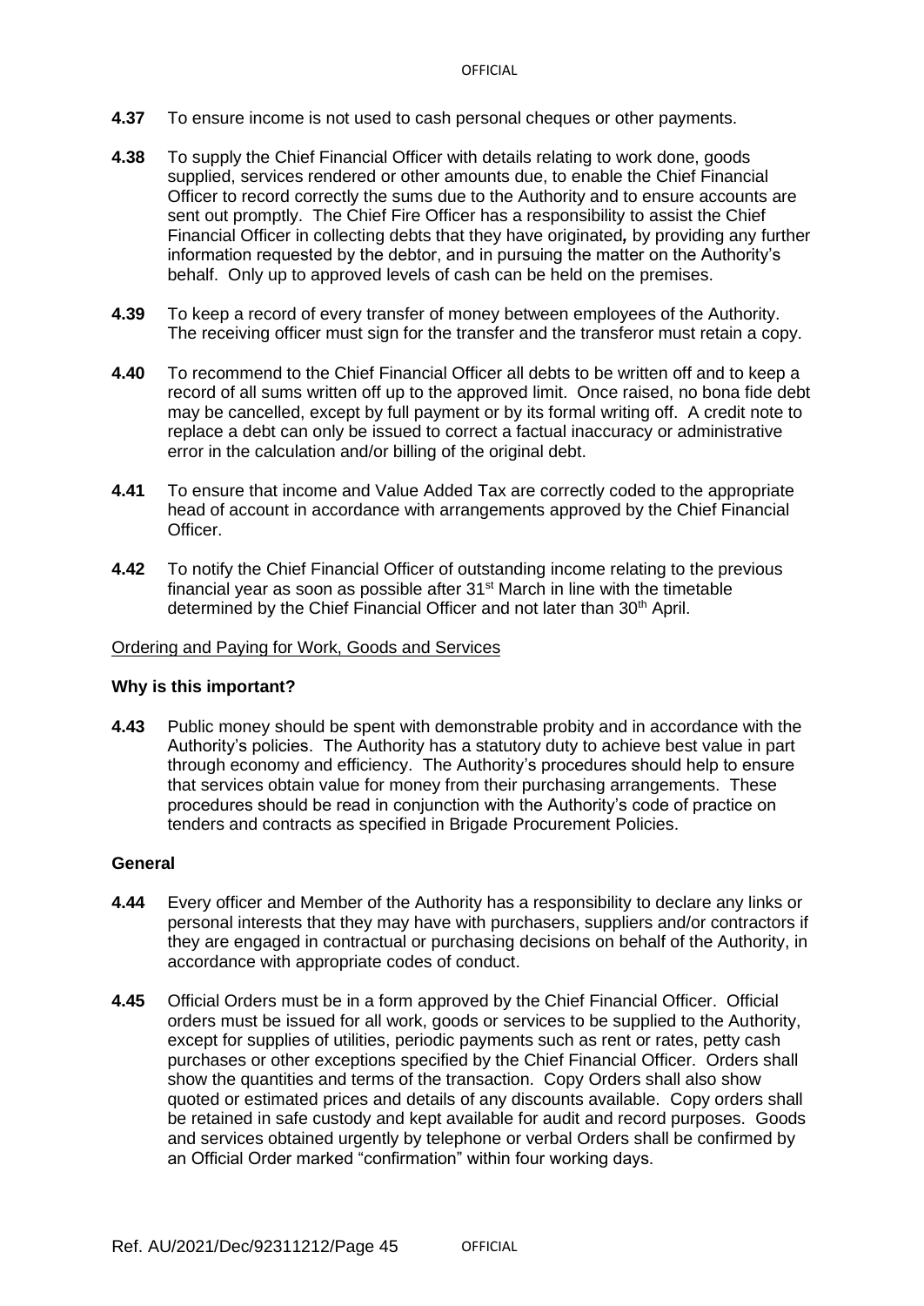**4.37** To ensure income is not used to cash personal cheques or other payments.

**4.38** To supply the Chief Financial Officer with details relating to work done, goods supplied, services rendered or other amounts due, to enable the Chief Financial Officer to record correctly the sums due to the Authority and to ensure accounts are sent out promptly. The Chief Fire Officer has a responsibility to assist the Chief Financial Officer in collecting debts that they have originated*,* by providing any further information requested by the debtor, and in pursuing the matter on the Authority's behalf. Only up to approved levels of cash can be held on the premises.

**4.39** To keep a record of every transfer of money between employees of the Authority. The receiving officer must sign for the transfer and the transferor must retain a copy.

**4.40** To recommend to the Chief Financial Officer all debts to be written off and to keep a record of all sums written off up to the approved limit. Once raised, no bona fide debt may be cancelled, except by full payment or by its formal writing off. A credit note to replace a debt can only be issued to correct a factual inaccuracy or administrative error in the calculation and/or billing of the original debt.

**4.41** To ensure that income and Value Added Tax are correctly coded to the appropriate head of account in accordance with arrangements approved by the Chief Financial Officer.

**4.42** To notify the Chief Financial Officer of outstanding income relating to the previous financial year as soon as possible after 31st March in line with the timetable determined by the Chief Financial Officer and not later than 30th April.

<u>Ordering and Paying for Work, Goods and Services</u>

**Why is this important?**

**4.43** Public money should be spent with demonstrable probity and in accordance with the Authority's policies. The Authority has a statutory duty to achieve best value in part through economy and efficiency. The Authority's procedures should help to ensure that services obtain value for money from their purchasing arrangements. These procedures should be read in conjunction with the Authority's code of practice on tenders and contracts as specified in Brigade Procurement Policies.

**General**

**4.44** Every officer and Member of the Authority has a responsibility to declare any links or personal interests that they may have with purchasers, suppliers and/or contractors if they are engaged in contractual or purchasing decisions on behalf of the Authority, in accordance with appropriate codes of conduct.

**4.45** Official Orders must be in a form approved by the Chief Financial Officer. Official orders must be issued for all work, goods or services to be supplied to the Authority, except for supplies of utilities, periodic payments such as rent or rates, petty cash purchases or other exceptions specified by the Chief Financial Officer. Orders shall show the quantities and terms of the transaction. Copy Orders shall also show quoted or estimated prices and details of any discounts available. Copy orders shall be retained in safe custody and kept available for audit and record purposes. Goods and services obtained urgently by telephone or verbal Orders shall be confirmed by an Official Order marked "confirmation" within four working days.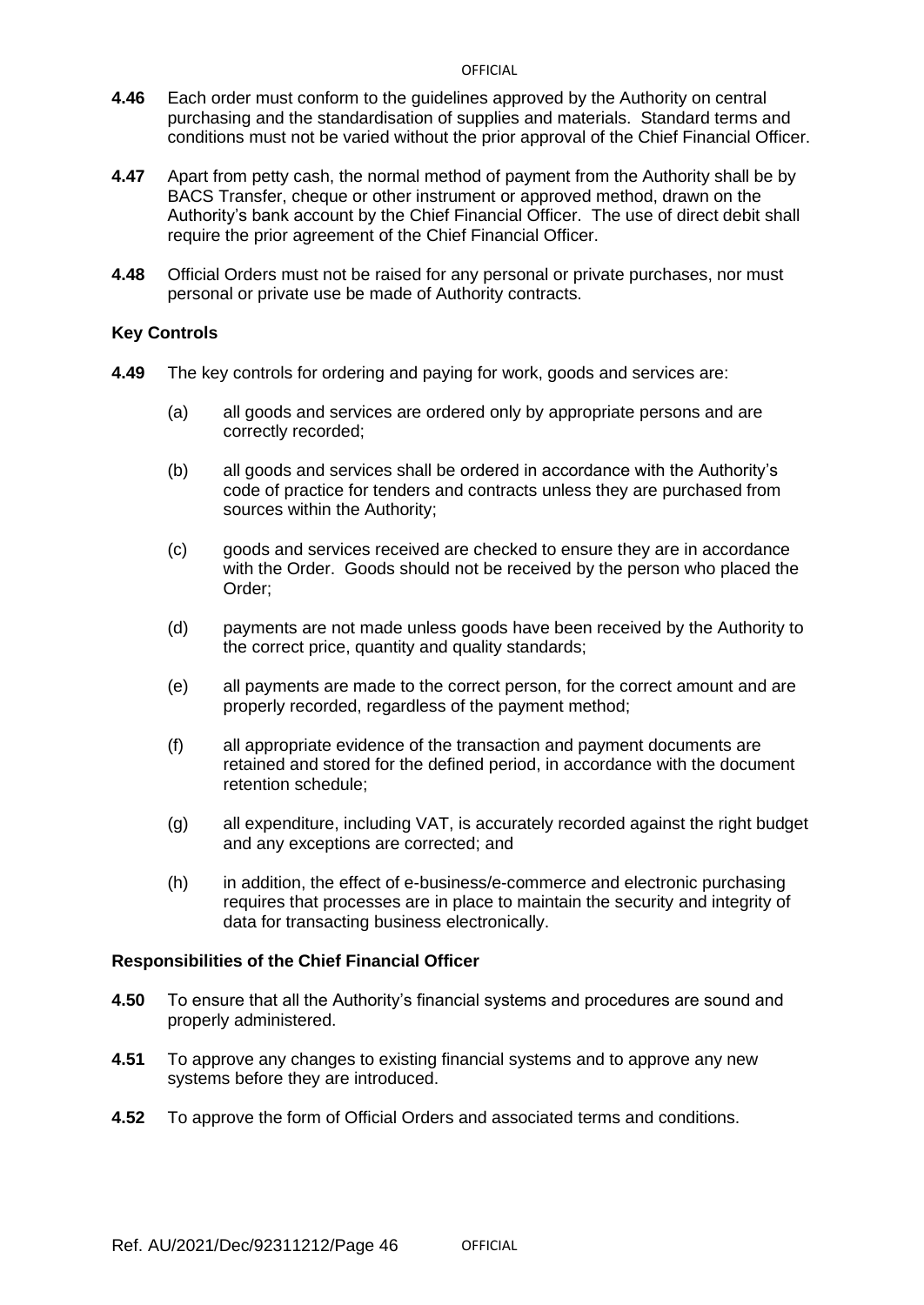**4.46** Each order must conform to the guidelines approved by the Authority on central purchasing and the standardisation of supplies and materials. Standard terms and conditions must not be varied without the prior approval of the Chief Financial Officer.

**4.47** Apart from petty cash, the normal method of payment from the Authority shall be by BACS Transfer, cheque or other instrument or approved method, drawn on the Authority's bank account by the Chief Financial Officer. The use of direct debit shall require the prior agreement of the Chief Financial Officer.

**4.48** Official Orders must not be raised for any personal or private purchases, nor must personal or private use be made of Authority contracts.

### Key Controls

**4.49** The key controls for ordering and paying for work, goods and services are:

(a) all goods and services are ordered only by appropriate persons and are correctly recorded;

(b) all goods and services shall be ordered in accordance with the Authority's code of practice for tenders and contracts unless they are purchased from sources within the Authority;

(c) goods and services received are checked to ensure they are in accordance with the Order. Goods should not be received by the person who placed the Order;

(d) payments are not made unless goods have been received by the Authority to the correct price, quantity and quality standards;

(e) all payments are made to the correct person, for the correct amount and are properly recorded, regardless of the payment method;

(f) all appropriate evidence of the transaction and payment documents are retained and stored for the defined period, in accordance with the document retention schedule;

(g) all expenditure, including VAT, is accurately recorded against the right budget and any exceptions are corrected; and

(h) in addition, the effect of e-business/e-commerce and electronic purchasing requires that processes are in place to maintain the security and integrity of data for transacting business electronically.

### Responsibilities of the Chief Financial Officer

**4.50** To ensure that all the Authority's financial systems and procedures are sound and properly administered.

**4.51** To approve any changes to existing financial systems and to approve any new systems before they are introduced.

**4.52** To approve the form of Official Orders and associated terms and conditions.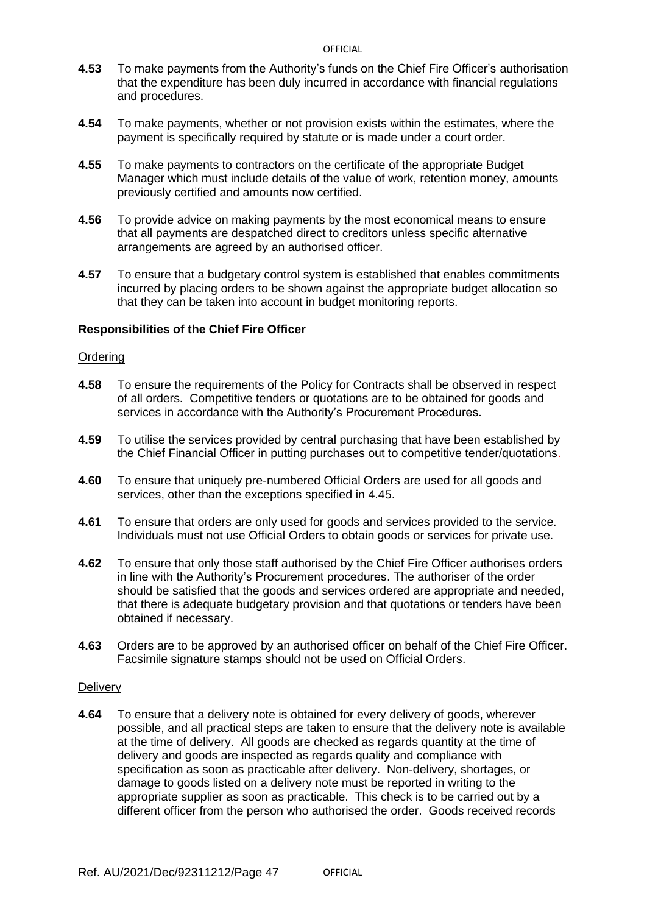**4.53** To make payments from the Authority's funds on the Chief Fire Officer's authorisation that the expenditure has been duly incurred in accordance with financial regulations and procedures.

**4.54** To make payments, whether or not provision exists within the estimates, where the payment is specifically required by statute or is made under a court order.

**4.55** To make payments to contractors on the certificate of the appropriate Budget Manager which must include details of the value of work, retention money, amounts previously certified and amounts now certified.

**4.56** To provide advice on making payments by the most economical means to ensure that all payments are despatched direct to creditors unless specific alternative arrangements are agreed by an authorised officer.

**4.57** To ensure that a budgetary control system is established that enables commitments incurred by placing orders to be shown against the appropriate budget allocation so that they can be taken into account in budget monitoring reports.

**Responsibilities of the Chief Fire Officer**

Ordering

**4.58** To ensure the requirements of the Policy for Contracts shall be observed in respect of all orders. Competitive tenders or quotations are to be obtained for goods and services in accordance with the Authority's Procurement Procedures.

**4.59** To utilise the services provided by central purchasing that have been established by the Chief Financial Officer in putting purchases out to competitive tender/quotations.

**4.60** To ensure that uniquely pre-numbered Official Orders are used for all goods and services, other than the exceptions specified in 4.45.

**4.61** To ensure that orders are only used for goods and services provided to the service. Individuals must not use Official Orders to obtain goods or services for private use.

**4.62** To ensure that only those staff authorised by the Chief Fire Officer authorises orders in line with the Authority's Procurement procedures. The authoriser of the order should be satisfied that the goods and services ordered are appropriate and needed, that there is adequate budgetary provision and that quotations or tenders have been obtained if necessary.

**4.63** Orders are to be approved by an authorised officer on behalf of the Chief Fire Officer. Facsimile signature stamps should not be used on Official Orders.

Delivery

**4.64** To ensure that a delivery note is obtained for every delivery of goods, wherever possible, and all practical steps are taken to ensure that the delivery note is available at the time of delivery. All goods are checked as regards quantity at the time of delivery and goods are inspected as regards quality and compliance with specification as soon as practicable after delivery. Non-delivery, shortages, or damage to goods listed on a delivery note must be reported in writing to the appropriate supplier as soon as practicable. This check is to be carried out by a different officer from the person who authorised the order. Goods received records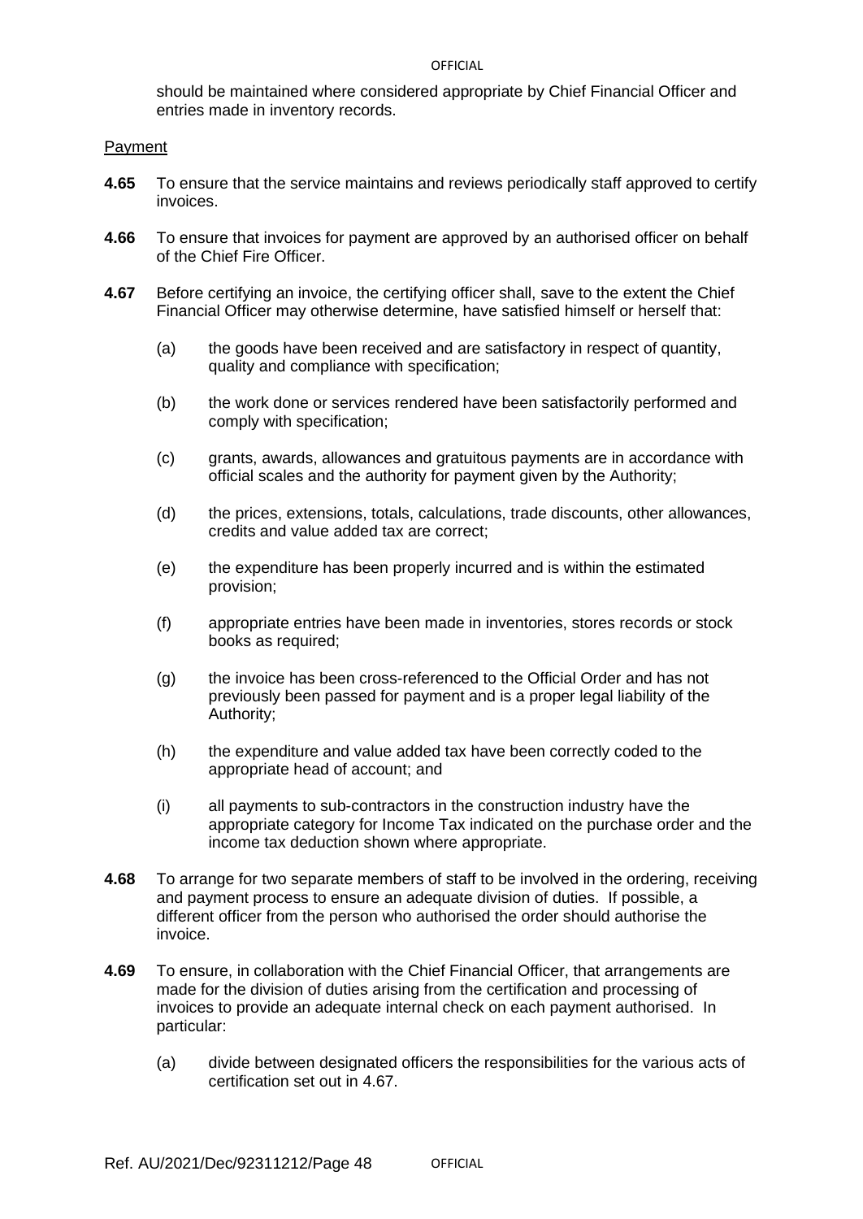should be maintained where considered appropriate by Chief Financial Officer and entries made in inventory records.

Payment

**4.65** To ensure that the service maintains and reviews periodically staff approved to certify invoices.

**4.66** To ensure that invoices for payment are approved by an authorised officer on behalf of the Chief Fire Officer.

**4.67** Before certifying an invoice, the certifying officer shall, save to the extent the Chief Financial Officer may otherwise determine, have satisfied himself or herself that:

(a) the goods have been received and are satisfactory in respect of quantity, quality and compliance with specification;

(b) the work done or services rendered have been satisfactorily performed and comply with specification;

(c) grants, awards, allowances and gratuitous payments are in accordance with official scales and the authority for payment given by the Authority;

(d) the prices, extensions, totals, calculations, trade discounts, other allowances, credits and value added tax are correct;

(e) the expenditure has been properly incurred and is within the estimated provision;

(f) appropriate entries have been made in inventories, stores records or stock books as required;

(g) the invoice has been cross-referenced to the Official Order and has not previously been passed for payment and is a proper legal liability of the Authority;

(h) the expenditure and value added tax have been correctly coded to the appropriate head of account; and

(i) all payments to sub-contractors in the construction industry have the appropriate category for Income Tax indicated on the purchase order and the income tax deduction shown where appropriate.

**4.68** To arrange for two separate members of staff to be involved in the ordering, receiving and payment process to ensure an adequate division of duties. If possible, a different officer from the person who authorised the order should authorise the invoice.

**4.69** To ensure, in collaboration with the Chief Financial Officer, that arrangements are made for the division of duties arising from the certification and processing of invoices to provide an adequate internal check on each payment authorised. In particular:

(a) divide between designated officers the responsibilities for the various acts of certification set out in 4.67.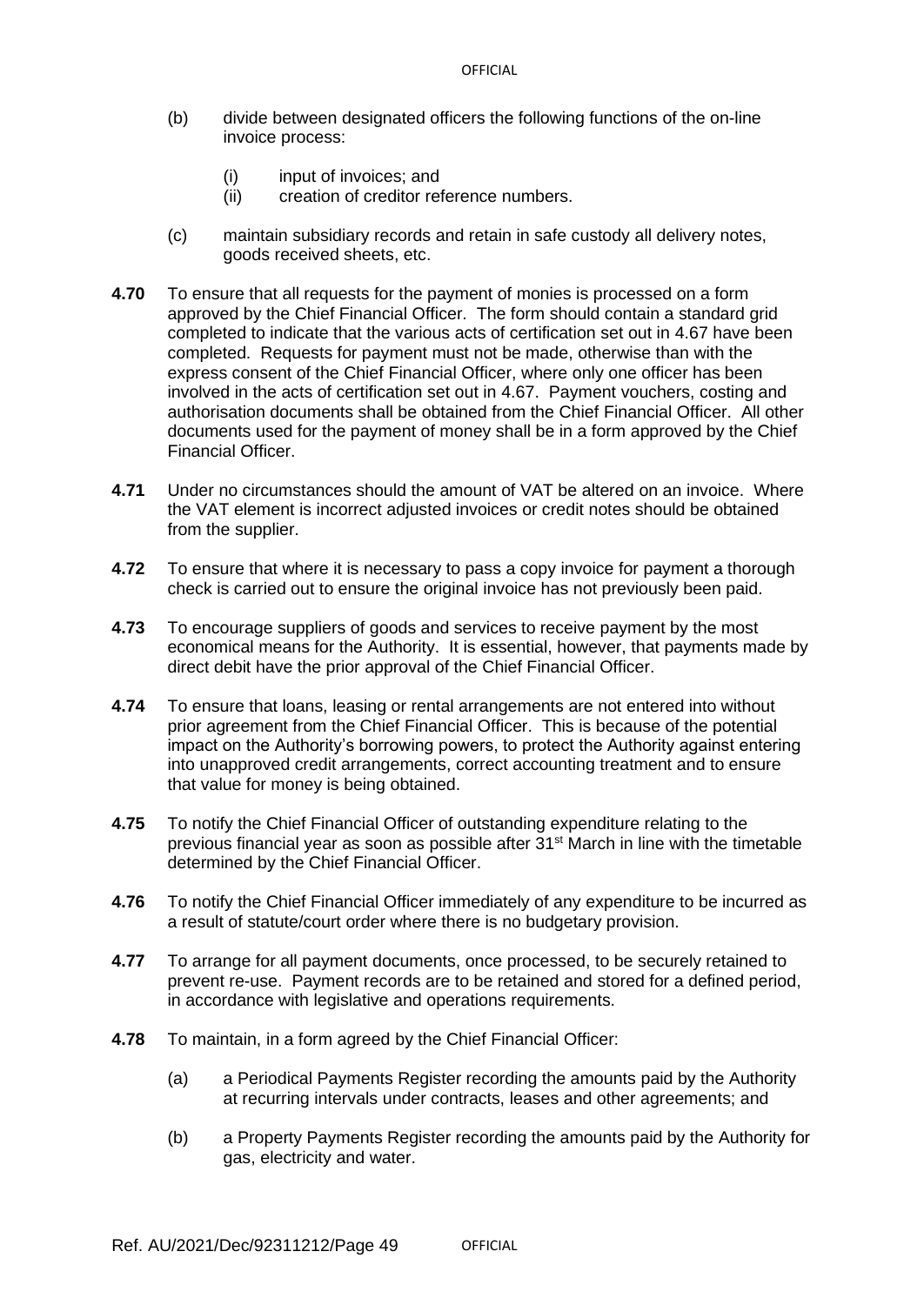(b) divide between designated officers the following functions of the on-line invoice process:

  (i) input of invoices; and
  (ii) creation of creditor reference numbers.

(c) maintain subsidiary records and retain in safe custody all delivery notes, goods received sheets, etc.

**4.70** To ensure that all requests for the payment of monies is processed on a form approved by the Chief Financial Officer. The form should contain a standard grid completed to indicate that the various acts of certification set out in 4.67 have been completed. Requests for payment must not be made, otherwise than with the express consent of the Chief Financial Officer, where only one officer has been involved in the acts of certification set out in 4.67. Payment vouchers, costing and authorisation documents shall be obtained from the Chief Financial Officer. All other documents used for the payment of money shall be in a form approved by the Chief Financial Officer.

**4.71** Under no circumstances should the amount of VAT be altered on an invoice. Where the VAT element is incorrect adjusted invoices or credit notes should be obtained from the supplier.

**4.72** To ensure that where it is necessary to pass a copy invoice for payment a thorough check is carried out to ensure the original invoice has not previously been paid.

**4.73** To encourage suppliers of goods and services to receive payment by the most economical means for the Authority. It is essential, however, that payments made by direct debit have the prior approval of the Chief Financial Officer.

**4.74** To ensure that loans, leasing or rental arrangements are not entered into without prior agreement from the Chief Financial Officer. This is because of the potential impact on the Authority's borrowing powers, to protect the Authority against entering into unapproved credit arrangements, correct accounting treatment and to ensure that value for money is being obtained.

**4.75** To notify the Chief Financial Officer of outstanding expenditure relating to the previous financial year as soon as possible after 31st March in line with the timetable determined by the Chief Financial Officer.

**4.76** To notify the Chief Financial Officer immediately of any expenditure to be incurred as a result of statute/court order where there is no budgetary provision.

**4.77** To arrange for all payment documents, once processed, to be securely retained to prevent re-use. Payment records are to be retained and stored for a defined period, in accordance with legislative and operations requirements.

**4.78** To maintain, in a form agreed by the Chief Financial Officer:

(a) a Periodical Payments Register recording the amounts paid by the Authority at recurring intervals under contracts, leases and other agreements; and

(b) a Property Payments Register recording the amounts paid by the Authority for gas, electricity and water.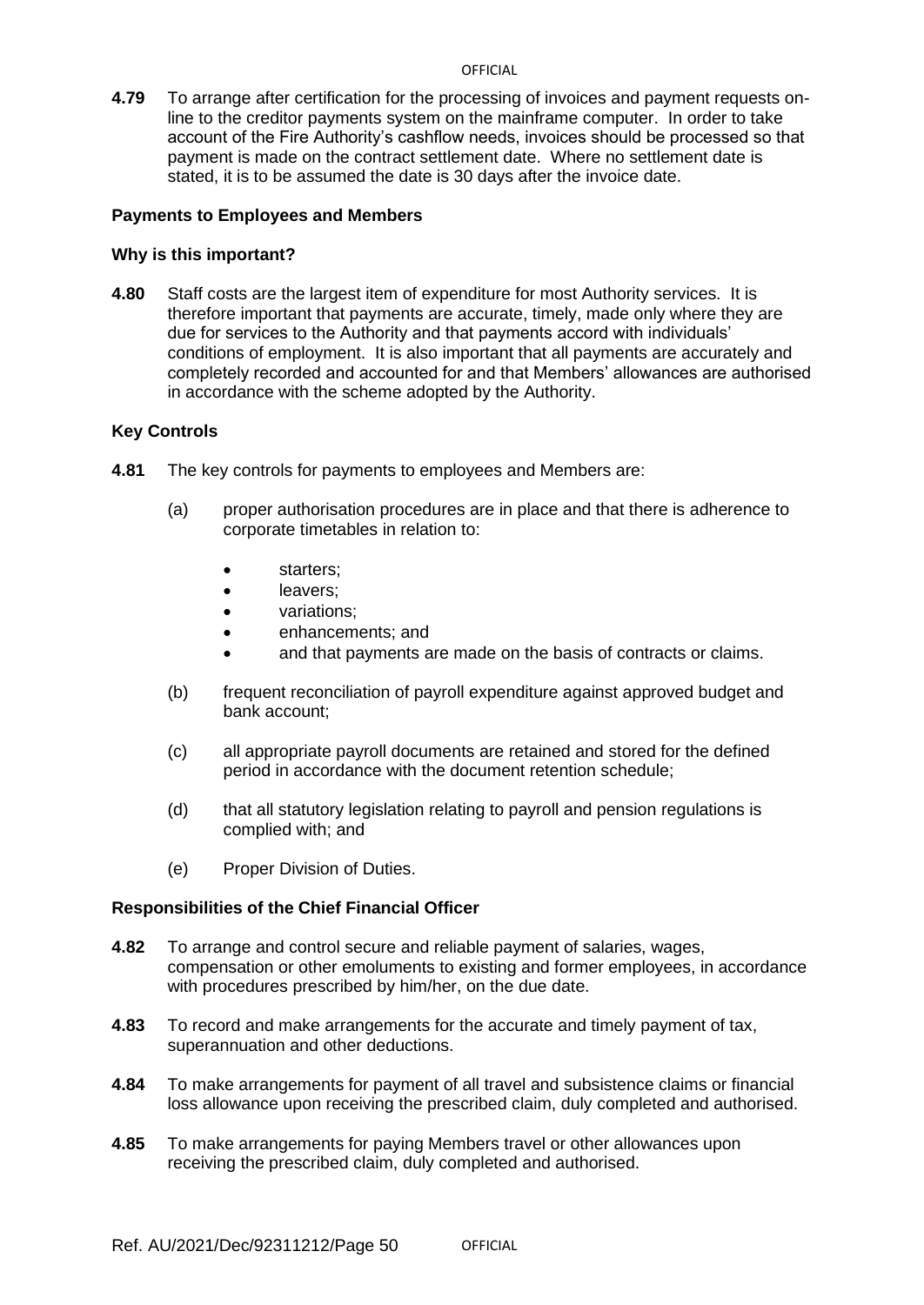**4.79** To arrange after certification for the processing of invoices and payment requests on-line to the creditor payments system on the mainframe computer. In order to take account of the Fire Authority's cashflow needs, invoices should be processed so that payment is made on the contract settlement date. Where no settlement date is stated, it is to be assumed the date is 30 days after the invoice date.

**Payments to Employees and Members**

**Why is this important?**

**4.80** Staff costs are the largest item of expenditure for most Authority services. It is therefore important that payments are accurate, timely, made only where they are due for services to the Authority and that payments accord with individuals' conditions of employment. It is also important that all payments are accurately and completely recorded and accounted for and that Members' allowances are authorised in accordance with the scheme adopted by the Authority.

**Key Controls**

**4.81** The key controls for payments to employees and Members are:

(a) proper authorisation procedures are in place and that there is adherence to corporate timetables in relation to:

- starters;
- leavers;
- variations;
- enhancements; and
- and that payments are made on the basis of contracts or claims.

(b) frequent reconciliation of payroll expenditure against approved budget and bank account;

(c) all appropriate payroll documents are retained and stored for the defined period in accordance with the document retention schedule;

(d) that all statutory legislation relating to payroll and pension regulations is complied with; and

(e) Proper Division of Duties.

**Responsibilities of the Chief Financial Officer**

**4.82** To arrange and control secure and reliable payment of salaries, wages, compensation or other emoluments to existing and former employees, in accordance with procedures prescribed by him/her, on the due date.

**4.83** To record and make arrangements for the accurate and timely payment of tax, superannuation and other deductions.

**4.84** To make arrangements for payment of all travel and subsistence claims or financial loss allowance upon receiving the prescribed claim, duly completed and authorised.

**4.85** To make arrangements for paying Members travel or other allowances upon receiving the prescribed claim, duly completed and authorised.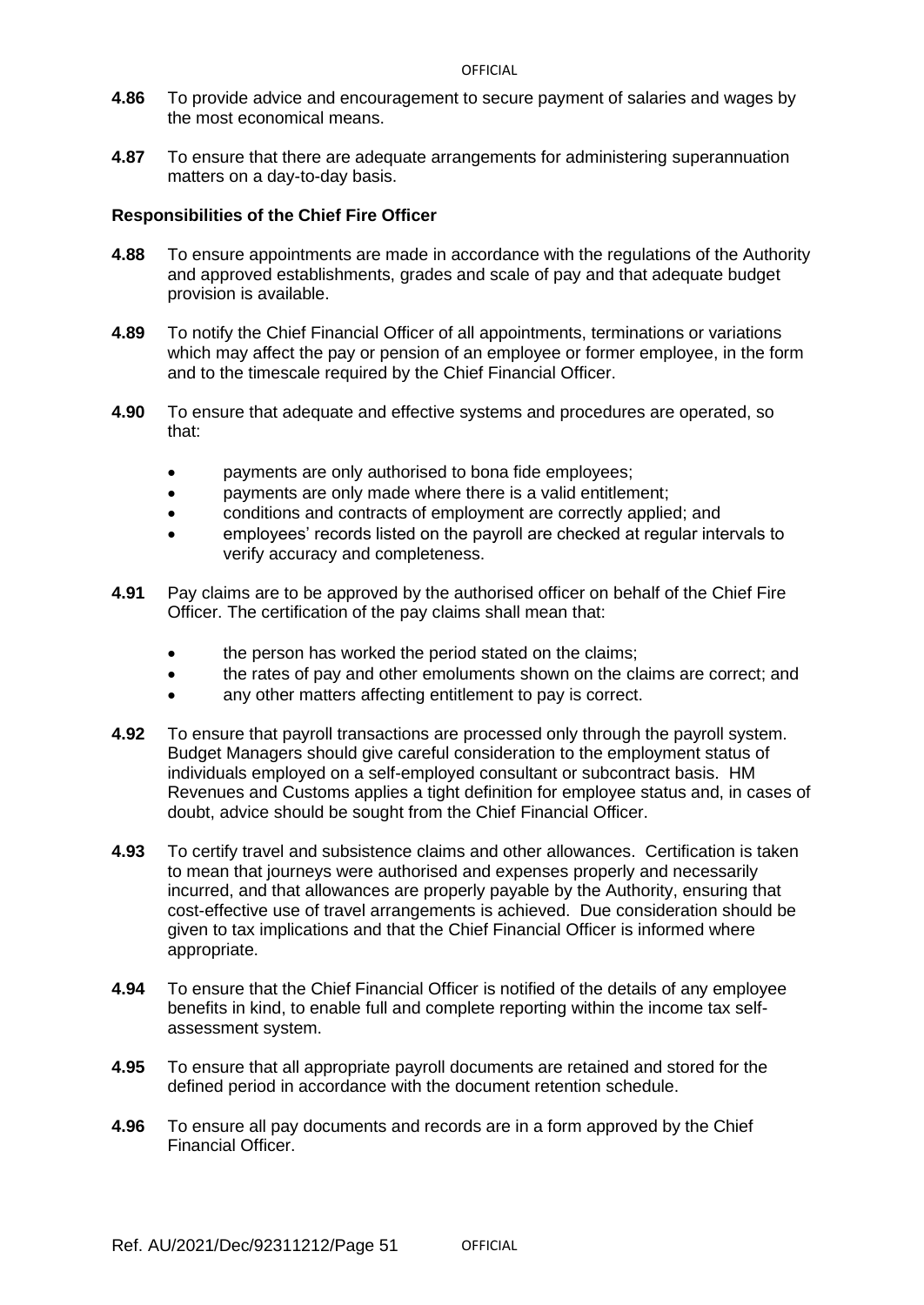**4.86** To provide advice and encouragement to secure payment of salaries and wages by the most economical means.

**4.87** To ensure that there are adequate arrangements for administering superannuation matters on a day-to-day basis.

**Responsibilities of the Chief Fire Officer**

**4.88** To ensure appointments are made in accordance with the regulations of the Authority and approved establishments, grades and scale of pay and that adequate budget provision is available.

**4.89** To notify the Chief Financial Officer of all appointments, terminations or variations which may affect the pay or pension of an employee or former employee, in the form and to the timescale required by the Chief Financial Officer.

**4.90** To ensure that adequate and effective systems and procedures are operated, so that:

- payments are only authorised to bona fide employees;
- payments are only made where there is a valid entitlement;
- conditions and contracts of employment are correctly applied; and
- employees' records listed on the payroll are checked at regular intervals to verify accuracy and completeness.

**4.91** Pay claims are to be approved by the authorised officer on behalf of the Chief Fire Officer. The certification of the pay claims shall mean that:

- the person has worked the period stated on the claims;
- the rates of pay and other emoluments shown on the claims are correct; and
- any other matters affecting entitlement to pay is correct.

**4.92** To ensure that payroll transactions are processed only through the payroll system. Budget Managers should give careful consideration to the employment status of individuals employed on a self-employed consultant or subcontract basis. HM Revenues and Customs applies a tight definition for employee status and, in cases of doubt, advice should be sought from the Chief Financial Officer.

**4.93** To certify travel and subsistence claims and other allowances. Certification is taken to mean that journeys were authorised and expenses properly and necessarily incurred, and that allowances are properly payable by the Authority, ensuring that cost-effective use of travel arrangements is achieved. Due consideration should be given to tax implications and that the Chief Financial Officer is informed where appropriate.

**4.94** To ensure that the Chief Financial Officer is notified of the details of any employee benefits in kind, to enable full and complete reporting within the income tax self-assessment system.

**4.95** To ensure that all appropriate payroll documents are retained and stored for the defined period in accordance with the document retention schedule.

**4.96** To ensure all pay documents and records are in a form approved by the Chief Financial Officer.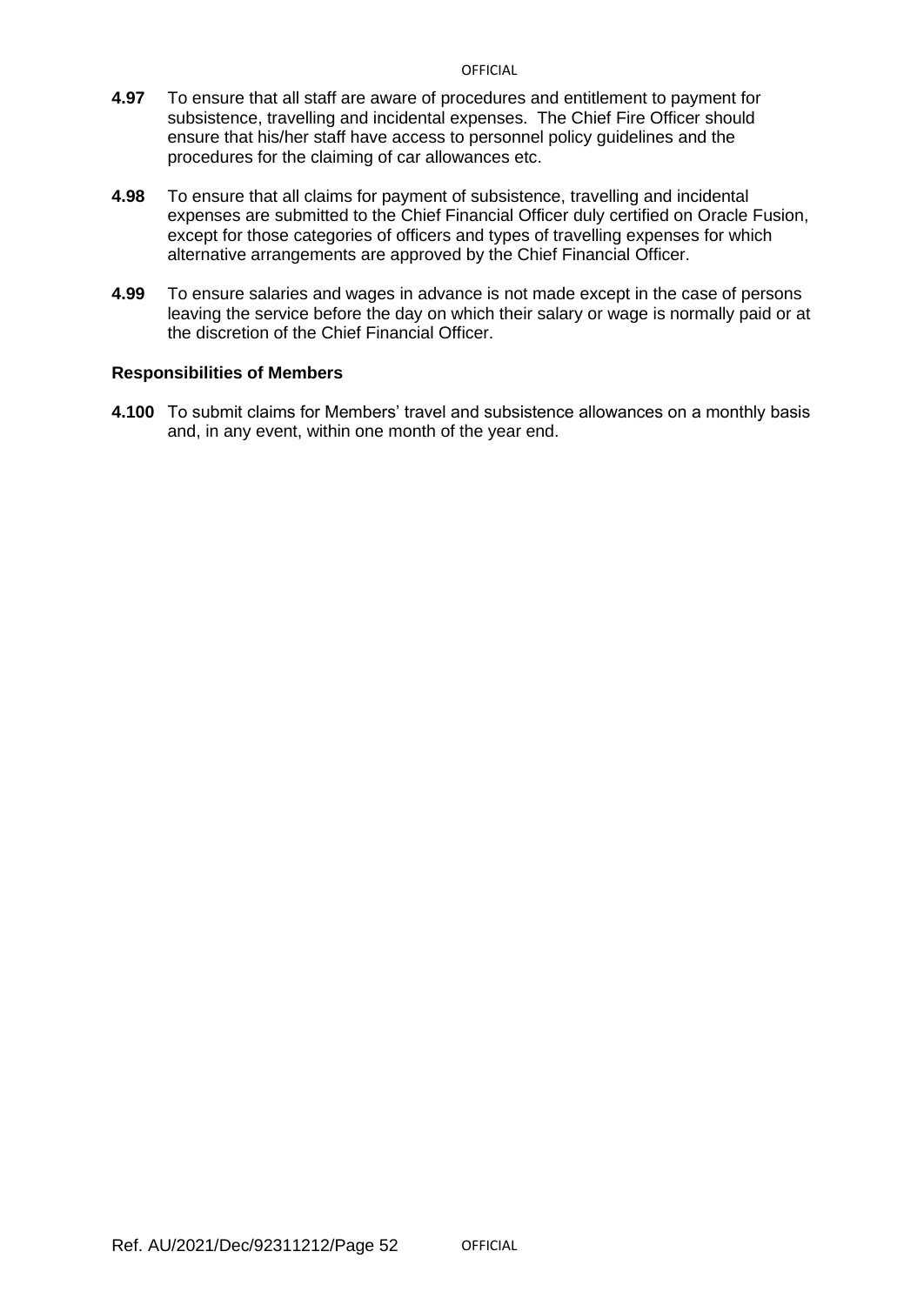**4.97** To ensure that all staff are aware of procedures and entitlement to payment for subsistence, travelling and incidental expenses. The Chief Fire Officer should ensure that his/her staff have access to personnel policy guidelines and the procedures for the claiming of car allowances etc.

**4.98** To ensure that all claims for payment of subsistence, travelling and incidental expenses are submitted to the Chief Financial Officer duly certified on Oracle Fusion, except for those categories of officers and types of travelling expenses for which alternative arrangements are approved by the Chief Financial Officer.

**4.99** To ensure salaries and wages in advance is not made except in the case of persons leaving the service before the day on which their salary or wage is normally paid or at the discretion of the Chief Financial Officer.

**Responsibilities of Members**

**4.100** To submit claims for Members' travel and subsistence allowances on a monthly basis and, in any event, within one month of the year end.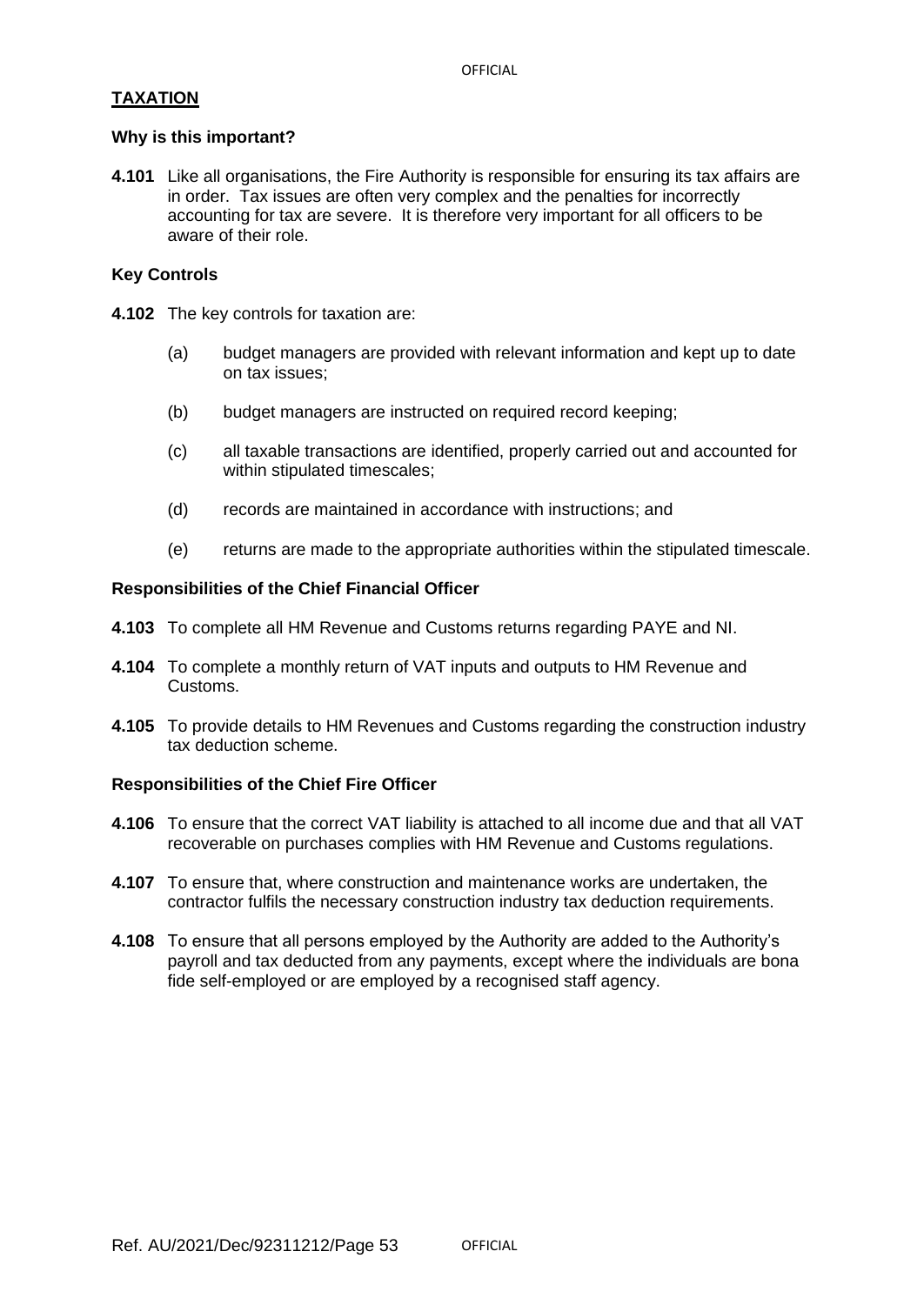## TAXATION

### Why is this important?

**4.101** Like all organisations, the Fire Authority is responsible for ensuring its tax affairs are in order. Tax issues are often very complex and the penalties for incorrectly accounting for tax are severe. It is therefore very important for all officers to be aware of their role.

### Key Controls

**4.102** The key controls for taxation are:

- (a) budget managers are provided with relevant information and kept up to date on tax issues;
- (b) budget managers are instructed on required record keeping;
- (c) all taxable transactions are identified, properly carried out and accounted for within stipulated timescales;
- (d) records are maintained in accordance with instructions; and
- (e) returns are made to the appropriate authorities within the stipulated timescale.

### Responsibilities of the Chief Financial Officer

**4.103** To complete all HM Revenue and Customs returns regarding PAYE and NI.

**4.104** To complete a monthly return of VAT inputs and outputs to HM Revenue and Customs.

**4.105** To provide details to HM Revenues and Customs regarding the construction industry tax deduction scheme.

### Responsibilities of the Chief Fire Officer

**4.106** To ensure that the correct VAT liability is attached to all income due and that all VAT recoverable on purchases complies with HM Revenue and Customs regulations.

**4.107** To ensure that, where construction and maintenance works are undertaken, the contractor fulfils the necessary construction industry tax deduction requirements.

**4.108** To ensure that all persons employed by the Authority are added to the Authority's payroll and tax deducted from any payments, except where the individuals are bona fide self-employed or are employed by a recognised staff agency.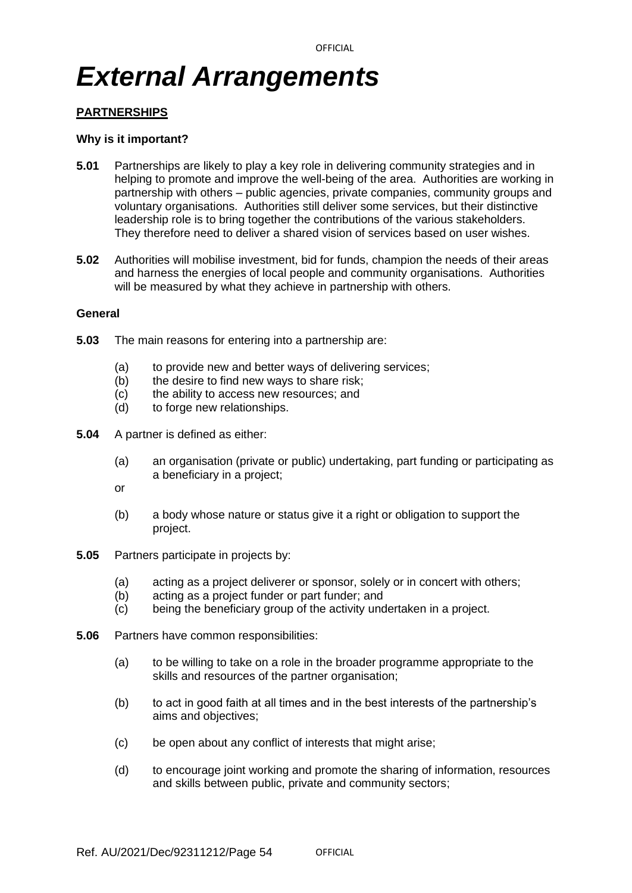# *External Arrangements*

## PARTNERSHIPS

### Why is it important?

**5.01** Partnerships are likely to play a key role in delivering community strategies and in helping to promote and improve the well-being of the area. Authorities are working in partnership with others – public agencies, private companies, community groups and voluntary organisations. Authorities still deliver some services, but their distinctive leadership role is to bring together the contributions of the various stakeholders. They therefore need to deliver a shared vision of services based on user wishes.

**5.02** Authorities will mobilise investment, bid for funds, champion the needs of their areas and harness the energies of local people and community organisations. Authorities will be measured by what they achieve in partnership with others.

### General

**5.03** The main reasons for entering into a partnership are:

- (a) to provide new and better ways of delivering services;
- (b) the desire to find new ways to share risk;
- (c) the ability to access new resources; and
- (d) to forge new relationships.

**5.04** A partner is defined as either:

- (a) an organisation (private or public) undertaking, part funding or participating as a beneficiary in a project;

or

- (b) a body whose nature or status give it a right or obligation to support the project.

**5.05** Partners participate in projects by:

- (a) acting as a project deliverer or sponsor, solely or in concert with others;
- (b) acting as a project funder or part funder; and
- (c) being the beneficiary group of the activity undertaken in a project.

**5.06** Partners have common responsibilities:

- (a) to be willing to take on a role in the broader programme appropriate to the skills and resources of the partner organisation;
- (b) to act in good faith at all times and in the best interests of the partnership's aims and objectives;
- (c) be open about any conflict of interests that might arise;
- (d) to encourage joint working and promote the sharing of information, resources and skills between public, private and community sectors;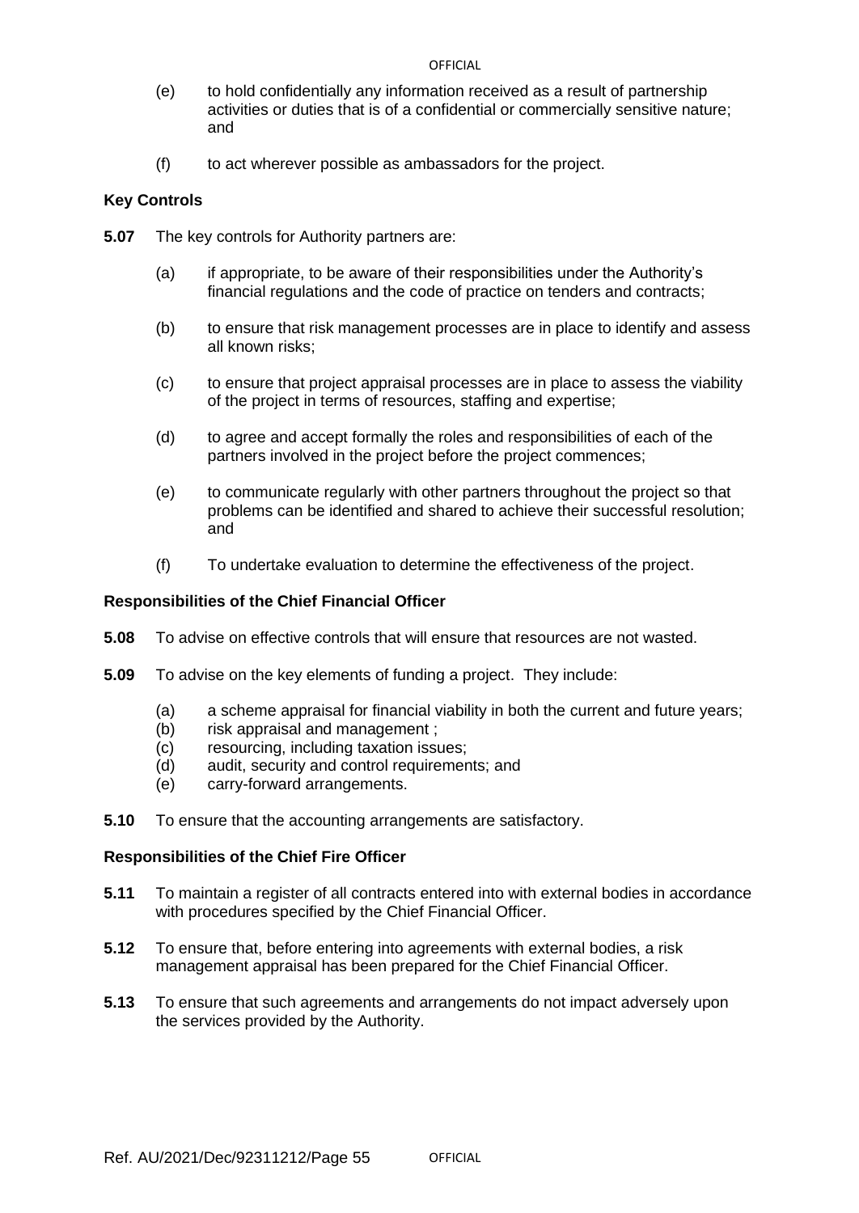(e) to hold confidentially any information received as a result of partnership activities or duties that is of a confidential or commercially sensitive nature; and

(f) to act wherever possible as ambassadors for the project.

**Key Controls**

**5.07** The key controls for Authority partners are:

(a) if appropriate, to be aware of their responsibilities under the Authority's financial regulations and the code of practice on tenders and contracts;

(b) to ensure that risk management processes are in place to identify and assess all known risks;

(c) to ensure that project appraisal processes are in place to assess the viability of the project in terms of resources, staffing and expertise;

(d) to agree and accept formally the roles and responsibilities of each of the partners involved in the project before the project commences;

(e) to communicate regularly with other partners throughout the project so that problems can be identified and shared to achieve their successful resolution; and

(f) To undertake evaluation to determine the effectiveness of the project.

**Responsibilities of the Chief Financial Officer**

**5.08** To advise on effective controls that will ensure that resources are not wasted.

**5.09** To advise on the key elements of funding a project. They include:

(a) a scheme appraisal for financial viability in both the current and future years;
(b) risk appraisal and management ;
(c) resourcing, including taxation issues;
(d) audit, security and control requirements; and
(e) carry-forward arrangements.

**5.10** To ensure that the accounting arrangements are satisfactory.

**Responsibilities of the Chief Fire Officer**

**5.11** To maintain a register of all contracts entered into with external bodies in accordance with procedures specified by the Chief Financial Officer.

**5.12** To ensure that, before entering into agreements with external bodies, a risk management appraisal has been prepared for the Chief Financial Officer.

**5.13** To ensure that such agreements and arrangements do not impact adversely upon the services provided by the Authority.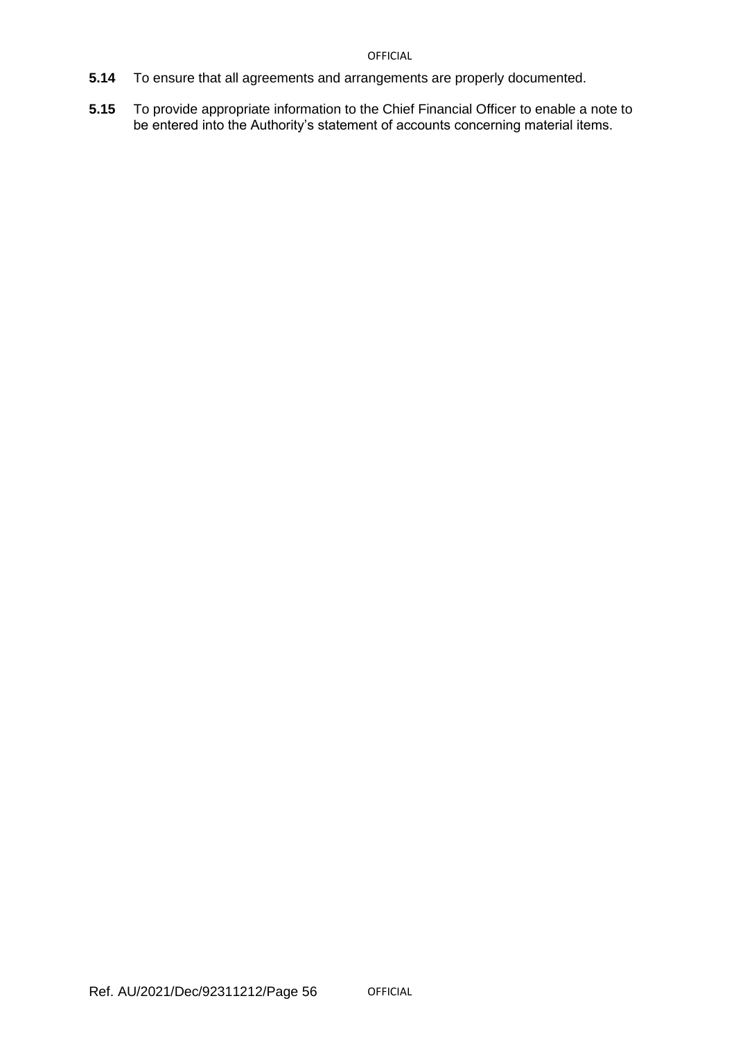**5.14** To ensure that all agreements and arrangements are properly documented.

**5.15** To provide appropriate information to the Chief Financial Officer to enable a note to be entered into the Authority's statement of accounts concerning material items.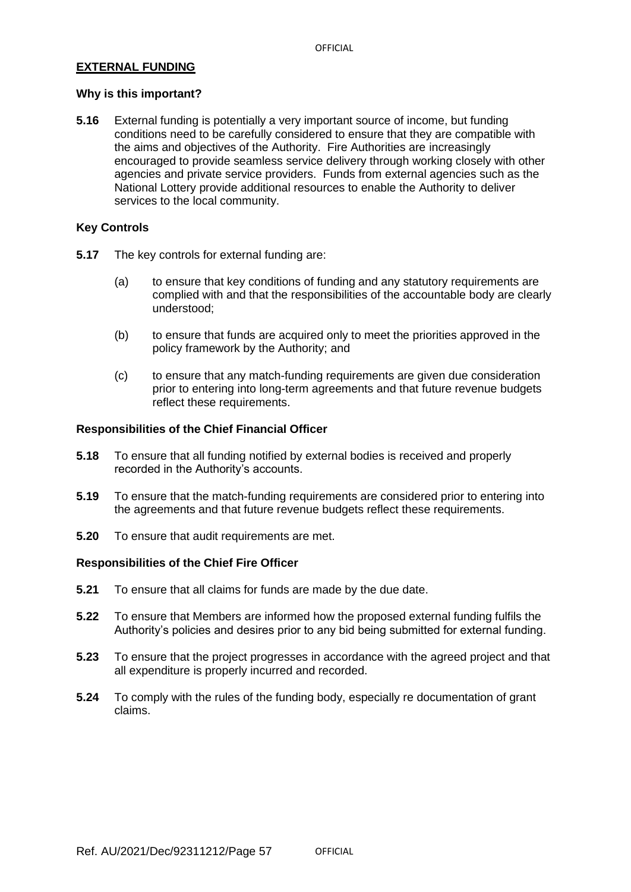## EXTERNAL FUNDING

### Why is this important?

**5.16** External funding is potentially a very important source of income, but funding conditions need to be carefully considered to ensure that they are compatible with the aims and objectives of the Authority. Fire Authorities are increasingly encouraged to provide seamless service delivery through working closely with other agencies and private service providers. Funds from external agencies such as the National Lottery provide additional resources to enable the Authority to deliver services to the local community.

### Key Controls

**5.17** The key controls for external funding are:

(a) to ensure that key conditions of funding and any statutory requirements are complied with and that the responsibilities of the accountable body are clearly understood;

(b) to ensure that funds are acquired only to meet the priorities approved in the policy framework by the Authority; and

(c) to ensure that any match-funding requirements are given due consideration prior to entering into long-term agreements and that future revenue budgets reflect these requirements.

### Responsibilities of the Chief Financial Officer

**5.18** To ensure that all funding notified by external bodies is received and properly recorded in the Authority's accounts.

**5.19** To ensure that the match-funding requirements are considered prior to entering into the agreements and that future revenue budgets reflect these requirements.

**5.20** To ensure that audit requirements are met.

### Responsibilities of the Chief Fire Officer

**5.21** To ensure that all claims for funds are made by the due date.

**5.22** To ensure that Members are informed how the proposed external funding fulfils the Authority's policies and desires prior to any bid being submitted for external funding.

**5.23** To ensure that the project progresses in accordance with the agreed project and that all expenditure is properly incurred and recorded.

**5.24** To comply with the rules of the funding body, especially re documentation of grant claims.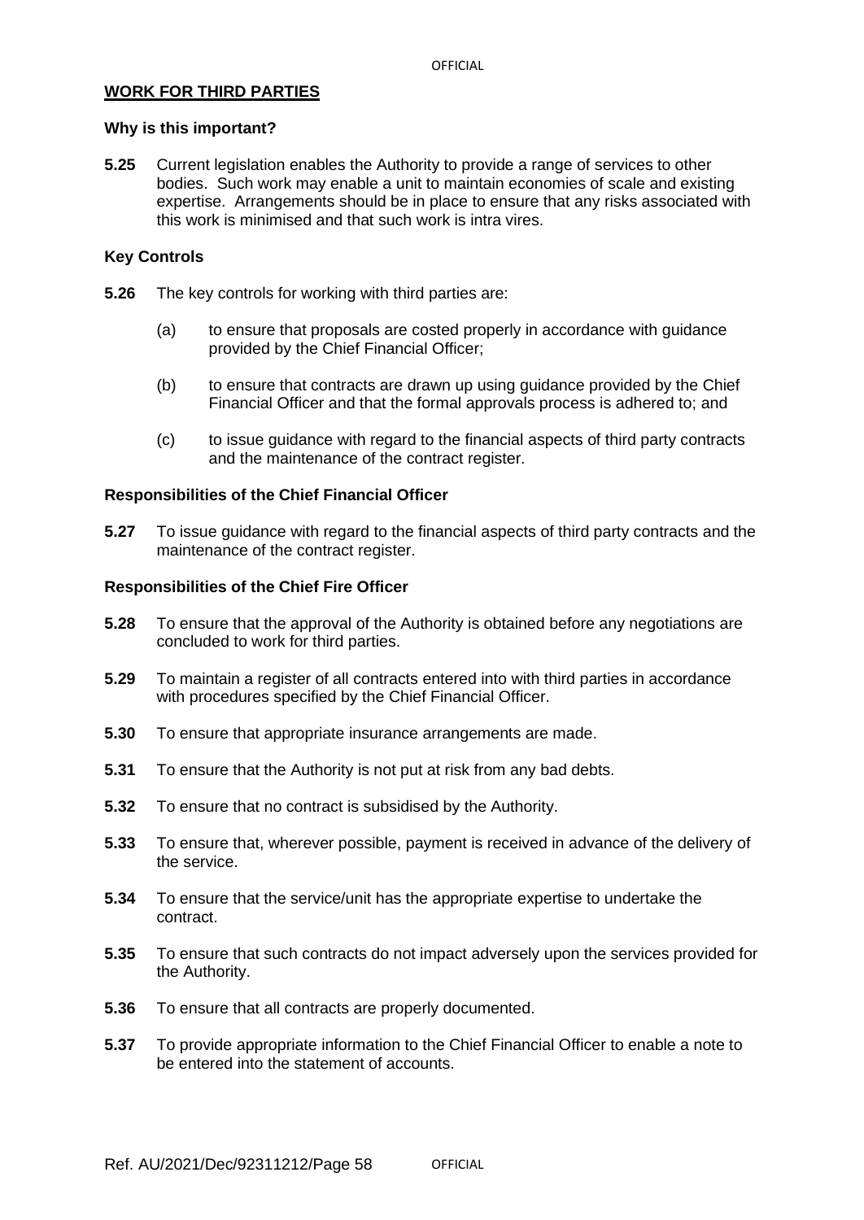## WORK FOR THIRD PARTIES

### Why is this important?

**5.25** Current legislation enables the Authority to provide a range of services to other bodies. Such work may enable a unit to maintain economies of scale and existing expertise. Arrangements should be in place to ensure that any risks associated with this work is minimised and that such work is intra vires.

### Key Controls

**5.26** The key controls for working with third parties are:

(a) to ensure that proposals are costed properly in accordance with guidance provided by the Chief Financial Officer;

(b) to ensure that contracts are drawn up using guidance provided by the Chief Financial Officer and that the formal approvals process is adhered to; and

(c) to issue guidance with regard to the financial aspects of third party contracts and the maintenance of the contract register.

### Responsibilities of the Chief Financial Officer

**5.27** To issue guidance with regard to the financial aspects of third party contracts and the maintenance of the contract register.

### Responsibilities of the Chief Fire Officer

**5.28** To ensure that the approval of the Authority is obtained before any negotiations are concluded to work for third parties.

**5.29** To maintain a register of all contracts entered into with third parties in accordance with procedures specified by the Chief Financial Officer.

**5.30** To ensure that appropriate insurance arrangements are made.

**5.31** To ensure that the Authority is not put at risk from any bad debts.

**5.32** To ensure that no contract is subsidised by the Authority.

**5.33** To ensure that, wherever possible, payment is received in advance of the delivery of the service.

**5.34** To ensure that the service/unit has the appropriate expertise to undertake the contract.

**5.35** To ensure that such contracts do not impact adversely upon the services provided for the Authority.

**5.36** To ensure that all contracts are properly documented.

**5.37** To provide appropriate information to the Chief Financial Officer to enable a note to be entered into the statement of accounts.